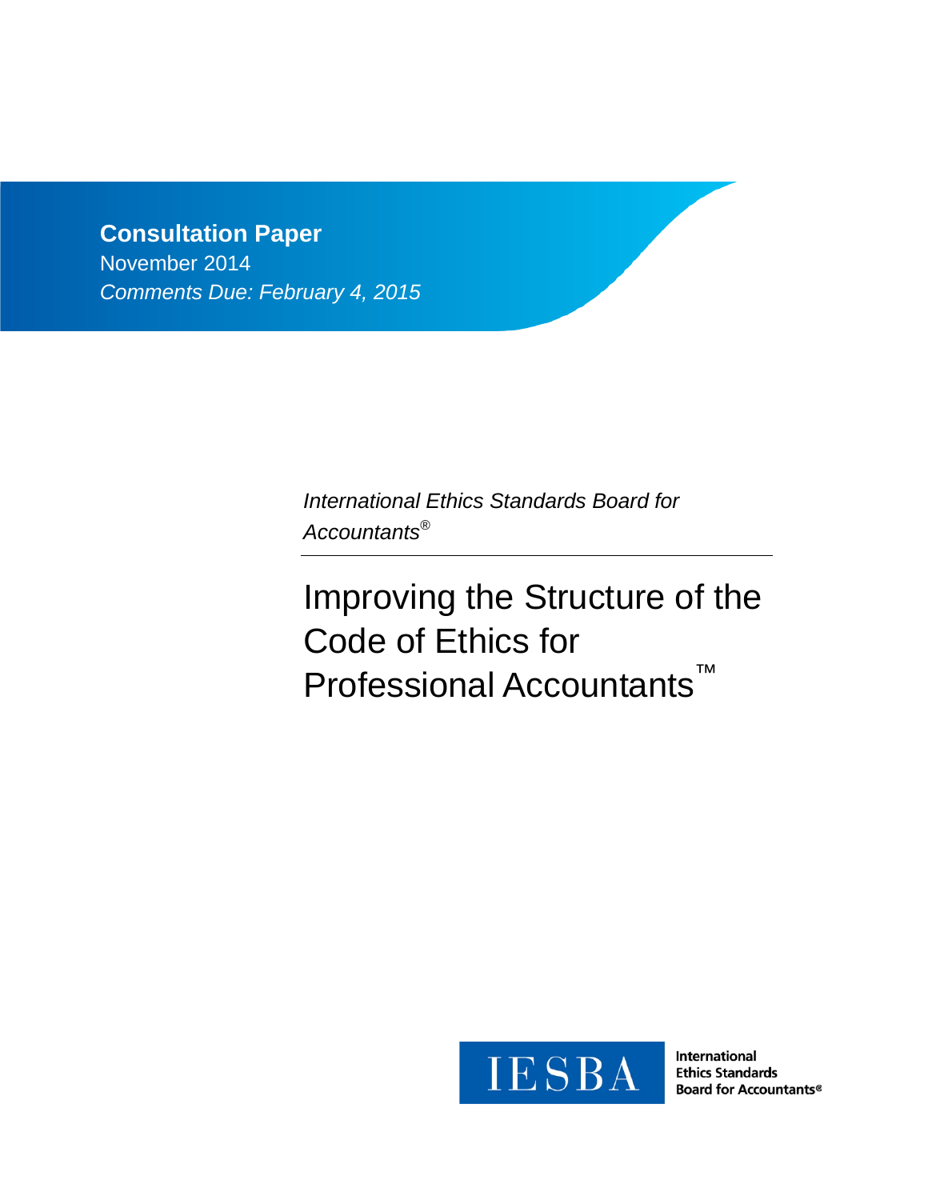**Consultation Paper**
November 2014
*Comments Due: February 4, 2015*

*International Ethics Standards Board for Accountants®*

# Improving the Structure of the Code of Ethics for Professional Accountants™

IESBA

International Ethics Standards Board for Accountants®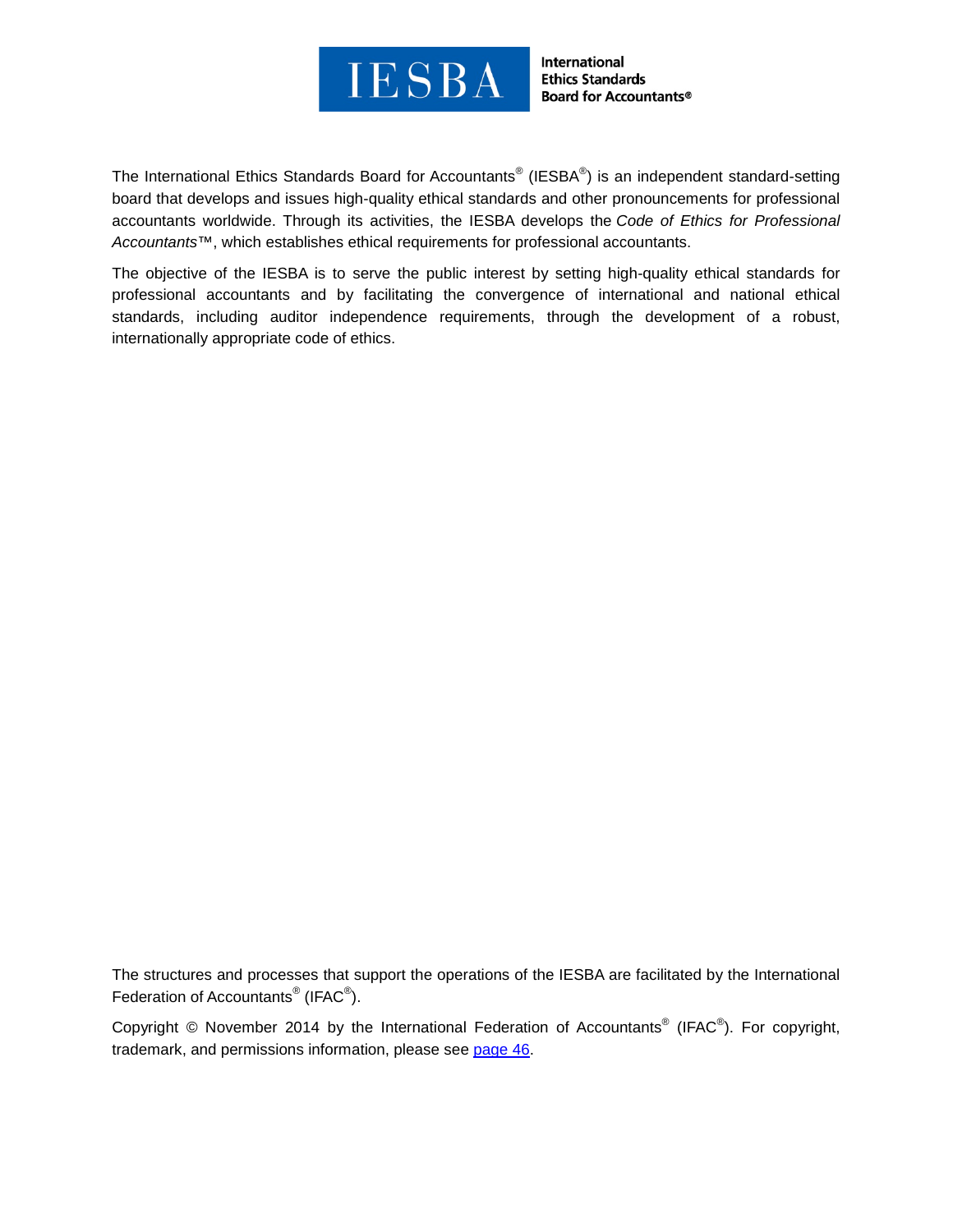International Ethics Standards Board for Accountants®

The International Ethics Standards Board for Accountants® (IESBA®) is an independent standard-setting board that develops and issues high-quality ethical standards and other pronouncements for professional accountants worldwide. Through its activities, the IESBA develops the *Code of Ethics for Professional Accountants*™, which establishes ethical requirements for professional accountants.

The objective of the IESBA is to serve the public interest by setting high-quality ethical standards for professional accountants and by facilitating the convergence of international and national ethical standards, including auditor independence requirements, through the development of a robust, internationally appropriate code of ethics.

The structures and processes that support the operations of the IESBA are facilitated by the International Federation of Accountants® (IFAC®).

Copyright © November 2014 by the International Federation of Accountants® (IFAC®). For copyright, trademark, and permissions information, please see page 46.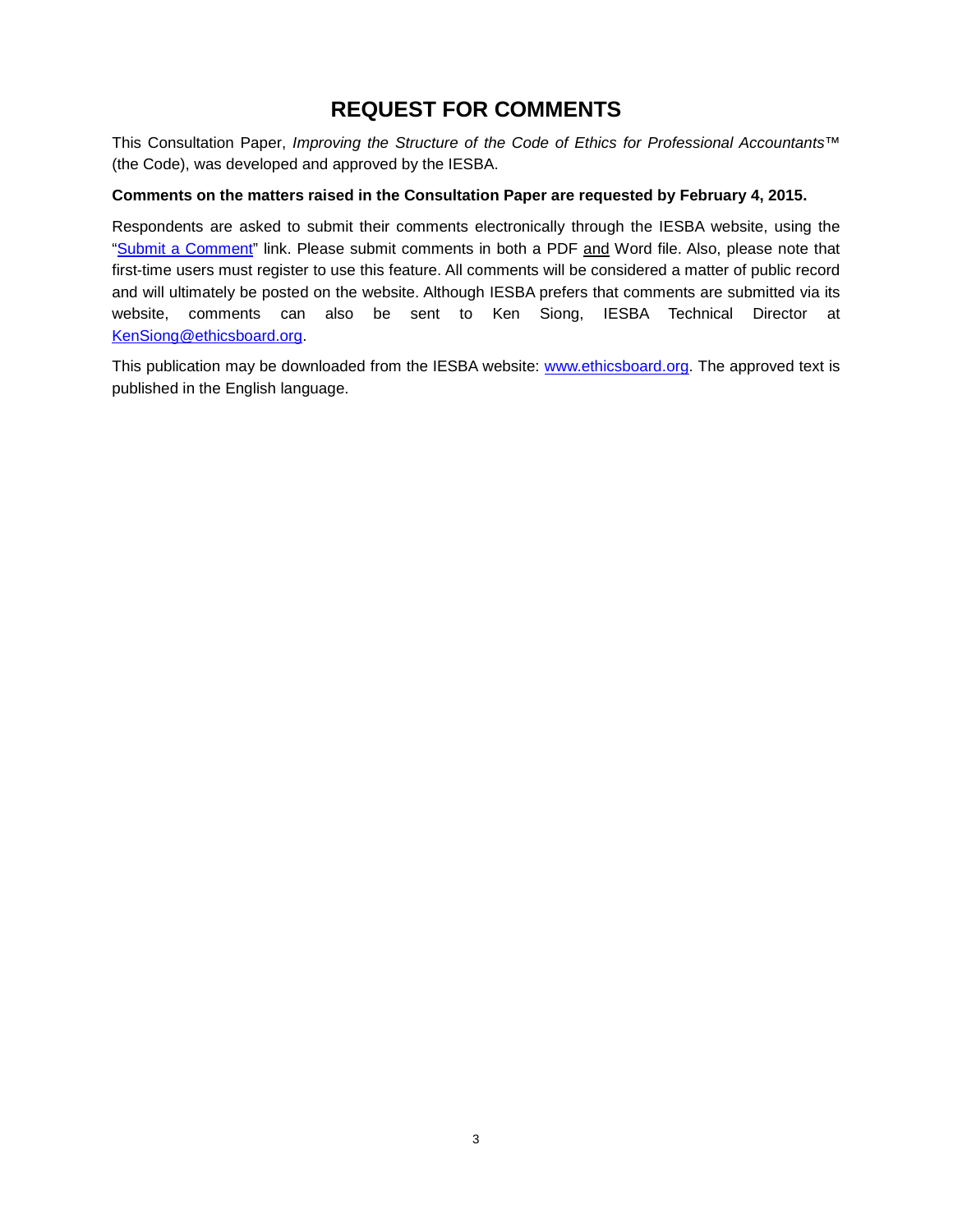# REQUEST FOR COMMENTS

This Consultation Paper, *Improving the Structure of the Code of Ethics for Professional Accountants™* (the Code), was developed and approved by the IESBA.

**Comments on the matters raised in the Consultation Paper are requested by February 4, 2015.**

Respondents are asked to submit their comments electronically through the IESBA website, using the "[Submit a Comment]" link. Please submit comments in both a PDF and Word file. Also, please note that first-time users must register to use this feature. All comments will be considered a matter of public record and will ultimately be posted on the website. Although IESBA prefers that comments are submitted via its website, comments can also be sent to Ken Siong, IESBA Technical Director at KenSiong@ethicsboard.org.

This publication may be downloaded from the IESBA website: www.ethicsboard.org. The approved text is published in the English language.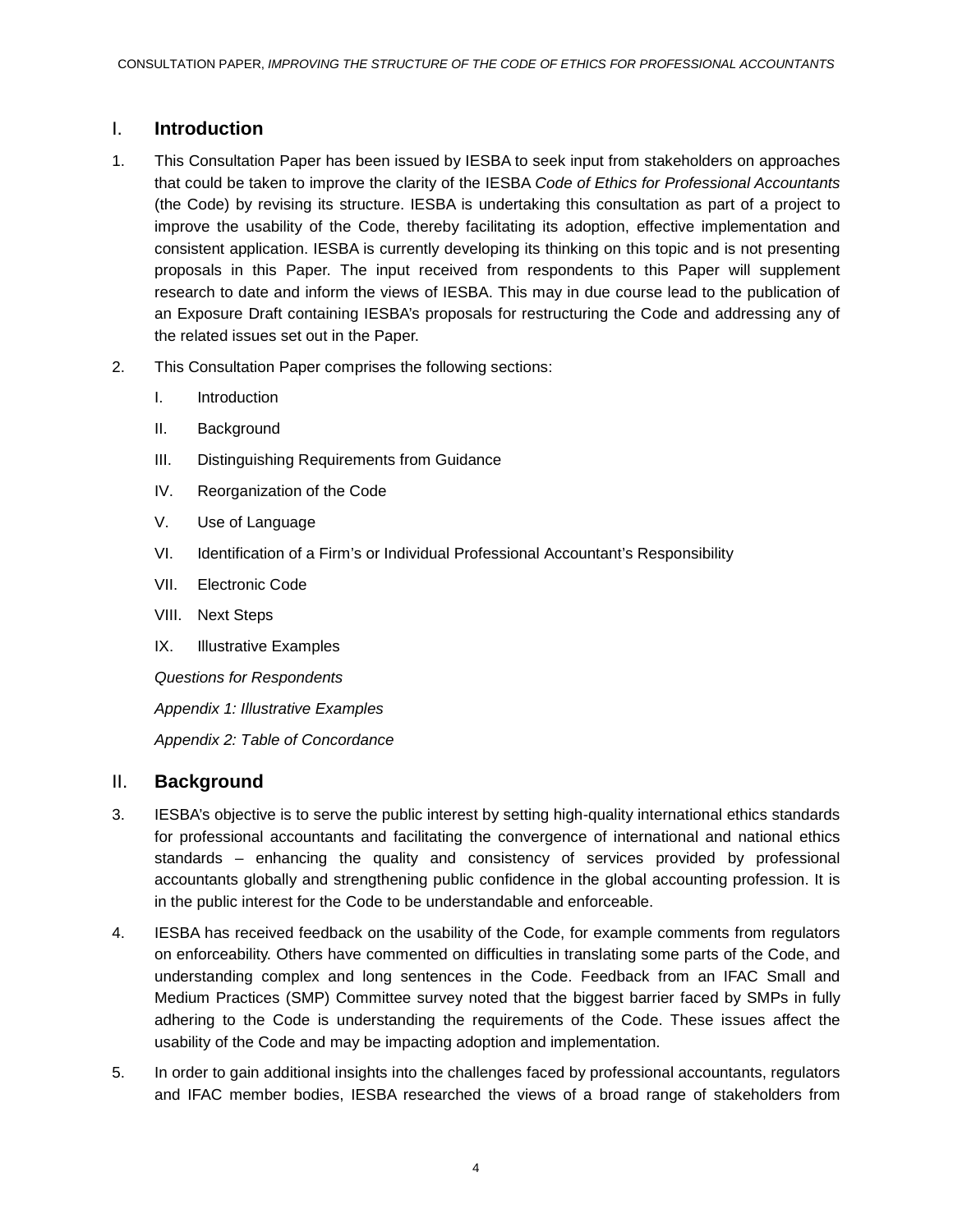## I. Introduction

1. This Consultation Paper has been issued by IESBA to seek input from stakeholders on approaches that could be taken to improve the clarity of the IESBA *Code of Ethics for Professional Accountants* (the Code) by revising its structure. IESBA is undertaking this consultation as part of a project to improve the usability of the Code, thereby facilitating its adoption, effective implementation and consistent application. IESBA is currently developing its thinking on this topic and is not presenting proposals in this Paper. The input received from respondents to this Paper will supplement research to date and inform the views of IESBA. This may in due course lead to the publication of an Exposure Draft containing IESBA's proposals for restructuring the Code and addressing any of the related issues set out in the Paper.

2. This Consultation Paper comprises the following sections:

   I. Introduction

   II. Background

   III. Distinguishing Requirements from Guidance

   IV. Reorganization of the Code

   V. Use of Language

   VI. Identification of a Firm's or Individual Professional Accountant's Responsibility

   VII. Electronic Code

   VIII. Next Steps

   IX. Illustrative Examples

   *Questions for Respondents*

   *Appendix 1: Illustrative Examples*

   *Appendix 2: Table of Concordance*

## II. Background

3. IESBA's objective is to serve the public interest by setting high-quality international ethics standards for professional accountants and facilitating the convergence of international and national ethics standards – enhancing the quality and consistency of services provided by professional accountants globally and strengthening public confidence in the global accounting profession. It is in the public interest for the Code to be understandable and enforceable.

4. IESBA has received feedback on the usability of the Code, for example comments from regulators on enforceability. Others have commented on difficulties in translating some parts of the Code, and understanding complex and long sentences in the Code. Feedback from an IFAC Small and Medium Practices (SMP) Committee survey noted that the biggest barrier faced by SMPs in fully adhering to the Code is understanding the requirements of the Code. These issues affect the usability of the Code and may be impacting adoption and implementation.

5. In order to gain additional insights into the challenges faced by professional accountants, regulators and IFAC member bodies, IESBA researched the views of a broad range of stakeholders from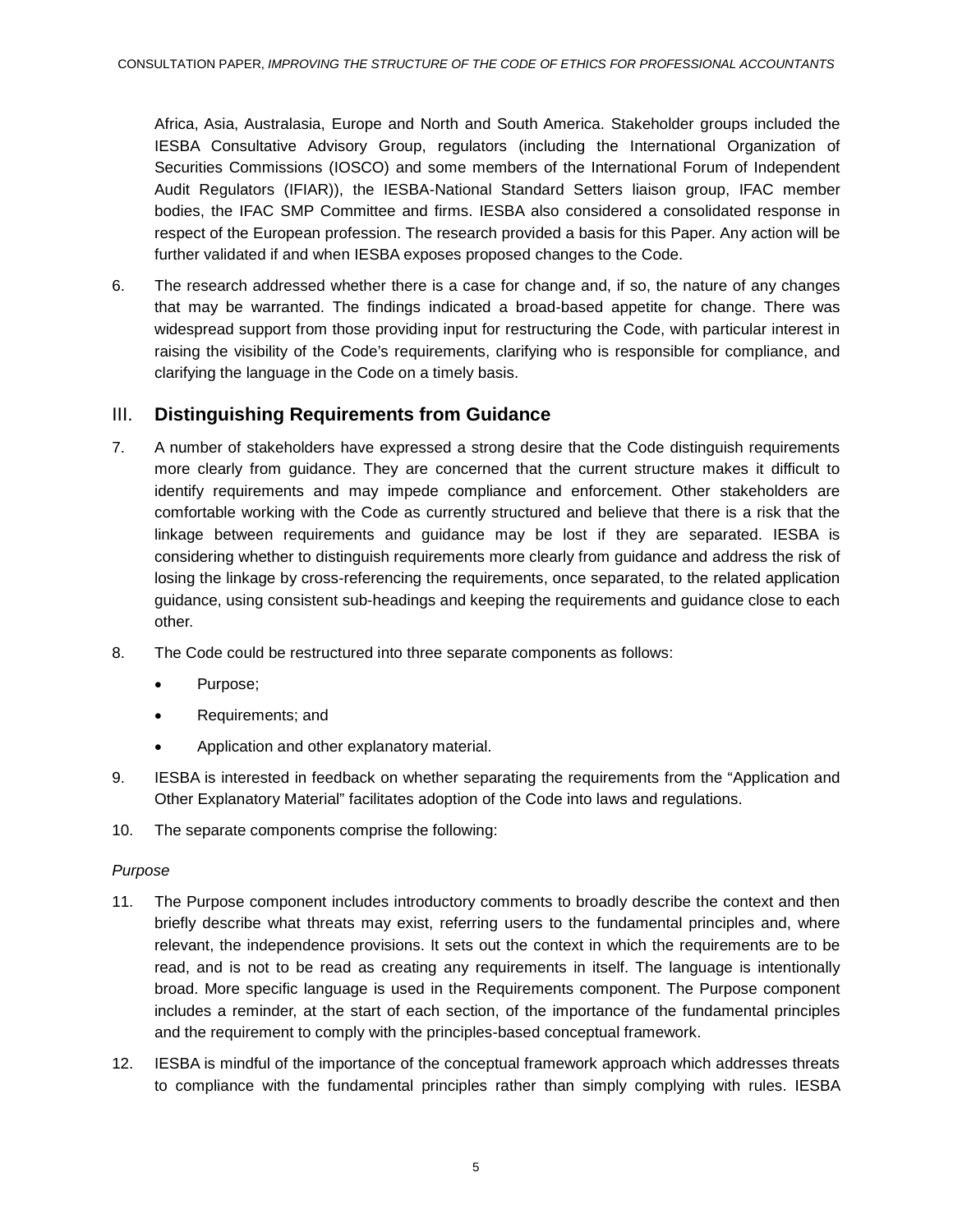Africa, Asia, Australasia, Europe and North and South America. Stakeholder groups included the IESBA Consultative Advisory Group, regulators (including the International Organization of Securities Commissions (IOSCO) and some members of the International Forum of Independent Audit Regulators (IFIAR)), the IESBA-National Standard Setters liaison group, IFAC member bodies, the IFAC SMP Committee and firms. IESBA also considered a consolidated response in respect of the European profession. The research provided a basis for this Paper. Any action will be further validated if and when IESBA exposes proposed changes to the Code.

6. The research addressed whether there is a case for change and, if so, the nature of any changes that may be warranted. The findings indicated a broad-based appetite for change. There was widespread support from those providing input for restructuring the Code, with particular interest in raising the visibility of the Code's requirements, clarifying who is responsible for compliance, and clarifying the language in the Code on a timely basis.

## III. Distinguishing Requirements from Guidance

7. A number of stakeholders have expressed a strong desire that the Code distinguish requirements more clearly from guidance. They are concerned that the current structure makes it difficult to identify requirements and may impede compliance and enforcement. Other stakeholders are comfortable working with the Code as currently structured and believe that there is a risk that the linkage between requirements and guidance may be lost if they are separated. IESBA is considering whether to distinguish requirements more clearly from guidance and address the risk of losing the linkage by cross-referencing the requirements, once separated, to the related application guidance, using consistent sub-headings and keeping the requirements and guidance close to each other.

8. The Code could be restructured into three separate components as follows:

   - Purpose;
   - Requirements; and
   - Application and other explanatory material.

9. IESBA is interested in feedback on whether separating the requirements from the "Application and Other Explanatory Material" facilitates adoption of the Code into laws and regulations.

10. The separate components comprise the following:

*Purpose*

11. The Purpose component includes introductory comments to broadly describe the context and then briefly describe what threats may exist, referring users to the fundamental principles and, where relevant, the independence provisions. It sets out the context in which the requirements are to be read, and is not to be read as creating any requirements in itself. The language is intentionally broad. More specific language is used in the Requirements component. The Purpose component includes a reminder, at the start of each section, of the importance of the fundamental principles and the requirement to comply with the principles-based conceptual framework.

12. IESBA is mindful of the importance of the conceptual framework approach which addresses threats to compliance with the fundamental principles rather than simply complying with rules. IESBA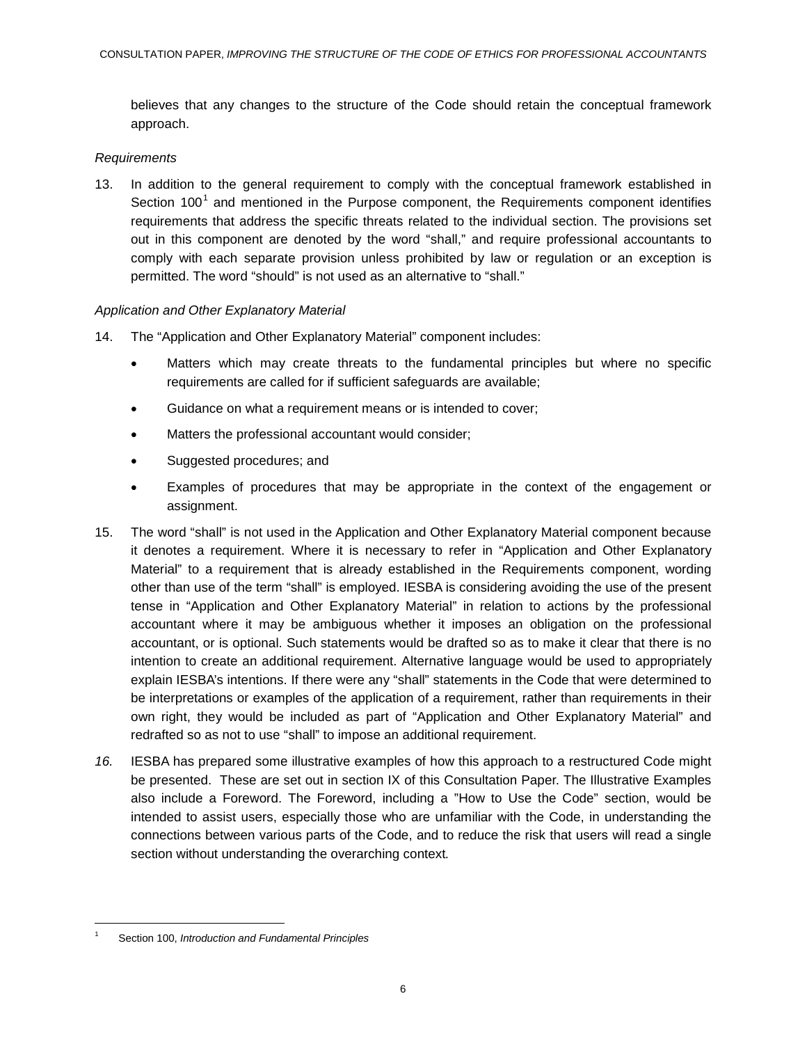believes that any changes to the structure of the Code should retain the conceptual framework approach.

*Requirements*

13. In addition to the general requirement to comply with the conceptual framework established in Section 100[1] and mentioned in the Purpose component, the Requirements component identifies requirements that address the specific threats related to the individual section. The provisions set out in this component are denoted by the word "shall," and require professional accountants to comply with each separate provision unless prohibited by law or regulation or an exception is permitted. The word "should" is not used as an alternative to "shall."

*Application and Other Explanatory Material*

14. The "Application and Other Explanatory Material" component includes:
    - Matters which may create threats to the fundamental principles but where no specific requirements are called for if sufficient safeguards are available;
    - Guidance on what a requirement means or is intended to cover;
    - Matters the professional accountant would consider;
    - Suggested procedures; and
    - Examples of procedures that may be appropriate in the context of the engagement or assignment.

15. The word "shall" is not used in the Application and Other Explanatory Material component because it denotes a requirement. Where it is necessary to refer in "Application and Other Explanatory Material" to a requirement that is already established in the Requirements component, wording other than use of the term "shall" is employed. IESBA is considering avoiding the use of the present tense in "Application and Other Explanatory Material" in relation to actions by the professional accountant where it may be ambiguous whether it imposes an obligation on the professional accountant, or is optional. Such statements would be drafted so as to make it clear that there is no intention to create an additional requirement. Alternative language would be used to appropriately explain IESBA's intentions. If there were any "shall" statements in the Code that were determined to be interpretations or examples of the application of a requirement, rather than requirements in their own right, they would be included as part of "Application and Other Explanatory Material" and redrafted so as not to use "shall" to impose an additional requirement.

*16.* IESBA has prepared some illustrative examples of how this approach to a restructured Code might be presented. These are set out in section IX of this Consultation Paper. The Illustrative Examples also include a Foreword. The Foreword, including a "How to Use the Code" section, would be intended to assist users, especially those who are unfamiliar with the Code, in understanding the connections between various parts of the Code, and to reduce the risk that users will read a single section without understanding the overarching context*.*

---

[1] Section 100, *Introduction and Fundamental Principles*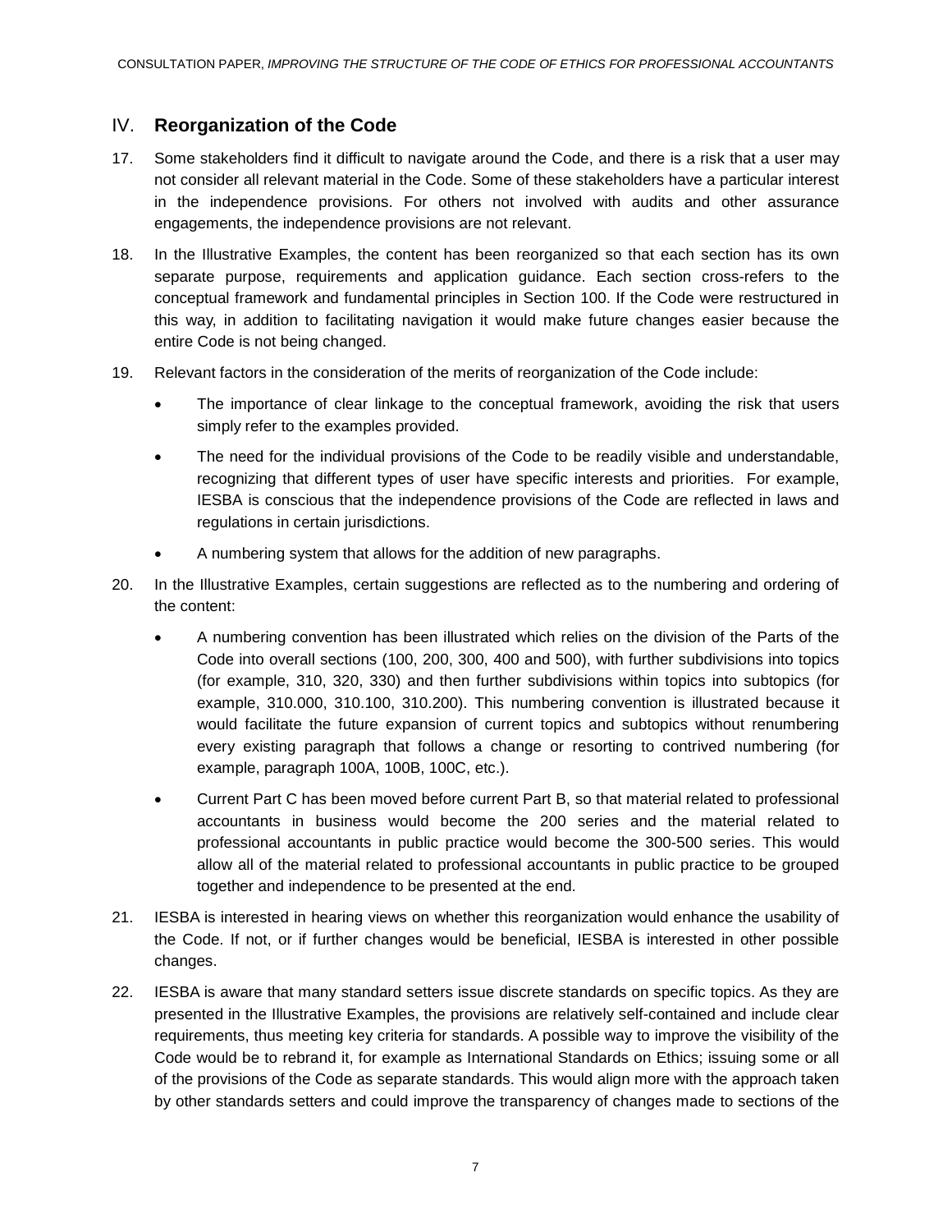## IV. Reorganization of the Code

17. Some stakeholders find it difficult to navigate around the Code, and there is a risk that a user may not consider all relevant material in the Code. Some of these stakeholders have a particular interest in the independence provisions. For others not involved with audits and other assurance engagements, the independence provisions are not relevant.

18. In the Illustrative Examples, the content has been reorganized so that each section has its own separate purpose, requirements and application guidance. Each section cross-refers to the conceptual framework and fundamental principles in Section 100. If the Code were restructured in this way, in addition to facilitating navigation it would make future changes easier because the entire Code is not being changed.

19. Relevant factors in the consideration of the merits of reorganization of the Code include:

    - The importance of clear linkage to the conceptual framework, avoiding the risk that users simply refer to the examples provided.
    - The need for the individual provisions of the Code to be readily visible and understandable, recognizing that different types of user have specific interests and priorities. For example, IESBA is conscious that the independence provisions of the Code are reflected in laws and regulations in certain jurisdictions.
    - A numbering system that allows for the addition of new paragraphs.

20. In the Illustrative Examples, certain suggestions are reflected as to the numbering and ordering of the content:

    - A numbering convention has been illustrated which relies on the division of the Parts of the Code into overall sections (100, 200, 300, 400 and 500), with further subdivisions into topics (for example, 310, 320, 330) and then further subdivisions within topics into subtopics (for example, 310.000, 310.100, 310.200). This numbering convention is illustrated because it would facilitate the future expansion of current topics and subtopics without renumbering every existing paragraph that follows a change or resorting to contrived numbering (for example, paragraph 100A, 100B, 100C, etc.).
    - Current Part C has been moved before current Part B, so that material related to professional accountants in business would become the 200 series and the material related to professional accountants in public practice would become the 300-500 series. This would allow all of the material related to professional accountants in public practice to be grouped together and independence to be presented at the end.

21. IESBA is interested in hearing views on whether this reorganization would enhance the usability of the Code. If not, or if further changes would be beneficial, IESBA is interested in other possible changes.

22. IESBA is aware that many standard setters issue discrete standards on specific topics. As they are presented in the Illustrative Examples, the provisions are relatively self-contained and include clear requirements, thus meeting key criteria for standards. A possible way to improve the visibility of the Code would be to rebrand it, for example as International Standards on Ethics; issuing some or all of the provisions of the Code as separate standards. This would align more with the approach taken by other standards setters and could improve the transparency of changes made to sections of the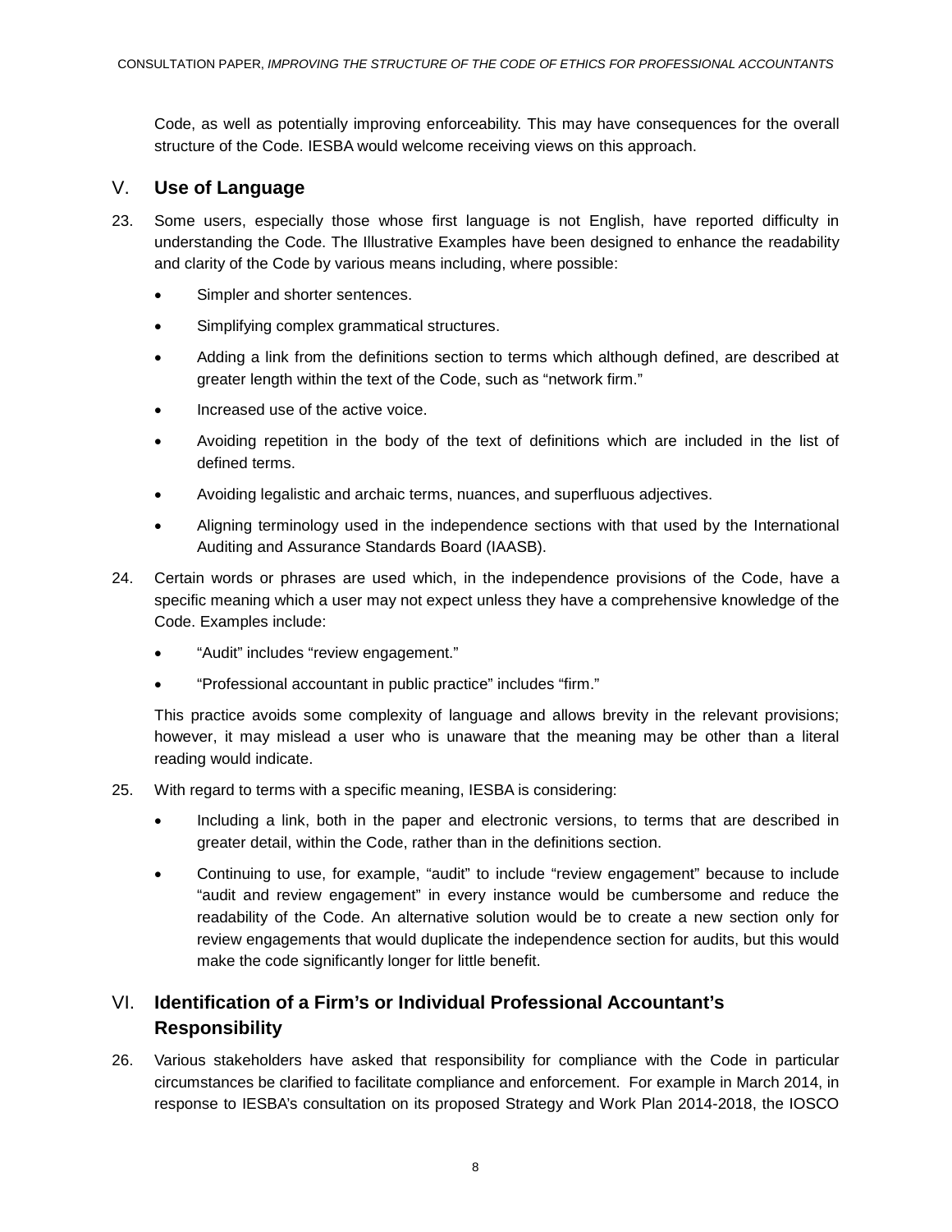Code, as well as potentially improving enforceability. This may have consequences for the overall structure of the Code. IESBA would welcome receiving views on this approach.

## V. Use of Language

23. Some users, especially those whose first language is not English, have reported difficulty in understanding the Code. The Illustrative Examples have been designed to enhance the readability and clarity of the Code by various means including, where possible:

    - Simpler and shorter sentences.
    - Simplifying complex grammatical structures.
    - Adding a link from the definitions section to terms which although defined, are described at greater length within the text of the Code, such as "network firm."
    - Increased use of the active voice.
    - Avoiding repetition in the body of the text of definitions which are included in the list of defined terms.
    - Avoiding legalistic and archaic terms, nuances, and superfluous adjectives.
    - Aligning terminology used in the independence sections with that used by the International Auditing and Assurance Standards Board (IAASB).

24. Certain words or phrases are used which, in the independence provisions of the Code, have a specific meaning which a user may not expect unless they have a comprehensive knowledge of the Code. Examples include:

    - "Audit" includes "review engagement."
    - "Professional accountant in public practice" includes "firm."

    This practice avoids some complexity of language and allows brevity in the relevant provisions; however, it may mislead a user who is unaware that the meaning may be other than a literal reading would indicate.

25. With regard to terms with a specific meaning, IESBA is considering:

    - Including a link, both in the paper and electronic versions, to terms that are described in greater detail, within the Code, rather than in the definitions section.
    - Continuing to use, for example, "audit" to include "review engagement" because to include "audit and review engagement" in every instance would be cumbersome and reduce the readability of the Code. An alternative solution would be to create a new section only for review engagements that would duplicate the independence section for audits, but this would make the code significantly longer for little benefit.

## VI. Identification of a Firm's or Individual Professional Accountant's Responsibility

26. Various stakeholders have asked that responsibility for compliance with the Code in particular circumstances be clarified to facilitate compliance and enforcement. For example in March 2014, in response to IESBA's consultation on its proposed Strategy and Work Plan 2014-2018, the IOSCO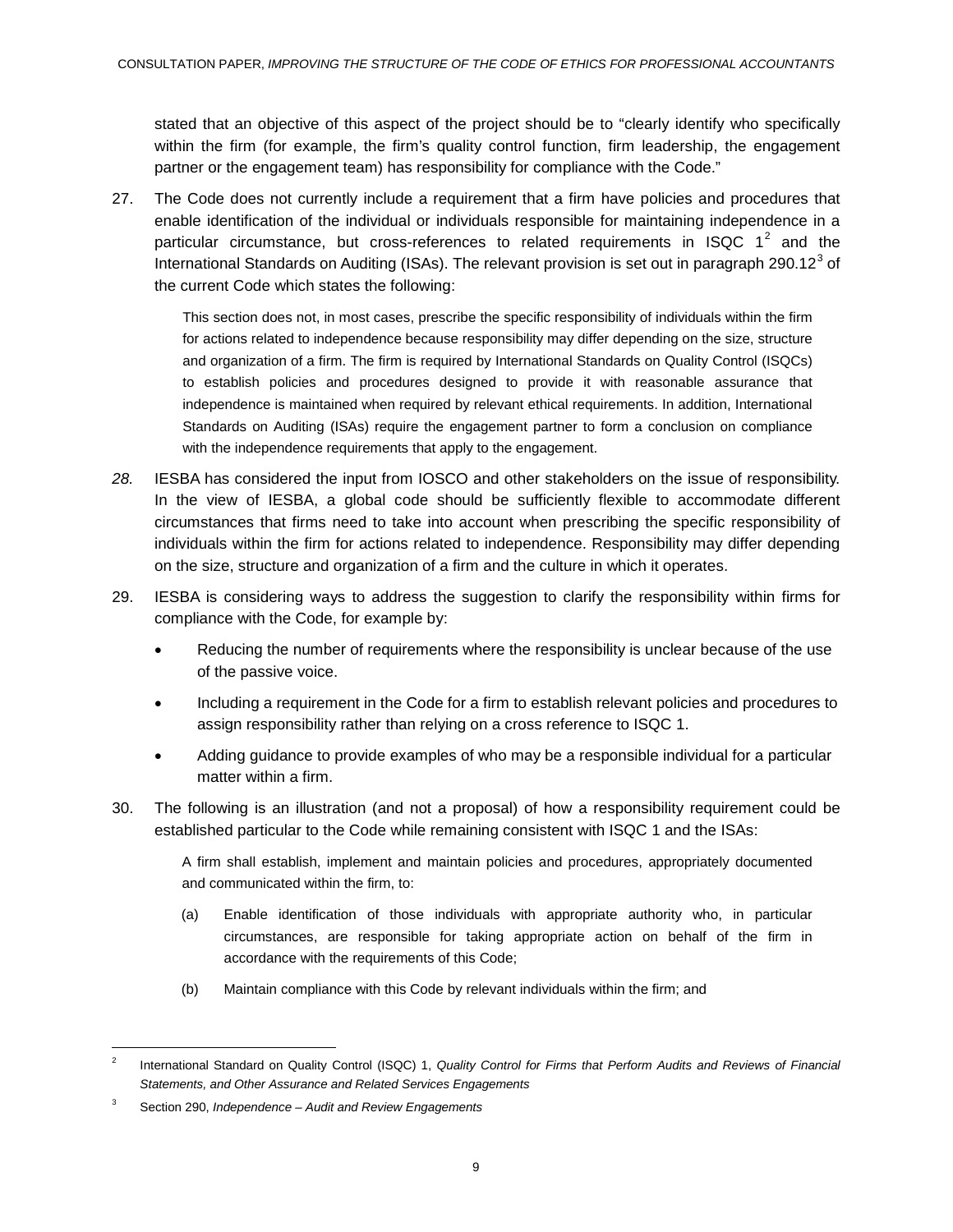stated that an objective of this aspect of the project should be to "clearly identify who specifically within the firm (for example, the firm's quality control function, firm leadership, the engagement partner or the engagement team) has responsibility for compliance with the Code."

27. The Code does not currently include a requirement that a firm have policies and procedures that enable identification of the individual or individuals responsible for maintaining independence in a particular circumstance, but cross-references to related requirements in ISQC 1[2] and the International Standards on Auditing (ISAs). The relevant provision is set out in paragraph 290.12[3] of the current Code which states the following:

    This section does not, in most cases, prescribe the specific responsibility of individuals within the firm for actions related to independence because responsibility may differ depending on the size, structure and organization of a firm. The firm is required by International Standards on Quality Control (ISQCs) to establish policies and procedures designed to provide it with reasonable assurance that independence is maintained when required by relevant ethical requirements. In addition, International Standards on Auditing (ISAs) require the engagement partner to form a conclusion on compliance with the independence requirements that apply to the engagement.

*28.* IESBA has considered the input from IOSCO and other stakeholders on the issue of responsibility. In the view of IESBA, a global code should be sufficiently flexible to accommodate different circumstances that firms need to take into account when prescribing the specific responsibility of individuals within the firm for actions related to independence. Responsibility may differ depending on the size, structure and organization of a firm and the culture in which it operates.

29. IESBA is considering ways to address the suggestion to clarify the responsibility within firms for compliance with the Code, for example by:

    - Reducing the number of requirements where the responsibility is unclear because of the use of the passive voice.
    - Including a requirement in the Code for a firm to establish relevant policies and procedures to assign responsibility rather than relying on a cross reference to ISQC 1.
    - Adding guidance to provide examples of who may be a responsible individual for a particular matter within a firm.

30. The following is an illustration (and not a proposal) of how a responsibility requirement could be established particular to the Code while remaining consistent with ISQC 1 and the ISAs:

    A firm shall establish, implement and maintain policies and procedures, appropriately documented and communicated within the firm, to:

    (a) Enable identification of those individuals with appropriate authority who, in particular circumstances, are responsible for taking appropriate action on behalf of the firm in accordance with the requirements of this Code;

    (b) Maintain compliance with this Code by relevant individuals within the firm; and

---

[2] International Standard on Quality Control (ISQC) 1, *Quality Control for Firms that Perform Audits and Reviews of Financial Statements, and Other Assurance and Related Services Engagements*

[3] Section 290, *Independence – Audit and Review Engagements*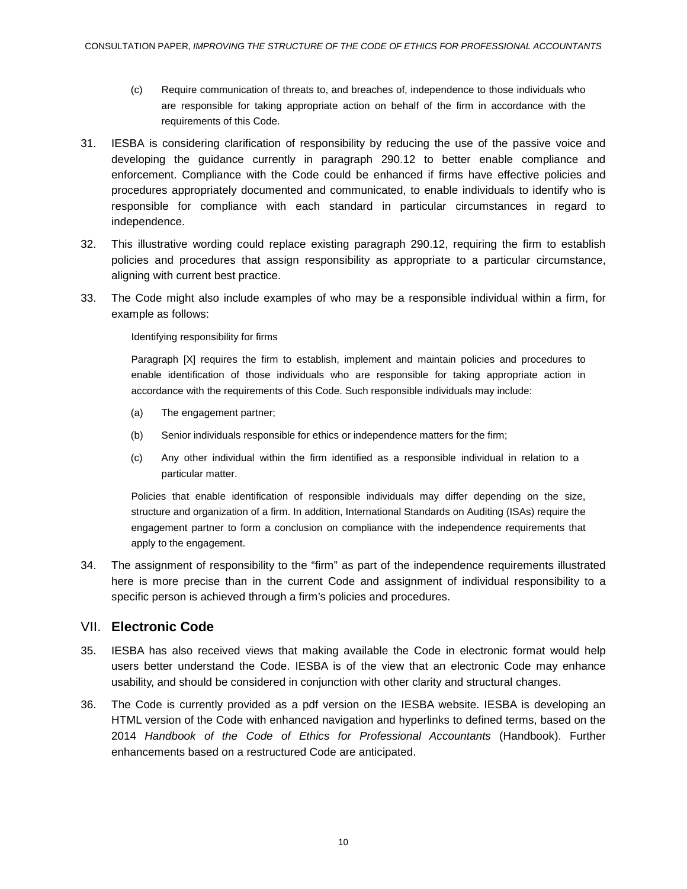(c) Require communication of threats to, and breaches of, independence to those individuals who are responsible for taking appropriate action on behalf of the firm in accordance with the requirements of this Code.

31. IESBA is considering clarification of responsibility by reducing the use of the passive voice and developing the guidance currently in paragraph 290.12 to better enable compliance and enforcement. Compliance with the Code could be enhanced if firms have effective policies and procedures appropriately documented and communicated, to enable individuals to identify who is responsible for compliance with each standard in particular circumstances in regard to independence.

32. This illustrative wording could replace existing paragraph 290.12, requiring the firm to establish policies and procedures that assign responsibility as appropriate to a particular circumstance, aligning with current best practice.

33. The Code might also include examples of who may be a responsible individual within a firm, for example as follows:

> Identifying responsibility for firms
>
> Paragraph [X] requires the firm to establish, implement and maintain policies and procedures to enable identification of those individuals who are responsible for taking appropriate action in accordance with the requirements of this Code. Such responsible individuals may include:
>
> (a) The engagement partner;
>
> (b) Senior individuals responsible for ethics or independence matters for the firm;
>
> (c) Any other individual within the firm identified as a responsible individual in relation to a particular matter.
>
> Policies that enable identification of responsible individuals may differ depending on the size, structure and organization of a firm. In addition, International Standards on Auditing (ISAs) require the engagement partner to form a conclusion on compliance with the independence requirements that apply to the engagement.

34. The assignment of responsibility to the "firm" as part of the independence requirements illustrated here is more precise than in the current Code and assignment of individual responsibility to a specific person is achieved through a firm's policies and procedures.

## VII. Electronic Code

35. IESBA has also received views that making available the Code in electronic format would help users better understand the Code. IESBA is of the view that an electronic Code may enhance usability, and should be considered in conjunction with other clarity and structural changes.

36. The Code is currently provided as a pdf version on the IESBA website. IESBA is developing an HTML version of the Code with enhanced navigation and hyperlinks to defined terms, based on the 2014 *Handbook of the Code of Ethics for Professional Accountants* (Handbook). Further enhancements based on a restructured Code are anticipated.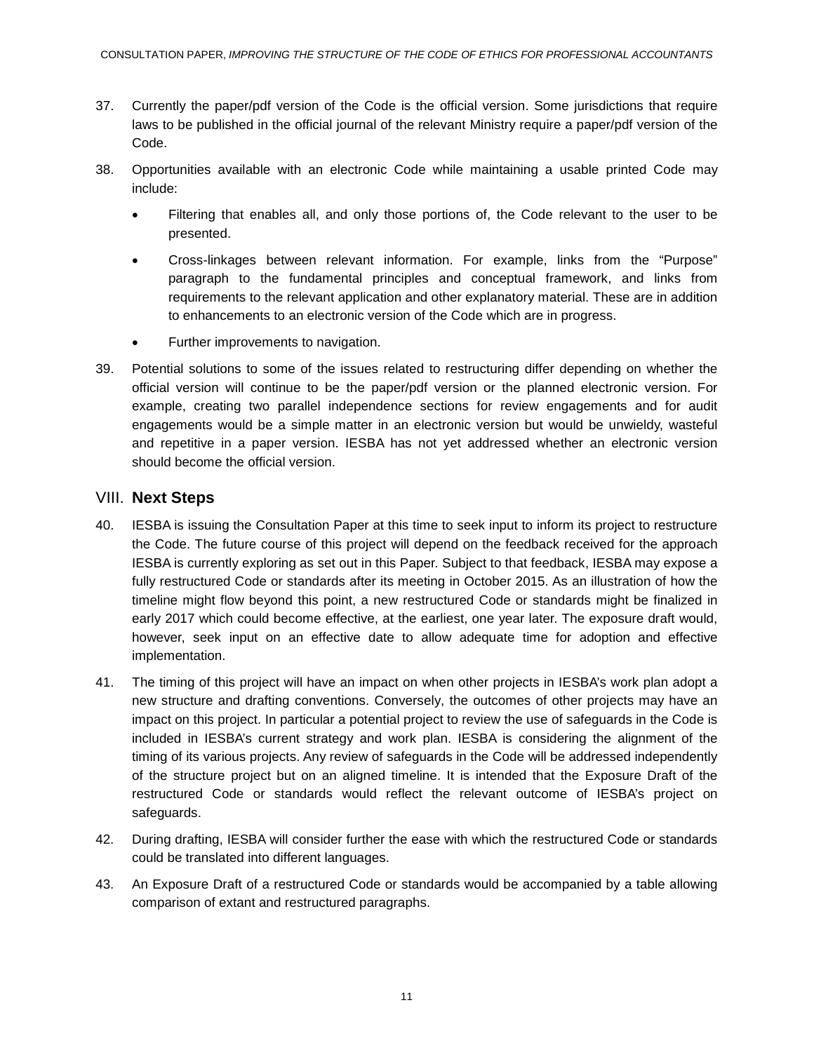37. Currently the paper/pdf version of the Code is the official version. Some jurisdictions that require laws to be published in the official journal of the relevant Ministry require a paper/pdf version of the Code.

38. Opportunities available with an electronic Code while maintaining a usable printed Code may include:

    - Filtering that enables all, and only those portions of, the Code relevant to the user to be presented.
    - Cross-linkages between relevant information. For example, links from the "Purpose" paragraph to the fundamental principles and conceptual framework, and links from requirements to the relevant application and other explanatory material. These are in addition to enhancements to an electronic version of the Code which are in progress.
    - Further improvements to navigation.

39. Potential solutions to some of the issues related to restructuring differ depending on whether the official version will continue to be the paper/pdf version or the planned electronic version. For example, creating two parallel independence sections for review engagements and for audit engagements would be a simple matter in an electronic version but would be unwieldy, wasteful and repetitive in a paper version. IESBA has not yet addressed whether an electronic version should become the official version.

## VIII. Next Steps

40. IESBA is issuing the Consultation Paper at this time to seek input to inform its project to restructure the Code. The future course of this project will depend on the feedback received for the approach IESBA is currently exploring as set out in this Paper. Subject to that feedback, IESBA may expose a fully restructured Code or standards after its meeting in October 2015. As an illustration of how the timeline might flow beyond this point, a new restructured Code or standards might be finalized in early 2017 which could become effective, at the earliest, one year later. The exposure draft would, however, seek input on an effective date to allow adequate time for adoption and effective implementation.

41. The timing of this project will have an impact on when other projects in IESBA's work plan adopt a new structure and drafting conventions. Conversely, the outcomes of other projects may have an impact on this project. In particular a potential project to review the use of safeguards in the Code is included in IESBA's current strategy and work plan. IESBA is considering the alignment of the timing of its various projects. Any review of safeguards in the Code will be addressed independently of the structure project but on an aligned timeline. It is intended that the Exposure Draft of the restructured Code or standards would reflect the relevant outcome of IESBA's project on safeguards.

42. During drafting, IESBA will consider further the ease with which the restructured Code or standards could be translated into different languages.

43. An Exposure Draft of a restructured Code or standards would be accompanied by a table allowing comparison of extant and restructured paragraphs.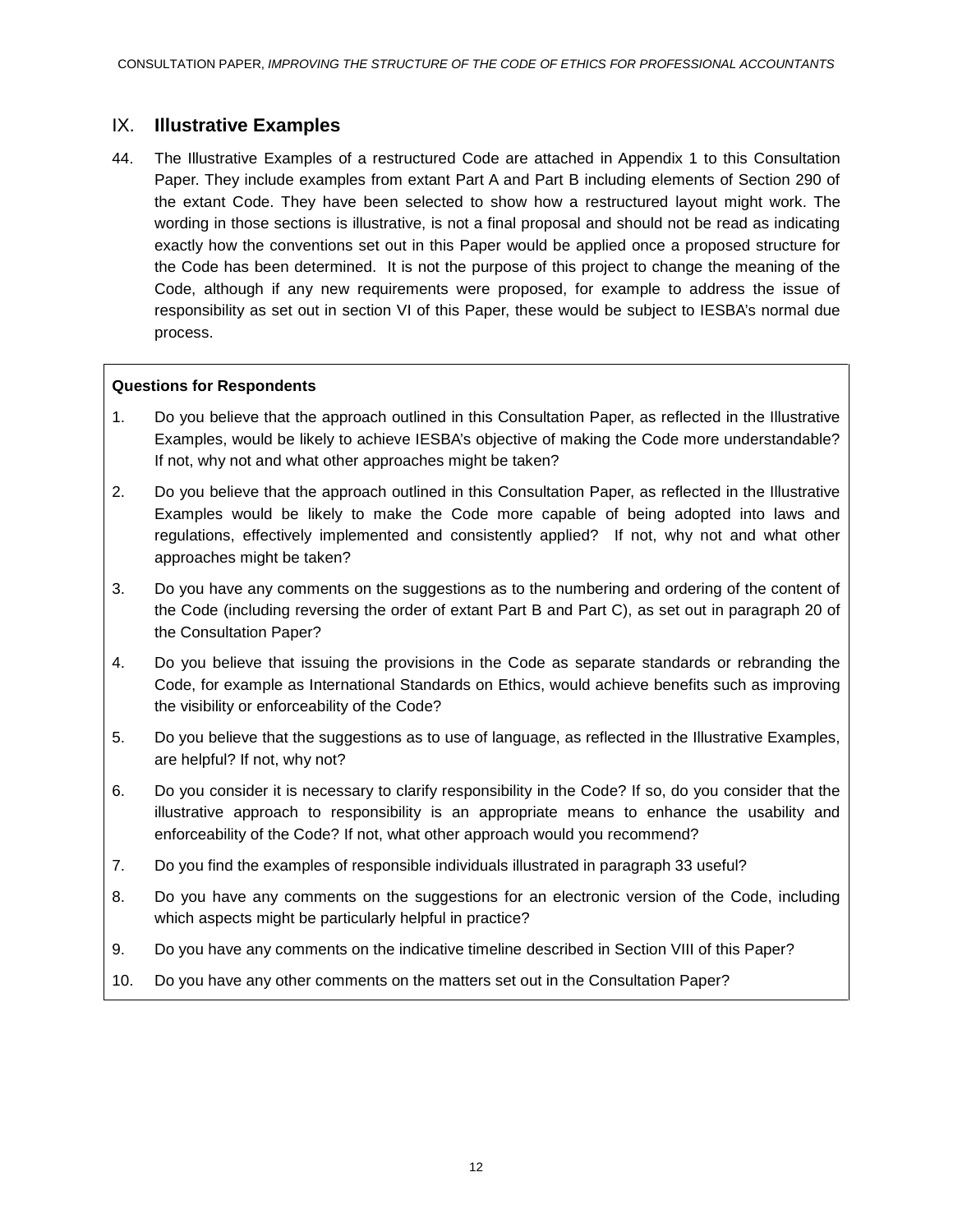## IX. Illustrative Examples

44. The Illustrative Examples of a restructured Code are attached in Appendix 1 to this Consultation Paper. They include examples from extant Part A and Part B including elements of Section 290 of the extant Code. They have been selected to show how a restructured layout might work. The wording in those sections is illustrative, is not a final proposal and should not be read as indicating exactly how the conventions set out in this Paper would be applied once a proposed structure for the Code has been determined. It is not the purpose of this project to change the meaning of the Code, although if any new requirements were proposed, for example to address the issue of responsibility as set out in section VI of this Paper, these would be subject to IESBA's normal due process.

**Questions for Respondents**

1. Do you believe that the approach outlined in this Consultation Paper, as reflected in the Illustrative Examples, would be likely to achieve IESBA's objective of making the Code more understandable? If not, why not and what other approaches might be taken?
2. Do you believe that the approach outlined in this Consultation Paper, as reflected in the Illustrative Examples would be likely to make the Code more capable of being adopted into laws and regulations, effectively implemented and consistently applied? If not, why not and what other approaches might be taken?
3. Do you have any comments on the suggestions as to the numbering and ordering of the content of the Code (including reversing the order of extant Part B and Part C), as set out in paragraph 20 of the Consultation Paper?
4. Do you believe that issuing the provisions in the Code as separate standards or rebranding the Code, for example as International Standards on Ethics, would achieve benefits such as improving the visibility or enforceability of the Code?
5. Do you believe that the suggestions as to use of language, as reflected in the Illustrative Examples, are helpful? If not, why not?
6. Do you consider it is necessary to clarify responsibility in the Code? If so, do you consider that the illustrative approach to responsibility is an appropriate means to enhance the usability and enforceability of the Code? If not, what other approach would you recommend?
7. Do you find the examples of responsible individuals illustrated in paragraph 33 useful?
8. Do you have any comments on the suggestions for an electronic version of the Code, including which aspects might be particularly helpful in practice?
9. Do you have any comments on the indicative timeline described in Section VIII of this Paper?
10. Do you have any other comments on the matters set out in the Consultation Paper?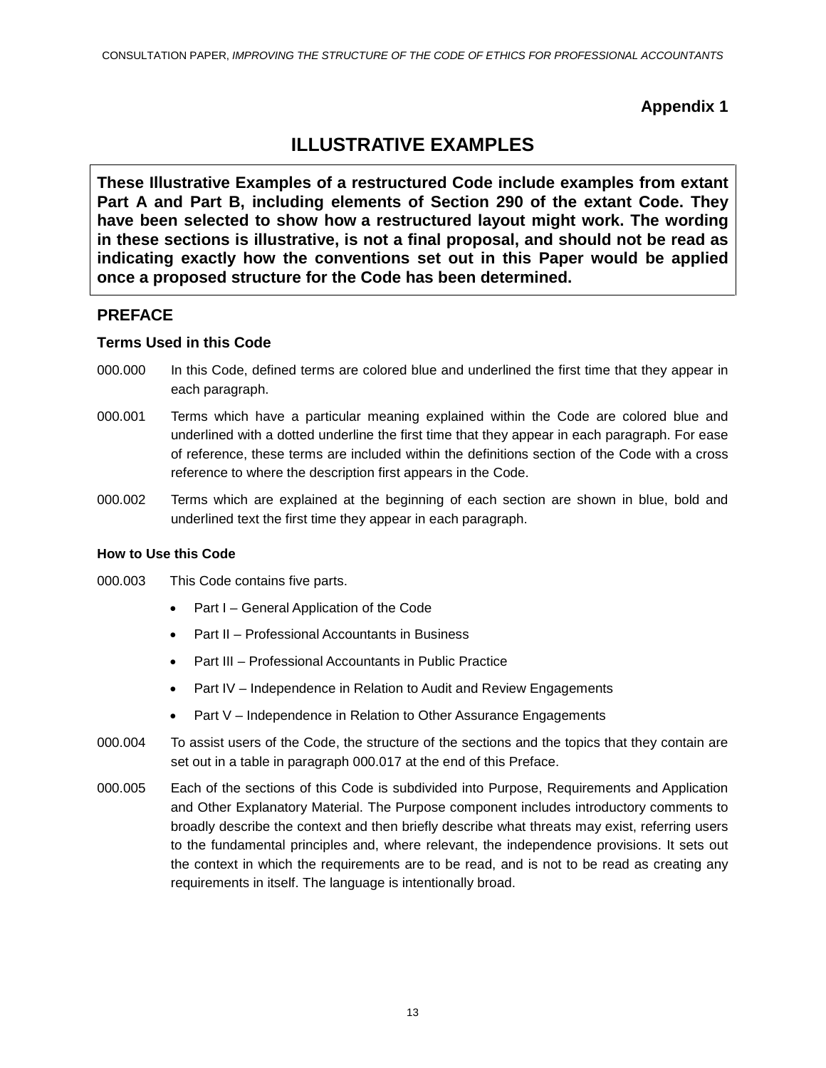**Appendix 1**

# ILLUSTRATIVE EXAMPLES

**These Illustrative Examples of a restructured Code include examples from extant Part A and Part B, including elements of Section 290 of the extant Code. They have been selected to show how a restructured layout might work. The wording in these sections is illustrative, is not a final proposal, and should not be read as indicating exactly how the conventions set out in this Paper would be applied once a proposed structure for the Code has been determined.**

## PREFACE

### Terms Used in this Code

000.000 In this Code, defined terms are colored blue and underlined the first time that they appear in each paragraph.

000.001 Terms which have a particular meaning explained within the Code are colored blue and underlined with a dotted underline the first time that they appear in each paragraph. For ease of reference, these terms are included within the definitions section of the Code with a cross reference to where the description first appears in the Code.

000.002 Terms which are explained at the beginning of each section are shown in blue, bold and underlined text the first time they appear in each paragraph.

#### How to Use this Code

000.003 This Code contains five parts.

- Part I – General Application of the Code
- Part II – Professional Accountants in Business
- Part III – Professional Accountants in Public Practice
- Part IV – Independence in Relation to Audit and Review Engagements
- Part V – Independence in Relation to Other Assurance Engagements

000.004 To assist users of the Code, the structure of the sections and the topics that they contain are set out in a table in paragraph 000.017 at the end of this Preface.

000.005 Each of the sections of this Code is subdivided into Purpose, Requirements and Application and Other Explanatory Material. The Purpose component includes introductory comments to broadly describe the context and then briefly describe what threats may exist, referring users to the fundamental principles and, where relevant, the independence provisions. It sets out the context in which the requirements are to be read, and is not to be read as creating any requirements in itself. The language is intentionally broad.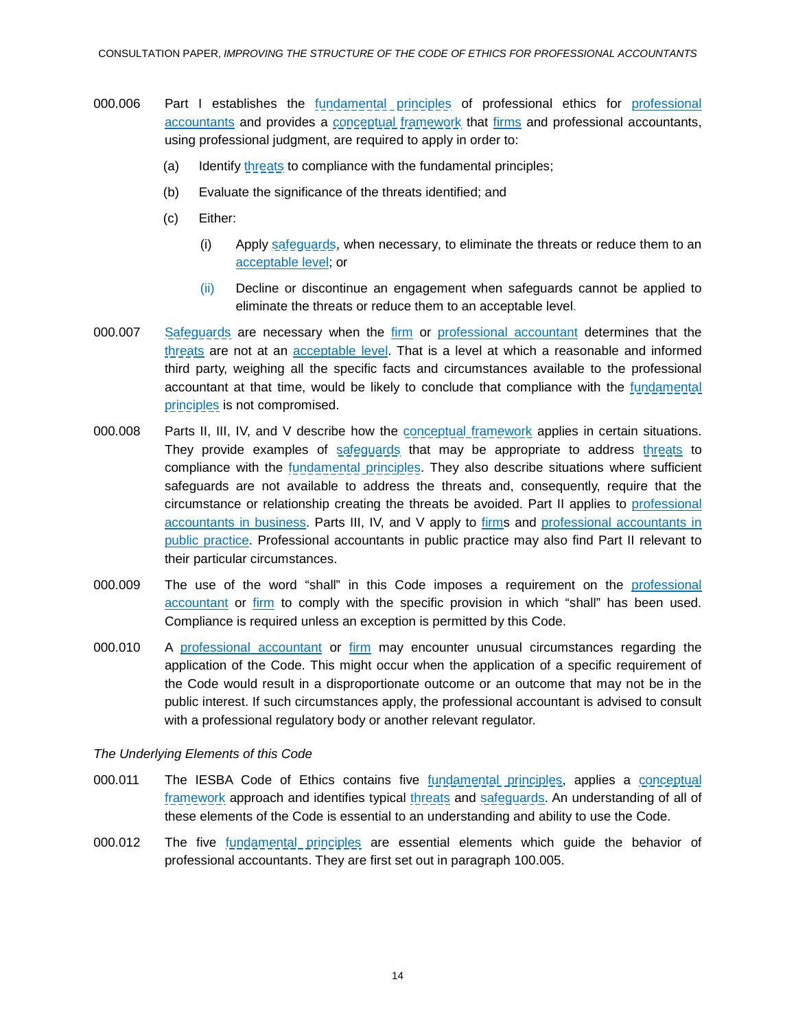000.006 Part I establishes the fundamental principles of professional ethics for professional accountants and provides a conceptual framework that firms and professional accountants, using professional judgment, are required to apply in order to:

(a) Identify threats to compliance with the fundamental principles;

(b) Evaluate the significance of the threats identified; and

(c) Either:

(i) Apply safeguards, when necessary, to eliminate the threats or reduce them to an acceptable level; or

(ii) Decline or discontinue an engagement when safeguards cannot be applied to eliminate the threats or reduce them to an acceptable level.

000.007 Safeguards are necessary when the firm or professional accountant determines that the threats are not at an acceptable level. That is a level at which a reasonable and informed third party, weighing all the specific facts and circumstances available to the professional accountant at that time, would be likely to conclude that compliance with the fundamental principles is not compromised.

000.008 Parts II, III, IV, and V describe how the conceptual framework applies in certain situations. They provide examples of safeguards that may be appropriate to address threats to compliance with the fundamental principles. They also describe situations where sufficient safeguards are not available to address the threats and, consequently, require that the circumstance or relationship creating the threats be avoided. Part II applies to professional accountants in business. Parts III, IV, and V apply to firms and professional accountants in public practice. Professional accountants in public practice may also find Part II relevant to their particular circumstances.

000.009 The use of the word "shall" in this Code imposes a requirement on the professional accountant or firm to comply with the specific provision in which "shall" has been used. Compliance is required unless an exception is permitted by this Code.

000.010 A professional accountant or firm may encounter unusual circumstances regarding the application of the Code. This might occur when the application of a specific requirement of the Code would result in a disproportionate outcome or an outcome that may not be in the public interest. If such circumstances apply, the professional accountant is advised to consult with a professional regulatory body or another relevant regulator.

*The Underlying Elements of this Code*

000.011 The IESBA Code of Ethics contains five fundamental principles, applies a conceptual framework approach and identifies typical threats and safeguards. An understanding of all of these elements of the Code is essential to an understanding and ability to use the Code.

000.012 The five fundamental principles are essential elements which guide the behavior of professional accountants. They are first set out in paragraph 100.005.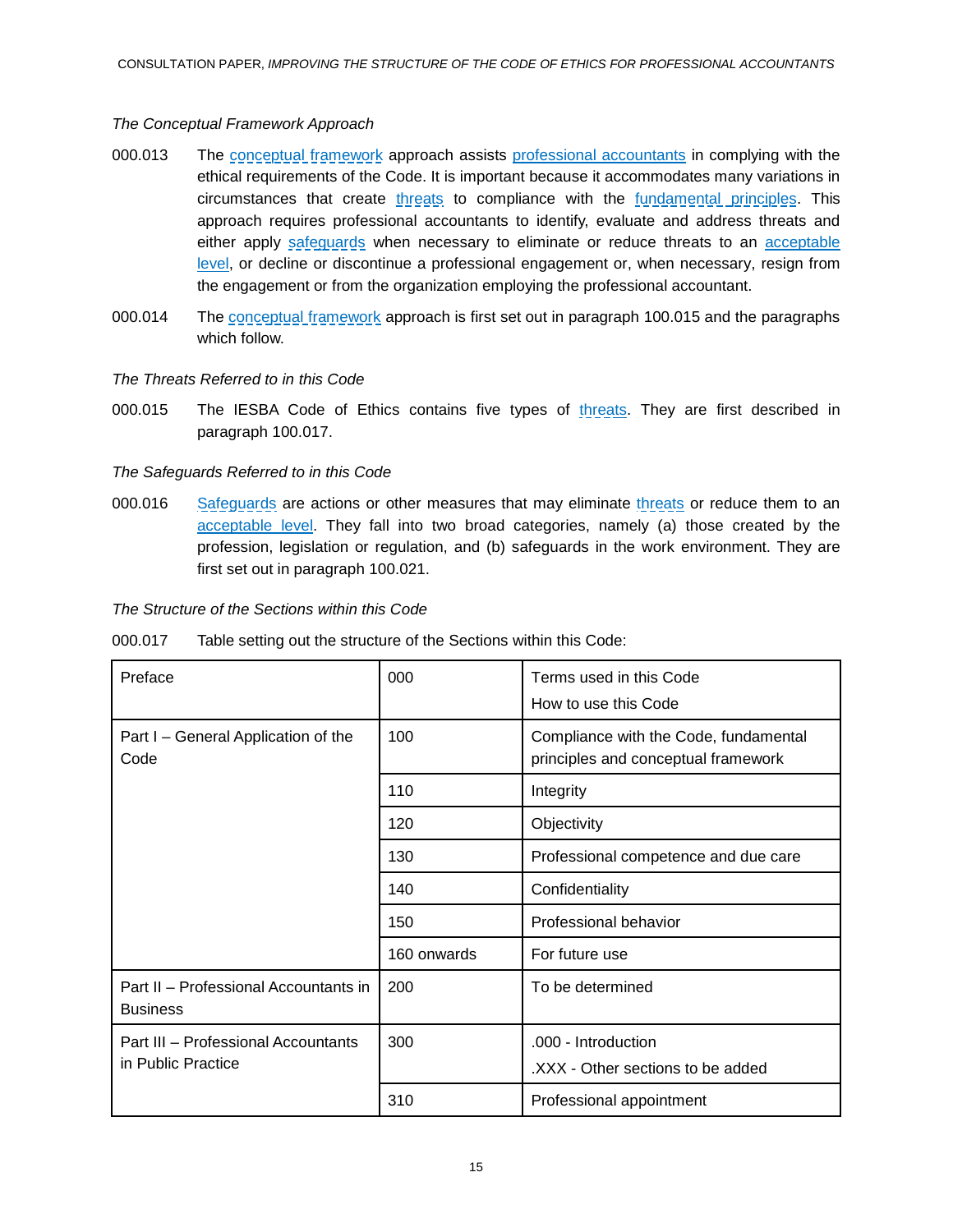*The Conceptual Framework Approach*

000.013 The conceptual framework approach assists professional accountants in complying with the ethical requirements of the Code. It is important because it accommodates many variations in circumstances that create threats to compliance with the fundamental principles. This approach requires professional accountants to identify, evaluate and address threats and either apply safeguards when necessary to eliminate or reduce threats to an acceptable level, or decline or discontinue a professional engagement or, when necessary, resign from the engagement or from the organization employing the professional accountant.

000.014 The conceptual framework approach is first set out in paragraph 100.015 and the paragraphs which follow.

*The Threats Referred to in this Code*

000.015 The IESBA Code of Ethics contains five types of threats. They are first described in paragraph 100.017.

*The Safeguards Referred to in this Code*

000.016 Safeguards are actions or other measures that may eliminate threats or reduce them to an acceptable level. They fall into two broad categories, namely (a) those created by the profession, legislation or regulation, and (b) safeguards in the work environment. They are first set out in paragraph 100.021.

*The Structure of the Sections within this Code*

000.017 Table setting out the structure of the Sections within this Code:

| | | |
|---|---|---|
| Preface | 000 | Terms used in this Code<br>How to use this Code |
| Part I – General Application of the Code | 100 | Compliance with the Code, fundamental principles and conceptual framework |
| | 110 | Integrity |
| | 120 | Objectivity |
| | 130 | Professional competence and due care |
| | 140 | Confidentiality |
| | 150 | Professional behavior |
| | 160 onwards | For future use |
| Part II – Professional Accountants in Business | 200 | To be determined |
| Part III – Professional Accountants in Public Practice | 300 | .000 - Introduction<br>.XXX - Other sections to be added |
| | 310 | Professional appointment |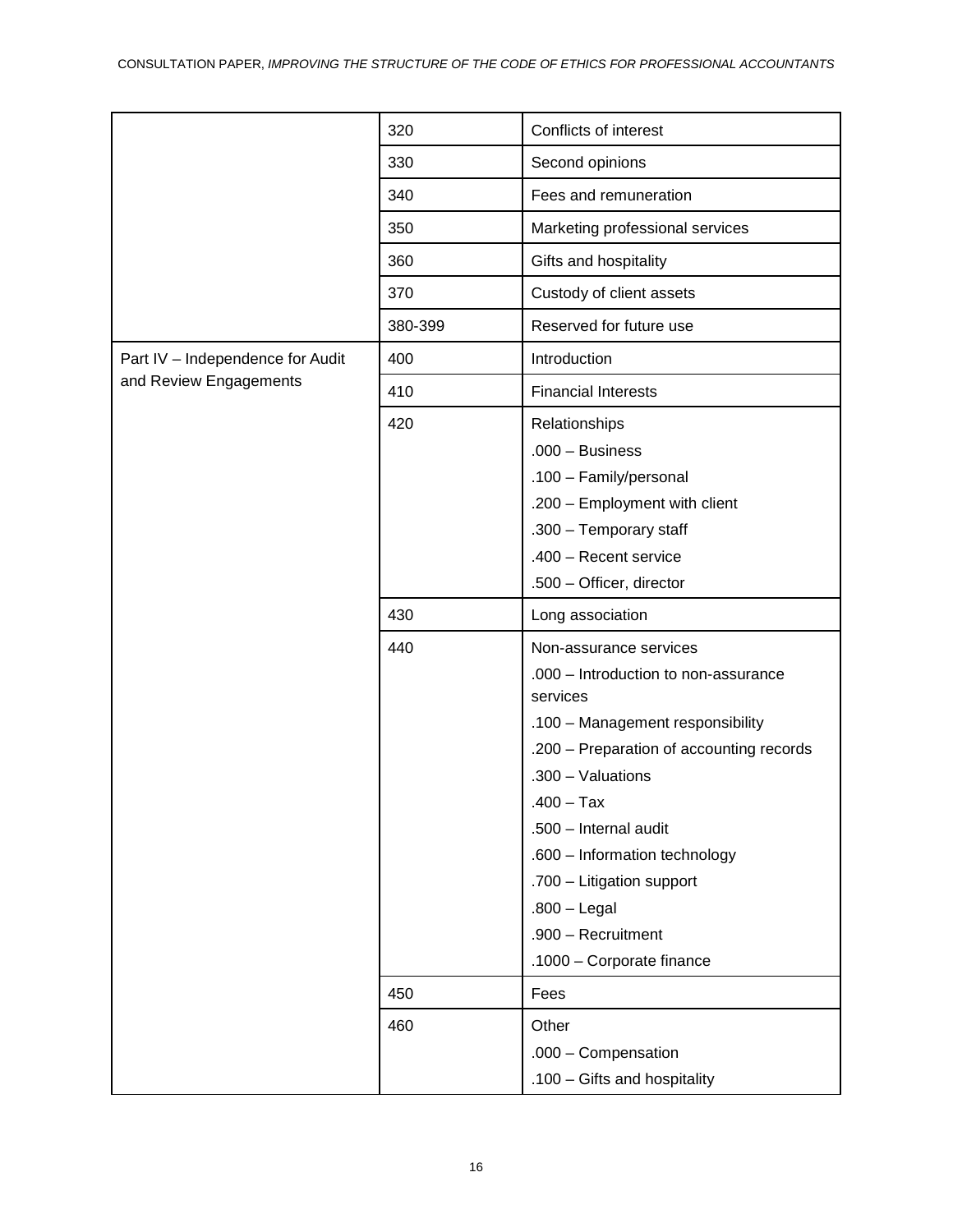| | | |
|---|---|---|
| | 320 | Conflicts of interest |
| | 330 | Second opinions |
| | 340 | Fees and remuneration |
| | 350 | Marketing professional services |
| | 360 | Gifts and hospitality |
| | 370 | Custody of client assets |
| | 380-399 | Reserved for future use |
| Part IV – Independence for Audit and Review Engagements | 400 | Introduction |
| | 410 | Financial Interests |
| | 420 | Relationships<br>.000 – Business<br>.100 – Family/personal<br>.200 – Employment with client<br>.300 – Temporary staff<br>.400 – Recent service<br>.500 – Officer, director |
| | 430 | Long association |
| | 440 | Non-assurance services<br>.000 – Introduction to non-assurance services<br>.100 – Management responsibility<br>.200 – Preparation of accounting records<br>.300 – Valuations<br>.400 – Tax<br>.500 – Internal audit<br>.600 – Information technology<br>.700 – Litigation support<br>.800 – Legal<br>.900 – Recruitment<br>.1000 – Corporate finance |
| | 450 | Fees |
| | 460 | Other<br>.000 – Compensation<br>.100 – Gifts and hospitality |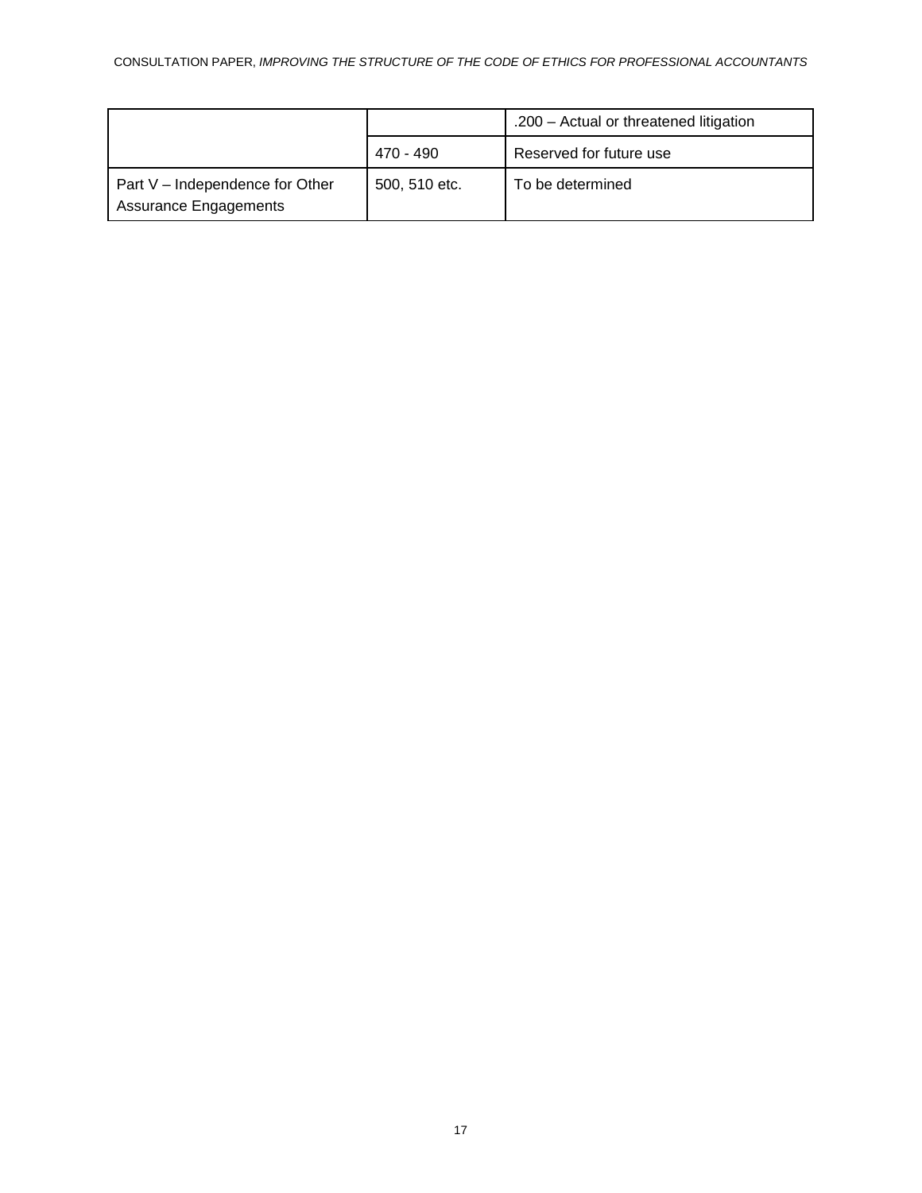| | | |
|---|---|---|
| | | .200 – Actual or threatened litigation |
| | 470 - 490 | Reserved for future use |
| Part V – Independence for Other Assurance Engagements | 500, 510 etc. | To be determined |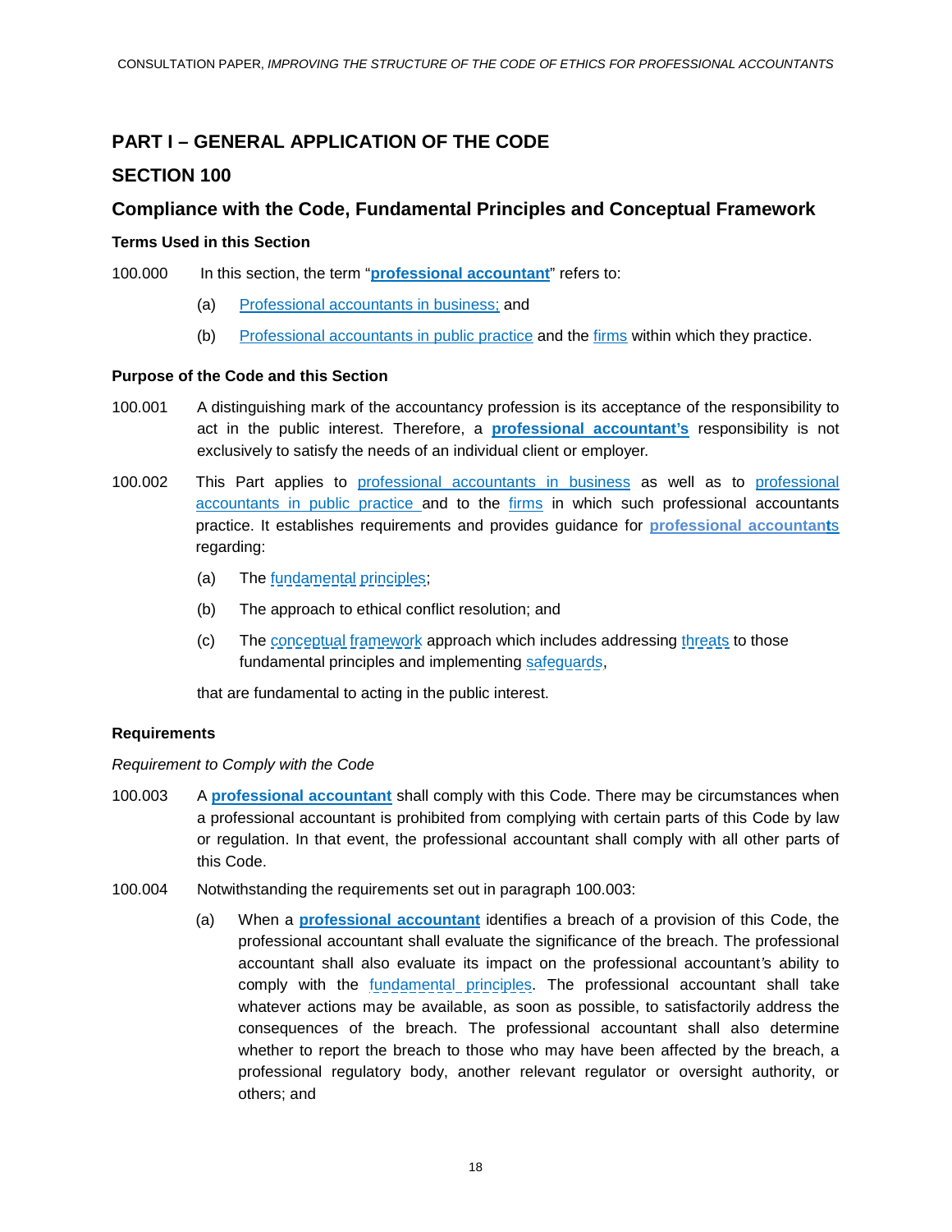# PART I – GENERAL APPLICATION OF THE CODE

## SECTION 100

## Compliance with the Code, Fundamental Principles and Conceptual Framework

### Terms Used in this Section

100.000 In this section, the term "**professional accountant**" refers to:

(a) Professional accountants in business; and

(b) Professional accountants in public practice and the firms within which they practice.

### Purpose of the Code and this Section

100.001 A distinguishing mark of the accountancy profession is its acceptance of the responsibility to act in the public interest. Therefore, a **professional accountant's** responsibility is not exclusively to satisfy the needs of an individual client or employer.

100.002 This Part applies to professional accountants in business as well as to professional accountants in public practice and to the firms in which such professional accountants practice. It establishes requirements and provides guidance for **professional accountants** regarding:

(a) The fundamental principles;

(b) The approach to ethical conflict resolution; and

(c) The conceptual framework approach which includes addressing threats to those fundamental principles and implementing safeguards,

that are fundamental to acting in the public interest.

### Requirements

*Requirement to Comply with the Code*

100.003 A **professional accountant** shall comply with this Code. There may be circumstances when a professional accountant is prohibited from complying with certain parts of this Code by law or regulation. In that event, the professional accountant shall comply with all other parts of this Code.

100.004 Notwithstanding the requirements set out in paragraph 100.003:

(a) When a **professional accountant** identifies a breach of a provision of this Code, the professional accountant shall evaluate the significance of the breach. The professional accountant shall also evaluate its impact on the professional accountant's ability to comply with the fundamental principles. The professional accountant shall take whatever actions may be available, as soon as possible, to satisfactorily address the consequences of the breach. The professional accountant shall also determine whether to report the breach to those who may have been affected by the breach, a professional regulatory body, another relevant regulator or oversight authority, or others; and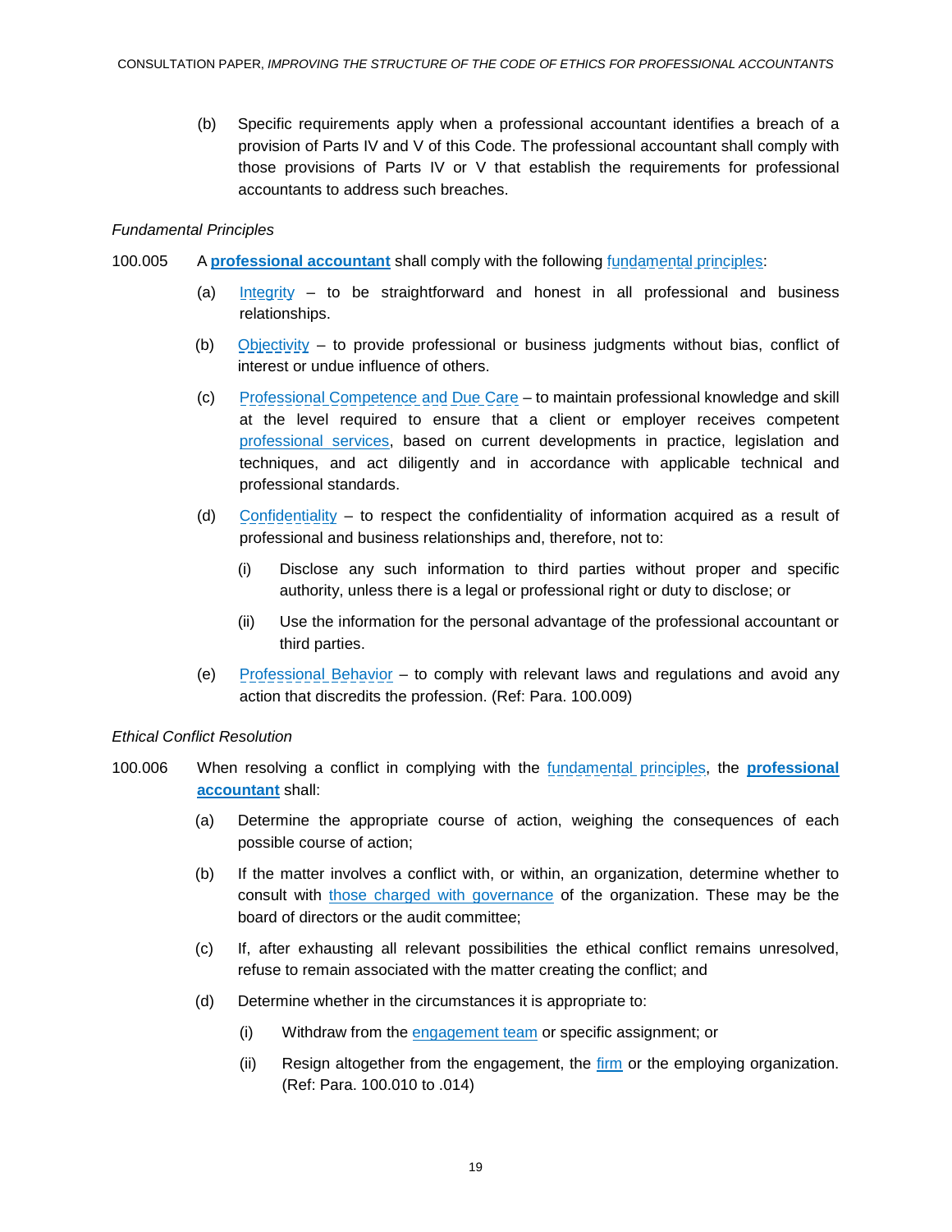(b) Specific requirements apply when a professional accountant identifies a breach of a provision of Parts IV and V of this Code. The professional accountant shall comply with those provisions of Parts IV or V that establish the requirements for professional accountants to address such breaches.

*Fundamental Principles*

100.005 A **professional accountant** shall comply with the following fundamental principles:

(a) Integrity – to be straightforward and honest in all professional and business relationships.

(b) Objectivity – to provide professional or business judgments without bias, conflict of interest or undue influence of others.

(c) Professional Competence and Due Care – to maintain professional knowledge and skill at the level required to ensure that a client or employer receives competent professional services, based on current developments in practice, legislation and techniques, and act diligently and in accordance with applicable technical and professional standards.

(d) Confidentiality – to respect the confidentiality of information acquired as a result of professional and business relationships and, therefore, not to:

(i) Disclose any such information to third parties without proper and specific authority, unless there is a legal or professional right or duty to disclose; or

(ii) Use the information for the personal advantage of the professional accountant or third parties.

(e) Professional Behavior – to comply with relevant laws and regulations and avoid any action that discredits the profession. (Ref: Para. 100.009)

*Ethical Conflict Resolution*

100.006 When resolving a conflict in complying with the fundamental principles, the **professional accountant** shall:

(a) Determine the appropriate course of action, weighing the consequences of each possible course of action;

(b) If the matter involves a conflict with, or within, an organization, determine whether to consult with those charged with governance of the organization. These may be the board of directors or the audit committee;

(c) If, after exhausting all relevant possibilities the ethical conflict remains unresolved, refuse to remain associated with the matter creating the conflict; and

(d) Determine whether in the circumstances it is appropriate to:

(i) Withdraw from the engagement team or specific assignment; or

(ii) Resign altogether from the engagement, the firm or the employing organization. (Ref: Para. 100.010 to .014)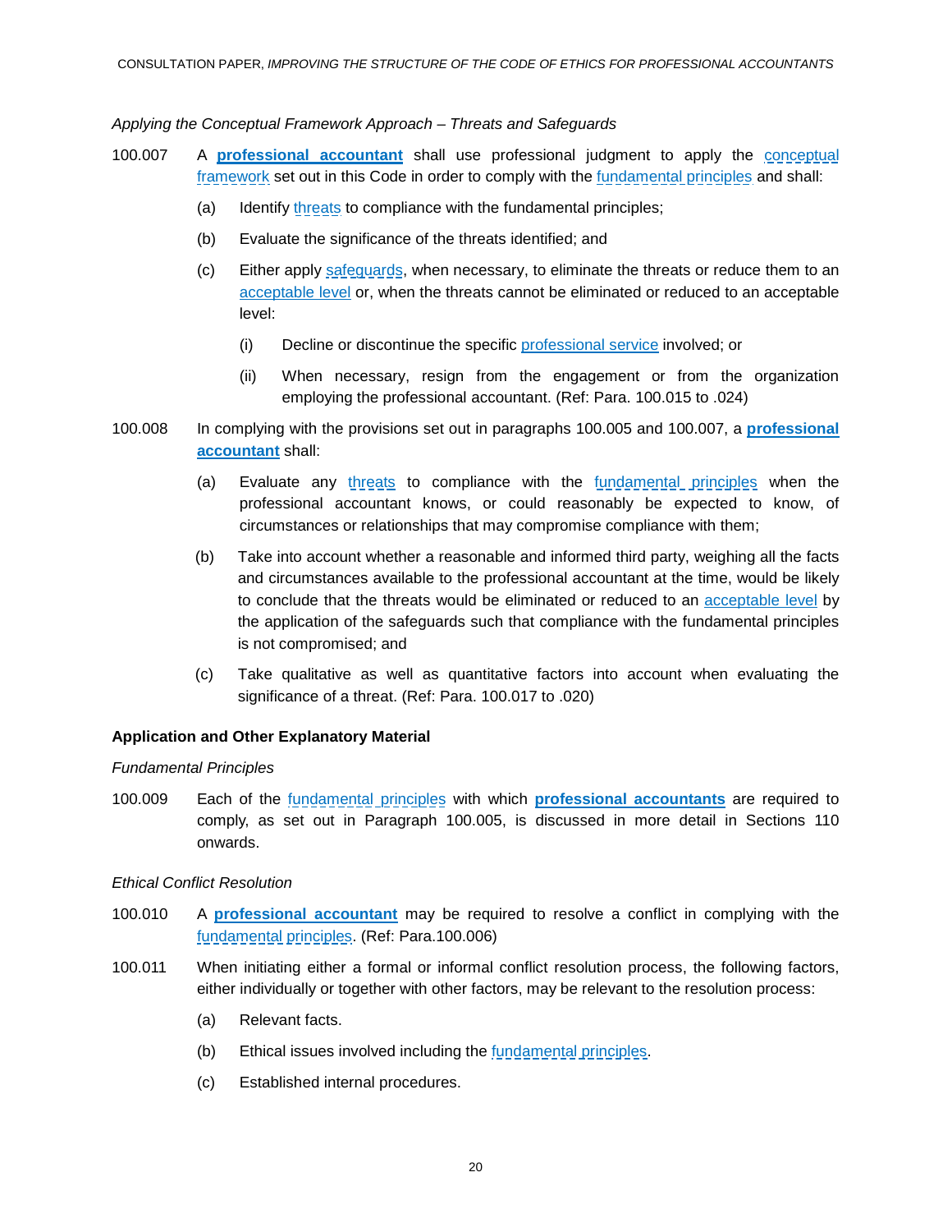*Applying the Conceptual Framework Approach – Threats and Safeguards*

100.007 A **professional accountant** shall use professional judgment to apply the conceptual framework set out in this Code in order to comply with the fundamental principles and shall:

(a) Identify threats to compliance with the fundamental principles;

(b) Evaluate the significance of the threats identified; and

(c) Either apply safeguards, when necessary, to eliminate the threats or reduce them to an acceptable level or, when the threats cannot be eliminated or reduced to an acceptable level:

(i) Decline or discontinue the specific professional service involved; or

(ii) When necessary, resign from the engagement or from the organization employing the professional accountant. (Ref: Para. 100.015 to .024)

100.008 In complying with the provisions set out in paragraphs 100.005 and 100.007, a **professional accountant** shall:

(a) Evaluate any threats to compliance with the fundamental principles when the professional accountant knows, or could reasonably be expected to know, of circumstances or relationships that may compromise compliance with them;

(b) Take into account whether a reasonable and informed third party, weighing all the facts and circumstances available to the professional accountant at the time, would be likely to conclude that the threats would be eliminated or reduced to an acceptable level by the application of the safeguards such that compliance with the fundamental principles is not compromised; and

(c) Take qualitative as well as quantitative factors into account when evaluating the significance of a threat. (Ref: Para. 100.017 to .020)

**Application and Other Explanatory Material**

*Fundamental Principles*

100.009 Each of the fundamental principles with which **professional accountants** are required to comply, as set out in Paragraph 100.005, is discussed in more detail in Sections 110 onwards.

*Ethical Conflict Resolution*

100.010 A **professional accountant** may be required to resolve a conflict in complying with the fundamental principles. (Ref: Para.100.006)

100.011 When initiating either a formal or informal conflict resolution process, the following factors, either individually or together with other factors, may be relevant to the resolution process:

(a) Relevant facts.

(b) Ethical issues involved including the fundamental principles.

(c) Established internal procedures.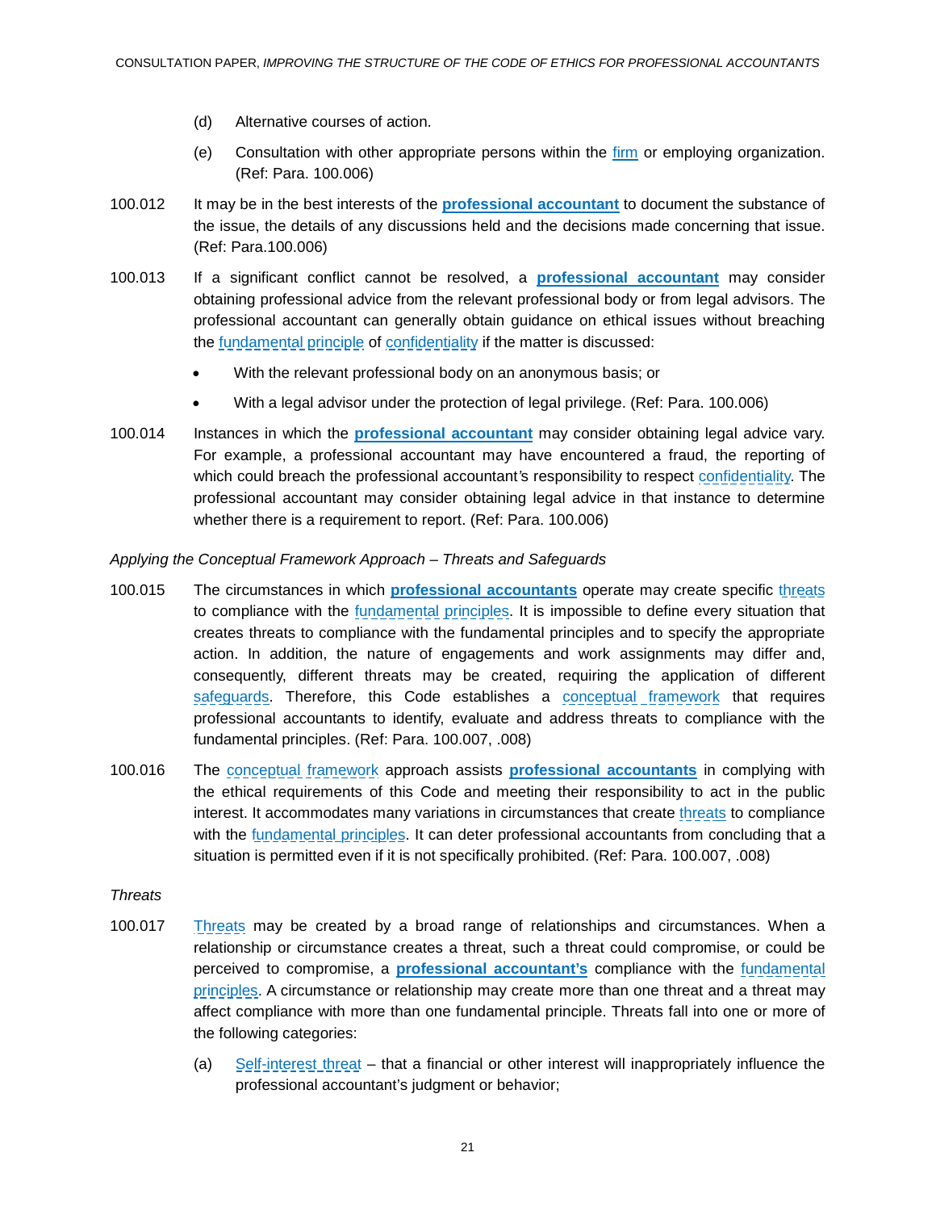(d) Alternative courses of action.

(e) Consultation with other appropriate persons within the firm or employing organization. (Ref: Para. 100.006)

100.012 It may be in the best interests of the **professional accountant** to document the substance of the issue, the details of any discussions held and the decisions made concerning that issue. (Ref: Para.100.006)

100.013 If a significant conflict cannot be resolved, a **professional accountant** may consider obtaining professional advice from the relevant professional body or from legal advisors. The professional accountant can generally obtain guidance on ethical issues without breaching the fundamental principle of confidentiality if the matter is discussed:

- With the relevant professional body on an anonymous basis; or
- With a legal advisor under the protection of legal privilege. (Ref: Para. 100.006)

100.014 Instances in which the **professional accountant** may consider obtaining legal advice vary. For example, a professional accountant may have encountered a fraud, the reporting of which could breach the professional accountant's responsibility to respect confidentiality. The professional accountant may consider obtaining legal advice in that instance to determine whether there is a requirement to report. (Ref: Para. 100.006)

*Applying the Conceptual Framework Approach – Threats and Safeguards*

100.015 The circumstances in which **professional accountants** operate may create specific threats to compliance with the fundamental principles. It is impossible to define every situation that creates threats to compliance with the fundamental principles and to specify the appropriate action. In addition, the nature of engagements and work assignments may differ and, consequently, different threats may be created, requiring the application of different safeguards. Therefore, this Code establishes a conceptual framework that requires professional accountants to identify, evaluate and address threats to compliance with the fundamental principles. (Ref: Para. 100.007, .008)

100.016 The conceptual framework approach assists **professional accountants** in complying with the ethical requirements of this Code and meeting their responsibility to act in the public interest. It accommodates many variations in circumstances that create threats to compliance with the fundamental principles. It can deter professional accountants from concluding that a situation is permitted even if it is not specifically prohibited. (Ref: Para. 100.007, .008)

*Threats*

100.017 Threats may be created by a broad range of relationships and circumstances. When a relationship or circumstance creates a threat, such a threat could compromise, or could be perceived to compromise, a **professional accountant's** compliance with the fundamental principles. A circumstance or relationship may create more than one threat and a threat may affect compliance with more than one fundamental principle. Threats fall into one or more of the following categories:

(a) Self-interest threat – that a financial or other interest will inappropriately influence the professional accountant's judgment or behavior;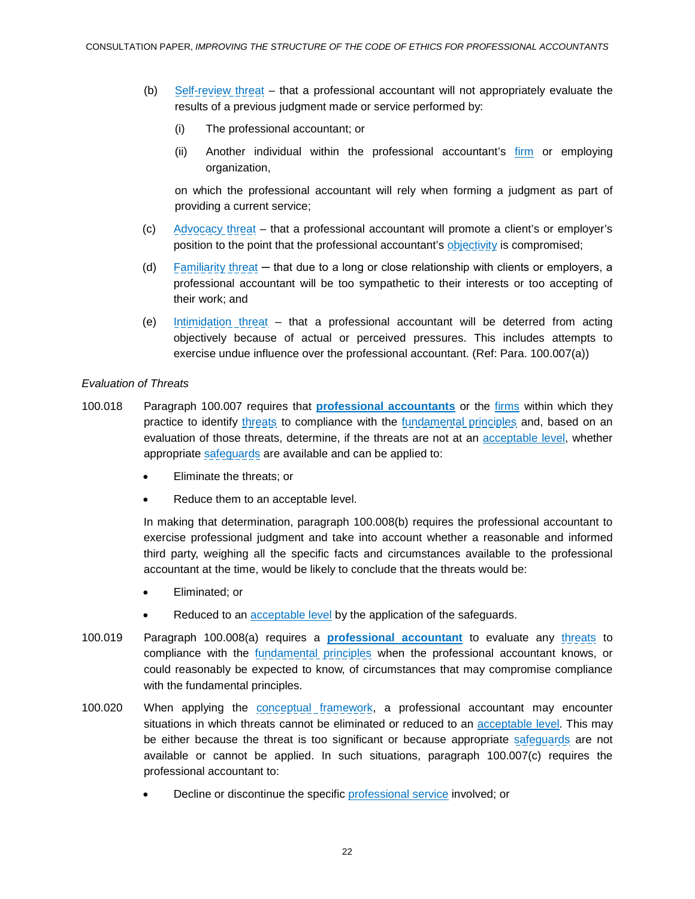(b) Self-review threat – that a professional accountant will not appropriately evaluate the results of a previous judgment made or service performed by:

   (i) The professional accountant; or

   (ii) Another individual within the professional accountant's firm or employing organization,

   on which the professional accountant will rely when forming a judgment as part of providing a current service;

(c) Advocacy threat – that a professional accountant will promote a client's or employer's position to the point that the professional accountant's objectivity is compromised;

(d) Familiarity threat — that due to a long or close relationship with clients or employers, a professional accountant will be too sympathetic to their interests or too accepting of their work; and

(e) Intimidation threat – that a professional accountant will be deterred from acting objectively because of actual or perceived pressures. This includes attempts to exercise undue influence over the professional accountant. (Ref: Para. 100.007(a))

*Evaluation of Threats*

100.018 Paragraph 100.007 requires that **professional accountants** or the firms within which they practice to identify threats to compliance with the fundamental principles and, based on an evaluation of those threats, determine, if the threats are not at an acceptable level, whether appropriate safeguards are available and can be applied to:

- Eliminate the threats; or
- Reduce them to an acceptable level.

In making that determination, paragraph 100.008(b) requires the professional accountant to exercise professional judgment and take into account whether a reasonable and informed third party, weighing all the specific facts and circumstances available to the professional accountant at the time, would be likely to conclude that the threats would be:

- Eliminated; or
- Reduced to an acceptable level by the application of the safeguards.

100.019 Paragraph 100.008(a) requires a **professional accountant** to evaluate any threats to compliance with the fundamental principles when the professional accountant knows, or could reasonably be expected to know, of circumstances that may compromise compliance with the fundamental principles.

100.020 When applying the conceptual framework, a professional accountant may encounter situations in which threats cannot be eliminated or reduced to an acceptable level. This may be either because the threat is too significant or because appropriate safeguards are not available or cannot be applied. In such situations, paragraph 100.007(c) requires the professional accountant to:

- Decline or discontinue the specific professional service involved; or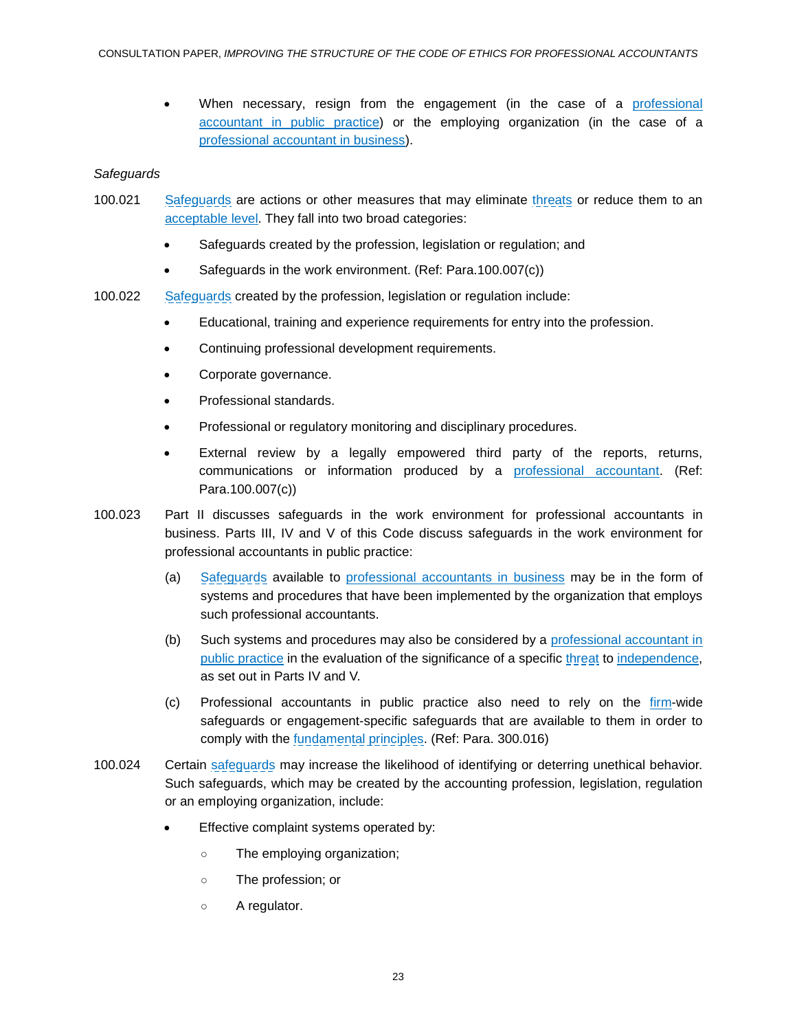- When necessary, resign from the engagement (in the case of a professional accountant in public practice) or the employing organization (in the case of a professional accountant in business).

*Safeguards*

100.021 Safeguards are actions or other measures that may eliminate threats or reduce them to an acceptable level. They fall into two broad categories:

- Safeguards created by the profession, legislation or regulation; and
- Safeguards in the work environment. (Ref: Para.100.007(c))

100.022 Safeguards created by the profession, legislation or regulation include:

- Educational, training and experience requirements for entry into the profession.
- Continuing professional development requirements.
- Corporate governance.
- Professional standards.
- Professional or regulatory monitoring and disciplinary procedures.
- External review by a legally empowered third party of the reports, returns, communications or information produced by a professional accountant. (Ref: Para.100.007(c))

100.023 Part II discusses safeguards in the work environment for professional accountants in business. Parts III, IV and V of this Code discuss safeguards in the work environment for professional accountants in public practice:

(a) Safeguards available to professional accountants in business may be in the form of systems and procedures that have been implemented by the organization that employs such professional accountants.

(b) Such systems and procedures may also be considered by a professional accountant in public practice in the evaluation of the significance of a specific threat to independence, as set out in Parts IV and V.

(c) Professional accountants in public practice also need to rely on the firm-wide safeguards or engagement-specific safeguards that are available to them in order to comply with the fundamental principles. (Ref: Para. 300.016)

100.024 Certain safeguards may increase the likelihood of identifying or deterring unethical behavior. Such safeguards, which may be created by the accounting profession, legislation, regulation or an employing organization, include:

- Effective complaint systems operated by:
  - The employing organization;
  - The profession; or
  - A regulator.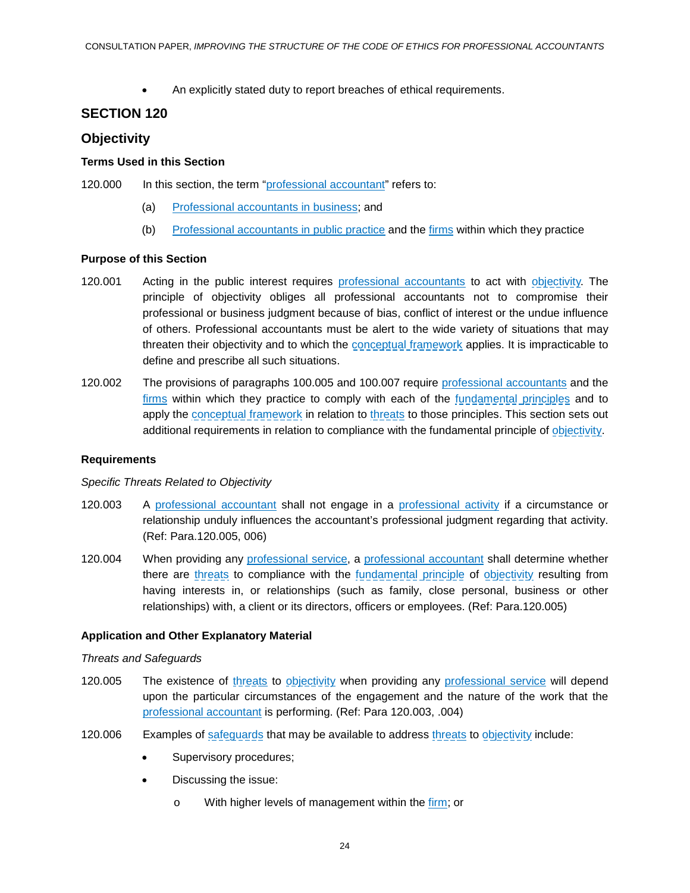- An explicitly stated duty to report breaches of ethical requirements.

## SECTION 120

## Objectivity

### Terms Used in this Section

120.000 In this section, the term "professional accountant" refers to:

(a) Professional accountants in business; and

(b) Professional accountants in public practice and the firms within which they practice

### Purpose of this Section

120.001 Acting in the public interest requires professional accountants to act with objectivity. The principle of objectivity obliges all professional accountants not to compromise their professional or business judgment because of bias, conflict of interest or the undue influence of others. Professional accountants must be alert to the wide variety of situations that may threaten their objectivity and to which the conceptual framework applies. It is impracticable to define and prescribe all such situations.

120.002 The provisions of paragraphs 100.005 and 100.007 require professional accountants and the firms within which they practice to comply with each of the fundamental principles and to apply the conceptual framework in relation to threats to those principles. This section sets out additional requirements in relation to compliance with the fundamental principle of objectivity.

### Requirements

*Specific Threats Related to Objectivity*

120.003 A professional accountant shall not engage in a professional activity if a circumstance or relationship unduly influences the accountant's professional judgment regarding that activity. (Ref: Para.120.005, 006)

120.004 When providing any professional service, a professional accountant shall determine whether there are threats to compliance with the fundamental principle of objectivity resulting from having interests in, or relationships (such as family, close personal, business or other relationships) with, a client or its directors, officers or employees. (Ref: Para.120.005)

### Application and Other Explanatory Material

*Threats and Safeguards*

120.005 The existence of threats to objectivity when providing any professional service will depend upon the particular circumstances of the engagement and the nature of the work that the professional accountant is performing. (Ref: Para 120.003, .004)

120.006 Examples of safeguards that may be available to address threats to objectivity include:

- Supervisory procedures;
- Discussing the issue:
  - o With higher levels of management within the firm; or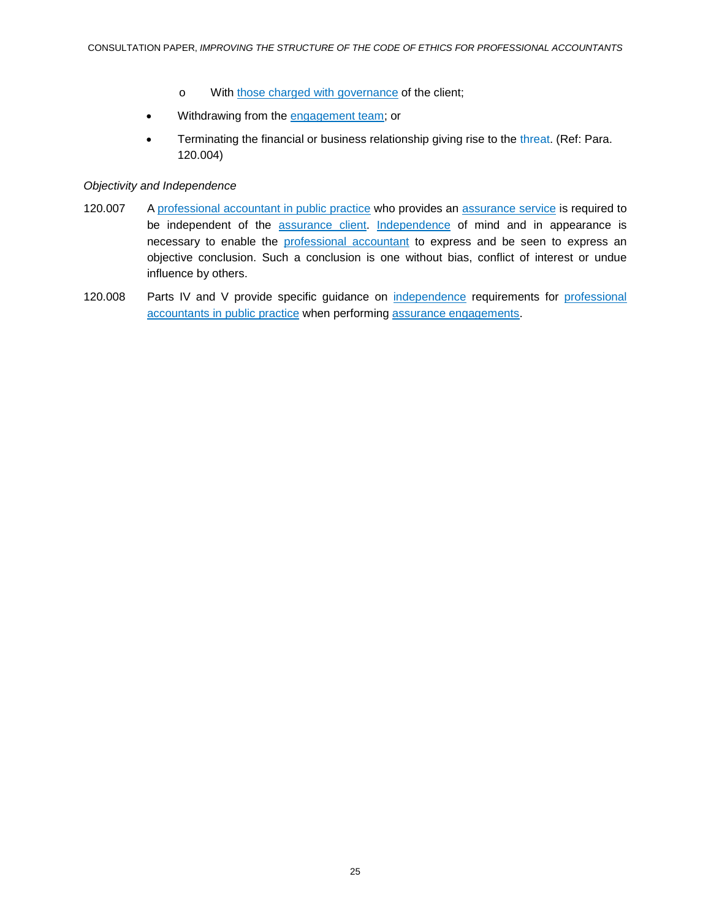- With those charged with governance of the client;

- Withdrawing from the engagement team; or
- Terminating the financial or business relationship giving rise to the threat. (Ref: Para. 120.004)

*Objectivity and Independence*

120.007 A professional accountant in public practice who provides an assurance service is required to be independent of the assurance client. Independence of mind and in appearance is necessary to enable the professional accountant to express and be seen to express an objective conclusion. Such a conclusion is one without bias, conflict of interest or undue influence by others.

120.008 Parts IV and V provide specific guidance on independence requirements for professional accountants in public practice when performing assurance engagements.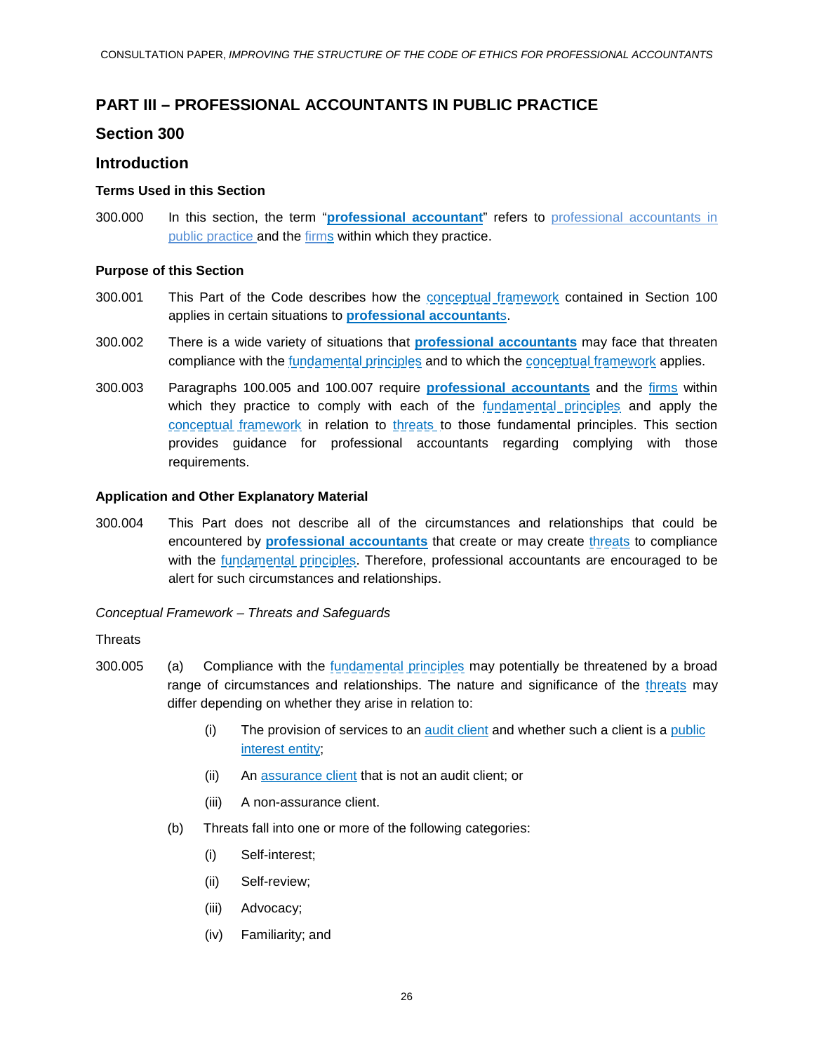# PART III – PROFESSIONAL ACCOUNTANTS IN PUBLIC PRACTICE

## Section 300

## Introduction

### Terms Used in this Section

300.000 In this section, the term "**professional accountant**" refers to professional accountants in public practice and the firms within which they practice.

### Purpose of this Section

300.001 This Part of the Code describes how the conceptual framework contained in Section 100 applies in certain situations to **professional accountants**.

300.002 There is a wide variety of situations that **professional accountants** may face that threaten compliance with the fundamental principles and to which the conceptual framework applies.

300.003 Paragraphs 100.005 and 100.007 require **professional accountants** and the firms within which they practice to comply with each of the fundamental principles and apply the conceptual framework in relation to threats to those fundamental principles. This section provides guidance for professional accountants regarding complying with those requirements.

### Application and Other Explanatory Material

300.004 This Part does not describe all of the circumstances and relationships that could be encountered by **professional accountants** that create or may create threats to compliance with the fundamental principles. Therefore, professional accountants are encouraged to be alert for such circumstances and relationships.

*Conceptual Framework – Threats and Safeguards*

Threats

300.005 (a) Compliance with the fundamental principles may potentially be threatened by a broad range of circumstances and relationships. The nature and significance of the threats may differ depending on whether they arise in relation to:

- (i) The provision of services to an audit client and whether such a client is a public interest entity;
- (ii) An assurance client that is not an audit client; or
- (iii) A non-assurance client.

(b) Threats fall into one or more of the following categories:

- (i) Self-interest;
- (ii) Self-review;
- (iii) Advocacy;
- (iv) Familiarity; and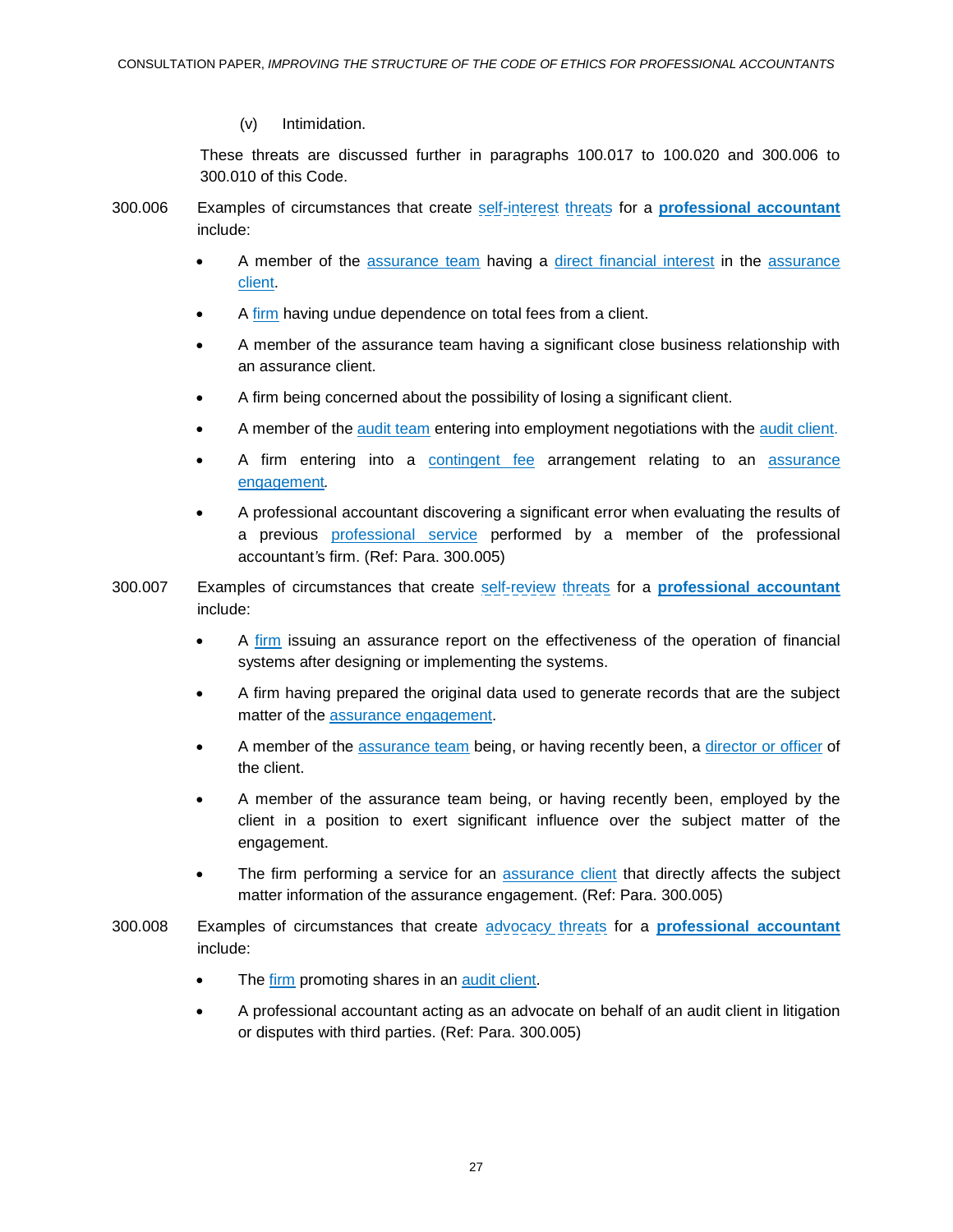(v) Intimidation.

These threats are discussed further in paragraphs 100.017 to 100.020 and 300.006 to 300.010 of this Code.

300.006 Examples of circumstances that create self-interest threats for a **professional accountant** include:

- A member of the assurance team having a direct financial interest in the assurance client.
- A firm having undue dependence on total fees from a client.
- A member of the assurance team having a significant close business relationship with an assurance client.
- A firm being concerned about the possibility of losing a significant client.
- A member of the audit team entering into employment negotiations with the audit client.
- A firm entering into a contingent fee arrangement relating to an assurance engagement.
- A professional accountant discovering a significant error when evaluating the results of a previous professional service performed by a member of the professional accountant's firm. (Ref: Para. 300.005)

300.007 Examples of circumstances that create self-review threats for a **professional accountant** include:

- A firm issuing an assurance report on the effectiveness of the operation of financial systems after designing or implementing the systems.
- A firm having prepared the original data used to generate records that are the subject matter of the assurance engagement.
- A member of the assurance team being, or having recently been, a director or officer of the client.
- A member of the assurance team being, or having recently been, employed by the client in a position to exert significant influence over the subject matter of the engagement.
- The firm performing a service for an assurance client that directly affects the subject matter information of the assurance engagement. (Ref: Para. 300.005)

300.008 Examples of circumstances that create advocacy threats for a **professional accountant** include:

- The firm promoting shares in an audit client.
- A professional accountant acting as an advocate on behalf of an audit client in litigation or disputes with third parties. (Ref: Para. 300.005)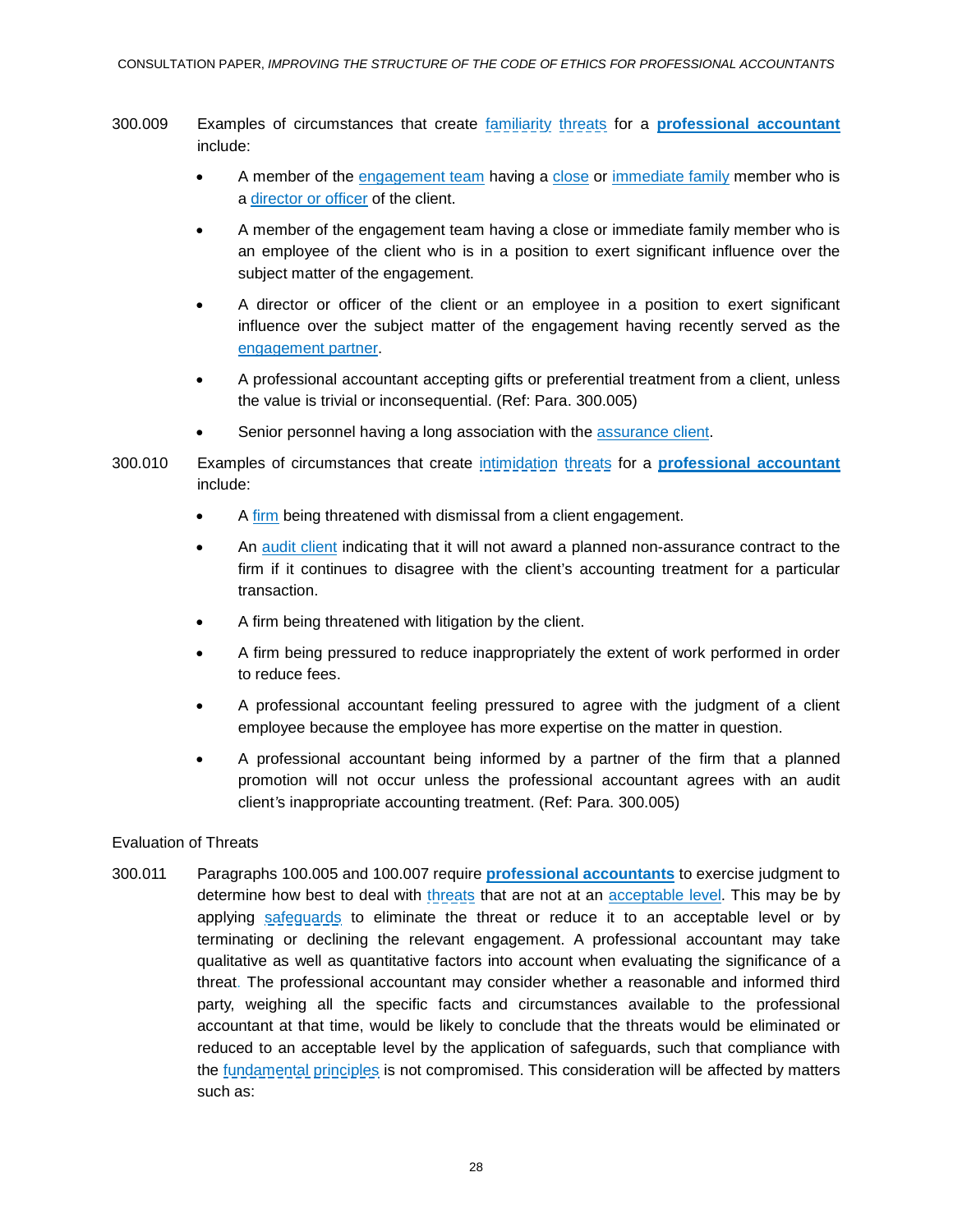300.009 Examples of circumstances that create familiarity threats for a **professional accountant** include:

- A member of the engagement team having a close or immediate family member who is a director or officer of the client.
- A member of the engagement team having a close or immediate family member who is an employee of the client who is in a position to exert significant influence over the subject matter of the engagement.
- A director or officer of the client or an employee in a position to exert significant influence over the subject matter of the engagement having recently served as the engagement partner.
- A professional accountant accepting gifts or preferential treatment from a client, unless the value is trivial or inconsequential. (Ref: Para. 300.005)
- Senior personnel having a long association with the assurance client.

300.010 Examples of circumstances that create intimidation threats for a **professional accountant** include:

- A firm being threatened with dismissal from a client engagement.
- An audit client indicating that it will not award a planned non-assurance contract to the firm if it continues to disagree with the client's accounting treatment for a particular transaction.
- A firm being threatened with litigation by the client.
- A firm being pressured to reduce inappropriately the extent of work performed in order to reduce fees.
- A professional accountant feeling pressured to agree with the judgment of a client employee because the employee has more expertise on the matter in question.
- A professional accountant being informed by a partner of the firm that a planned promotion will not occur unless the professional accountant agrees with an audit client's inappropriate accounting treatment. (Ref: Para. 300.005)

Evaluation of Threats

300.011 Paragraphs 100.005 and 100.007 require **professional accountants** to exercise judgment to determine how best to deal with threats that are not at an acceptable level. This may be by applying safeguards to eliminate the threat or reduce it to an acceptable level or by terminating or declining the relevant engagement. A professional accountant may take qualitative as well as quantitative factors into account when evaluating the significance of a threat. The professional accountant may consider whether a reasonable and informed third party, weighing all the specific facts and circumstances available to the professional accountant at that time, would be likely to conclude that the threats would be eliminated or reduced to an acceptable level by the application of safeguards, such that compliance with the fundamental principles is not compromised. This consideration will be affected by matters such as: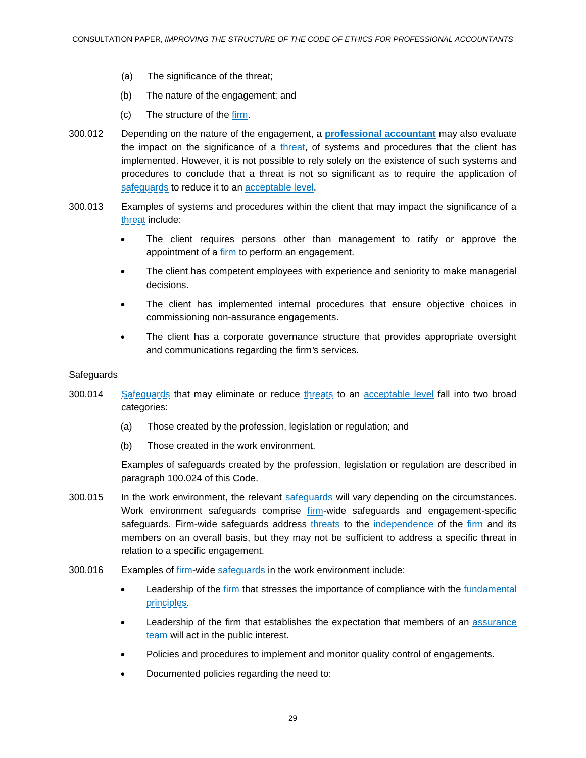(a) The significance of the threat;

(b) The nature of the engagement; and

(c) The structure of the firm.

300.012 Depending on the nature of the engagement, a **professional accountant** may also evaluate the impact on the significance of a threat, of systems and procedures that the client has implemented. However, it is not possible to rely solely on the existence of such systems and procedures to conclude that a threat is not so significant as to require the application of safeguards to reduce it to an acceptable level.

300.013 Examples of systems and procedures within the client that may impact the significance of a threat include:

- The client requires persons other than management to ratify or approve the appointment of a firm to perform an engagement.
- The client has competent employees with experience and seniority to make managerial decisions.
- The client has implemented internal procedures that ensure objective choices in commissioning non-assurance engagements.
- The client has a corporate governance structure that provides appropriate oversight and communications regarding the firm's services.

Safeguards

300.014 Safeguards that may eliminate or reduce threats to an acceptable level fall into two broad categories:

(a) Those created by the profession, legislation or regulation; and

(b) Those created in the work environment.

Examples of safeguards created by the profession, legislation or regulation are described in paragraph 100.024 of this Code.

300.015 In the work environment, the relevant safeguards will vary depending on the circumstances. Work environment safeguards comprise firm-wide safeguards and engagement-specific safeguards. Firm-wide safeguards address threats to the independence of the firm and its members on an overall basis, but they may not be sufficient to address a specific threat in relation to a specific engagement.

300.016 Examples of firm-wide safeguards in the work environment include:

- Leadership of the firm that stresses the importance of compliance with the fundamental principles.
- Leadership of the firm that establishes the expectation that members of an assurance team will act in the public interest.
- Policies and procedures to implement and monitor quality control of engagements.
- Documented policies regarding the need to: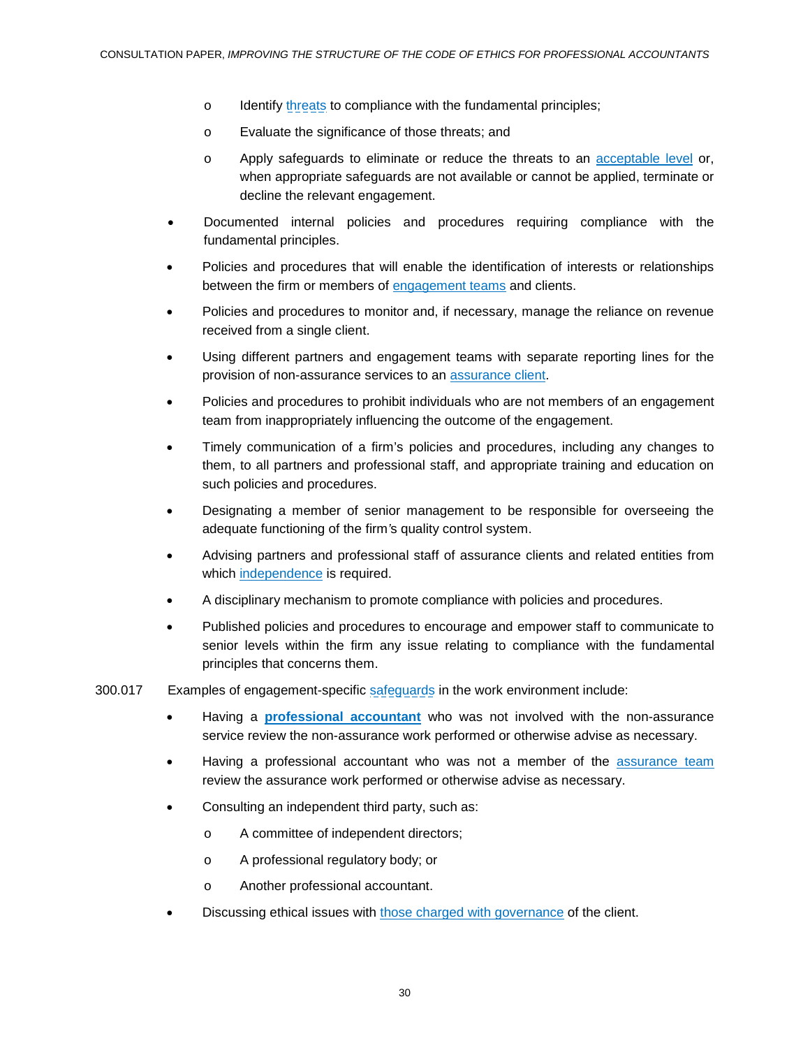- Identify threats to compliance with the fundamental principles;
  - Evaluate the significance of those threats; and
  - Apply safeguards to eliminate or reduce the threats to an acceptable level or, when appropriate safeguards are not available or cannot be applied, terminate or decline the relevant engagement.
- Documented internal policies and procedures requiring compliance with the fundamental principles.
- Policies and procedures that will enable the identification of interests or relationships between the firm or members of engagement teams and clients.
- Policies and procedures to monitor and, if necessary, manage the reliance on revenue received from a single client.
- Using different partners and engagement teams with separate reporting lines for the provision of non-assurance services to an assurance client.
- Policies and procedures to prohibit individuals who are not members of an engagement team from inappropriately influencing the outcome of the engagement.
- Timely communication of a firm's policies and procedures, including any changes to them, to all partners and professional staff, and appropriate training and education on such policies and procedures.
- Designating a member of senior management to be responsible for overseeing the adequate functioning of the firm's quality control system.
- Advising partners and professional staff of assurance clients and related entities from which independence is required.
- A disciplinary mechanism to promote compliance with policies and procedures.
- Published policies and procedures to encourage and empower staff to communicate to senior levels within the firm any issue relating to compliance with the fundamental principles that concerns them.

300.017 Examples of engagement-specific safeguards in the work environment include:

- Having a **professional accountant** who was not involved with the non-assurance service review the non-assurance work performed or otherwise advise as necessary.
- Having a professional accountant who was not a member of the assurance team review the assurance work performed or otherwise advise as necessary.
- Consulting an independent third party, such as:
  - A committee of independent directors;
  - A professional regulatory body; or
  - Another professional accountant.
- Discussing ethical issues with those charged with governance of the client.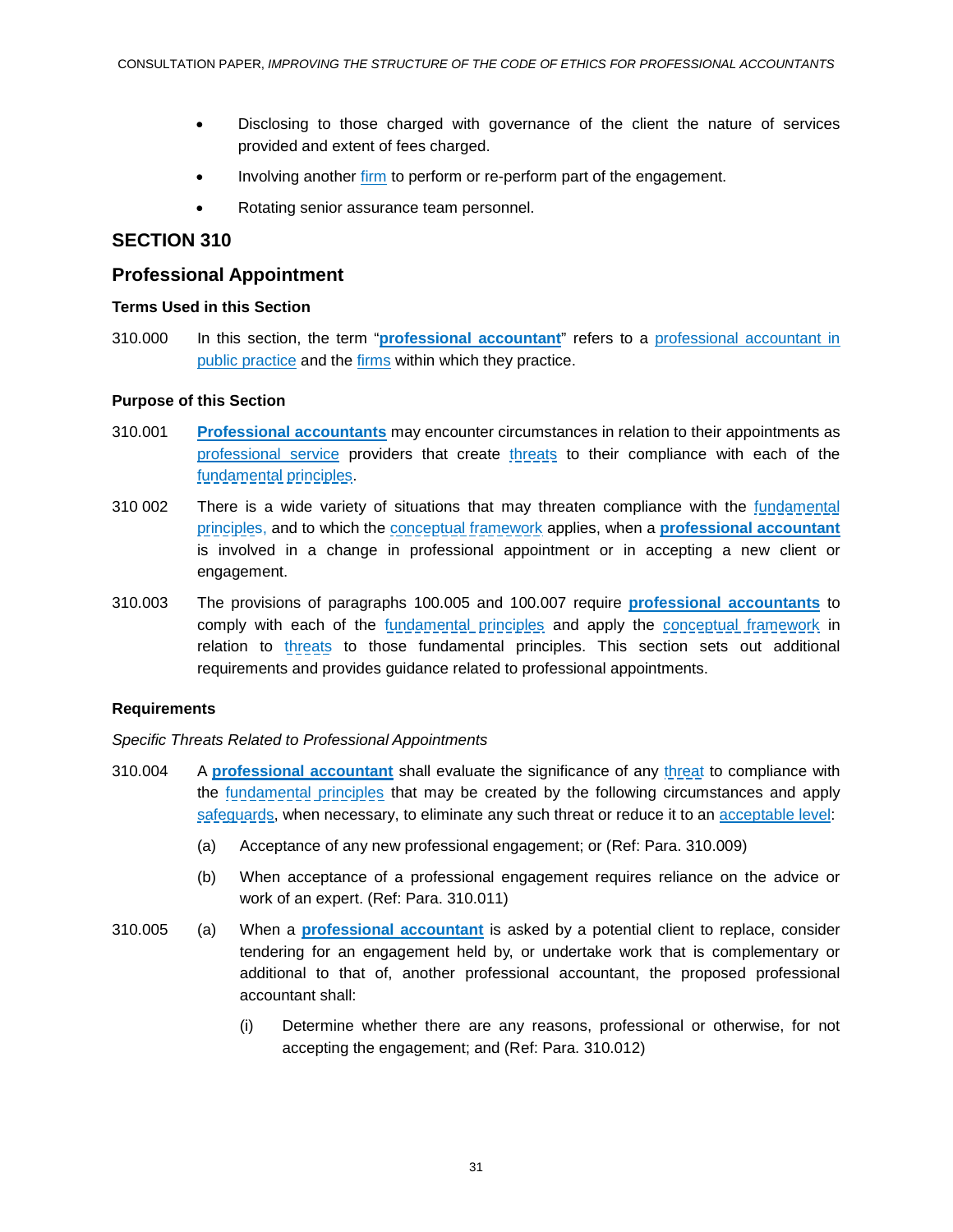- Disclosing to those charged with governance of the client the nature of services provided and extent of fees charged.
- Involving another firm to perform or re-perform part of the engagement.
- Rotating senior assurance team personnel.

## SECTION 310

## Professional Appointment

### Terms Used in this Section

310.000 In this section, the term "**professional accountant**" refers to a professional accountant in public practice and the firms within which they practice.

### Purpose of this Section

310.001 **Professional accountants** may encounter circumstances in relation to their appointments as professional service providers that create threats to their compliance with each of the fundamental principles.

310 002 There is a wide variety of situations that may threaten compliance with the fundamental principles, and to which the conceptual framework applies, when a **professional accountant** is involved in a change in professional appointment or in accepting a new client or engagement.

310.003 The provisions of paragraphs 100.005 and 100.007 require **professional accountants** to comply with each of the fundamental principles and apply the conceptual framework in relation to threats to those fundamental principles. This section sets out additional requirements and provides guidance related to professional appointments.

### Requirements

*Specific Threats Related to Professional Appointments*

310.004 A **professional accountant** shall evaluate the significance of any threat to compliance with the fundamental principles that may be created by the following circumstances and apply safeguards, when necessary, to eliminate any such threat or reduce it to an acceptable level:

(a) Acceptance of any new professional engagement; or (Ref: Para. 310.009)

(b) When acceptance of a professional engagement requires reliance on the advice or work of an expert. (Ref: Para. 310.011)

310.005 (a) When a **professional accountant** is asked by a potential client to replace, consider tendering for an engagement held by, or undertake work that is complementary or additional to that of, another professional accountant, the proposed professional accountant shall:

(i) Determine whether there are any reasons, professional or otherwise, for not accepting the engagement; and (Ref: Para. 310.012)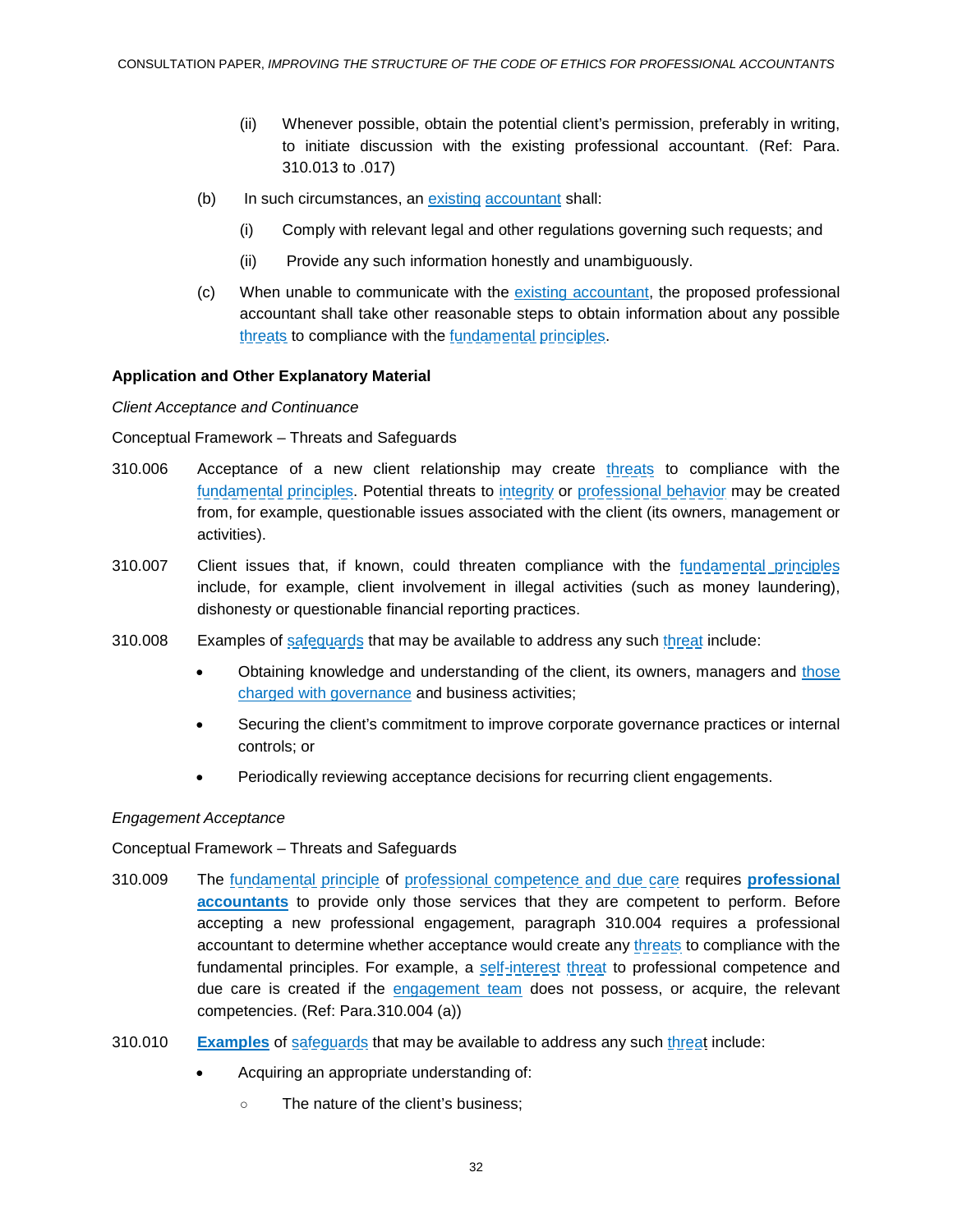(ii) Whenever possible, obtain the potential client's permission, preferably in writing, to initiate discussion with the existing professional accountant. (Ref: Para. 310.013 to .017)

(b) In such circumstances, an existing accountant shall:

(i) Comply with relevant legal and other regulations governing such requests; and

(ii) Provide any such information honestly and unambiguously.

(c) When unable to communicate with the existing accountant, the proposed professional accountant shall take other reasonable steps to obtain information about any possible threats to compliance with the fundamental principles.

**Application and Other Explanatory Material**

*Client Acceptance and Continuance*

Conceptual Framework – Threats and Safeguards

310.006 Acceptance of a new client relationship may create threats to compliance with the fundamental principles. Potential threats to integrity or professional behavior may be created from, for example, questionable issues associated with the client (its owners, management or activities).

310.007 Client issues that, if known, could threaten compliance with the fundamental principles include, for example, client involvement in illegal activities (such as money laundering), dishonesty or questionable financial reporting practices.

310.008 Examples of safeguards that may be available to address any such threat include:

- Obtaining knowledge and understanding of the client, its owners, managers and those charged with governance and business activities;
- Securing the client's commitment to improve corporate governance practices or internal controls; or
- Periodically reviewing acceptance decisions for recurring client engagements.

*Engagement Acceptance*

Conceptual Framework – Threats and Safeguards

310.009 The fundamental principle of professional competence and due care requires **professional accountants** to provide only those services that they are competent to perform. Before accepting a new professional engagement, paragraph 310.004 requires a professional accountant to determine whether acceptance would create any threats to compliance with the fundamental principles. For example, a self-interest threat to professional competence and due care is created if the engagement team does not possess, or acquire, the relevant competencies. (Ref: Para.310.004 (a))

310.010 **Examples** of safeguards that may be available to address any such threat include:

- Acquiring an appropriate understanding of:
  - The nature of the client's business;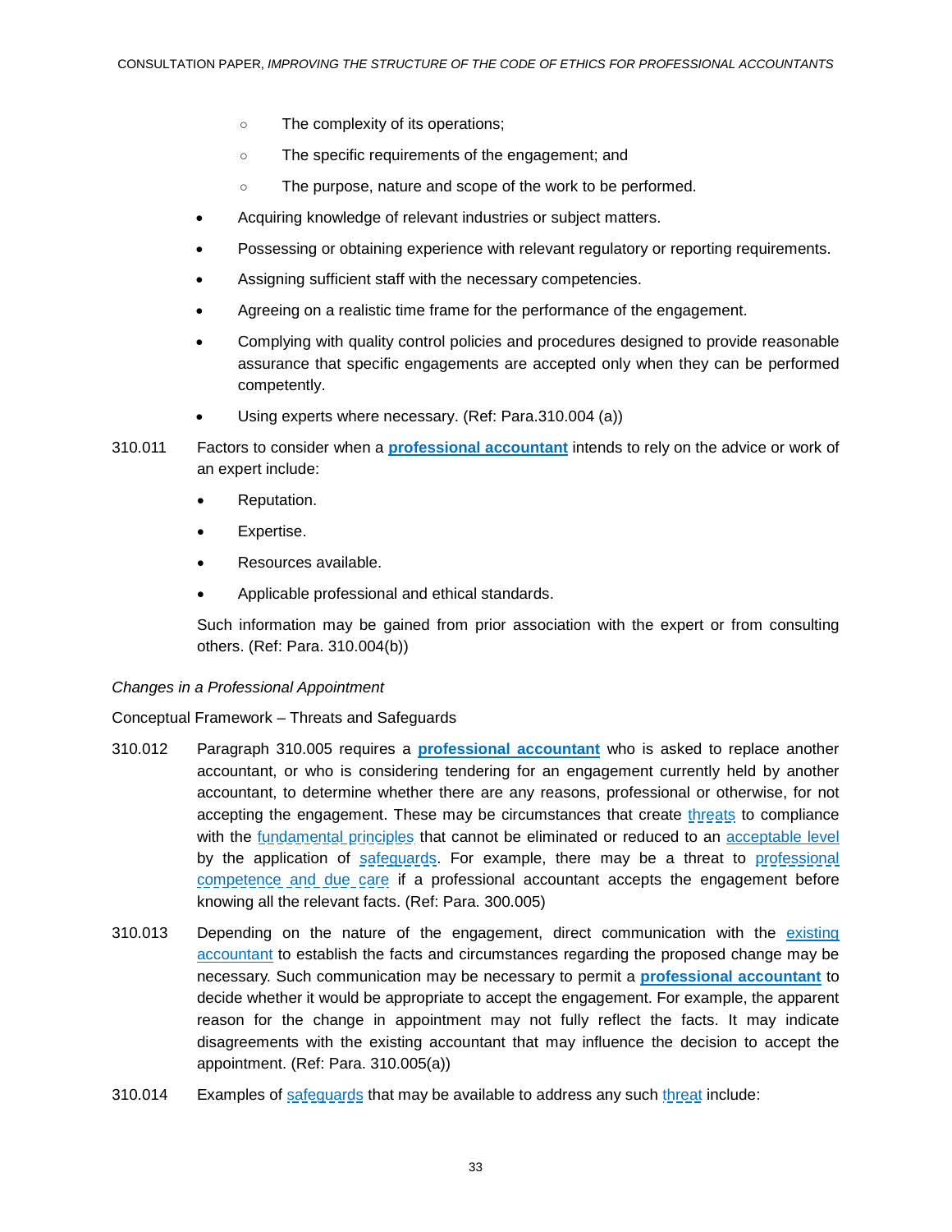- The complexity of its operations;
    - The specific requirements of the engagement; and
    - The purpose, nature and scope of the work to be performed.
- Acquiring knowledge of relevant industries or subject matters.
- Possessing or obtaining experience with relevant regulatory or reporting requirements.
- Assigning sufficient staff with the necessary competencies.
- Agreeing on a realistic time frame for the performance of the engagement.
- Complying with quality control policies and procedures designed to provide reasonable assurance that specific engagements are accepted only when they can be performed competently.
- Using experts where necessary. (Ref: Para.310.004 (a))

310.011 Factors to consider when a **professional accountant** intends to rely on the advice or work of an expert include:

- Reputation.
- Expertise.
- Resources available.
- Applicable professional and ethical standards.

Such information may be gained from prior association with the expert or from consulting others. (Ref: Para. 310.004(b))

*Changes in a Professional Appointment*

Conceptual Framework – Threats and Safeguards

310.012 Paragraph 310.005 requires a **professional accountant** who is asked to replace another accountant, or who is considering tendering for an engagement currently held by another accountant, to determine whether there are any reasons, professional or otherwise, for not accepting the engagement. These may be circumstances that create threats to compliance with the fundamental principles that cannot be eliminated or reduced to an acceptable level by the application of safeguards. For example, there may be a threat to professional competence and due care if a professional accountant accepts the engagement before knowing all the relevant facts. (Ref: Para. 300.005)

310.013 Depending on the nature of the engagement, direct communication with the existing accountant to establish the facts and circumstances regarding the proposed change may be necessary. Such communication may be necessary to permit a **professional accountant** to decide whether it would be appropriate to accept the engagement. For example, the apparent reason for the change in appointment may not fully reflect the facts. It may indicate disagreements with the existing accountant that may influence the decision to accept the appointment. (Ref: Para. 310.005(a))

310.014 Examples of safeguards that may be available to address any such threat include: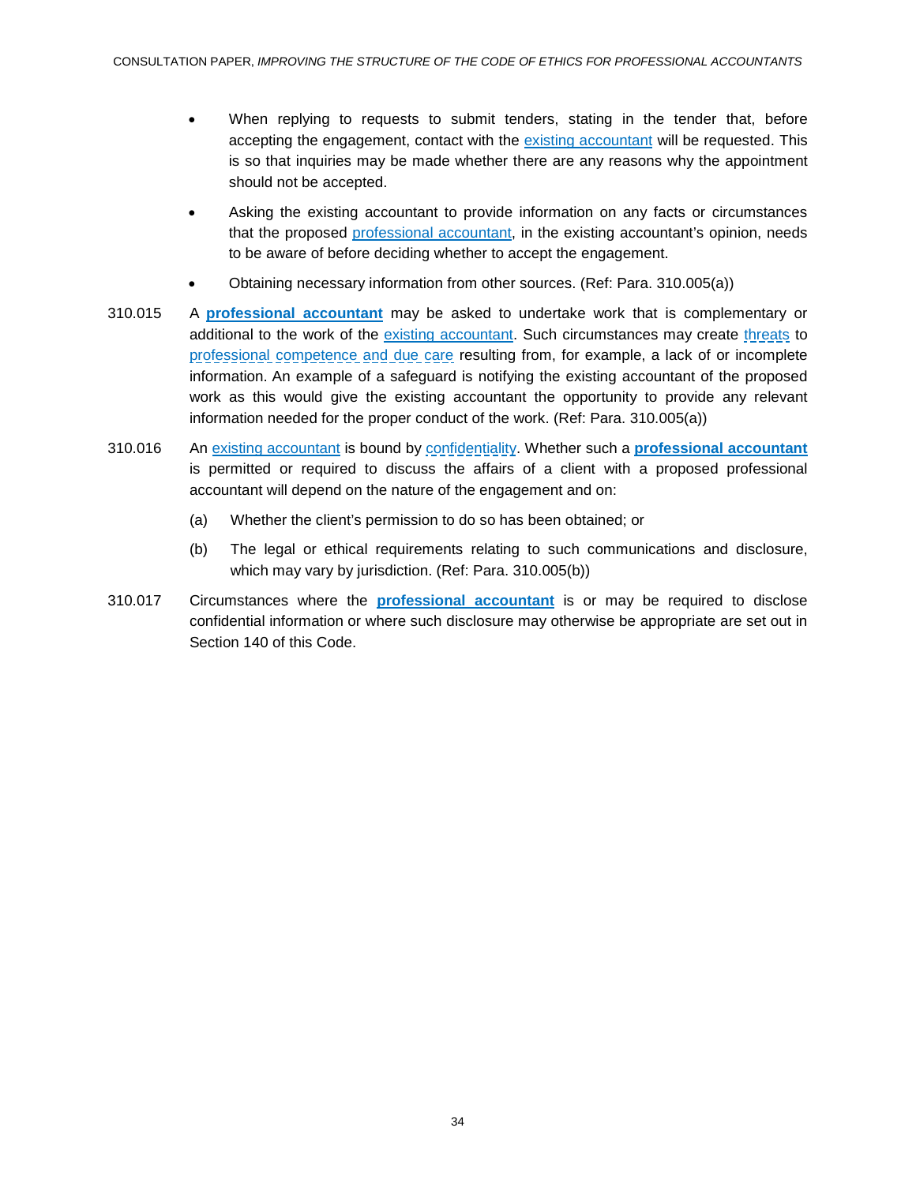- When replying to requests to submit tenders, stating in the tender that, before accepting the engagement, contact with the existing accountant will be requested. This is so that inquiries may be made whether there are any reasons why the appointment should not be accepted.
- Asking the existing accountant to provide information on any facts or circumstances that the proposed professional accountant, in the existing accountant's opinion, needs to be aware of before deciding whether to accept the engagement.
- Obtaining necessary information from other sources. (Ref: Para. 310.005(a))

310.015 A **professional accountant** may be asked to undertake work that is complementary or additional to the work of the existing accountant. Such circumstances may create threats to professional competence and due care resulting from, for example, a lack of or incomplete information. An example of a safeguard is notifying the existing accountant of the proposed work as this would give the existing accountant the opportunity to provide any relevant information needed for the proper conduct of the work. (Ref: Para. 310.005(a))

310.016 An existing accountant is bound by confidentiality. Whether such a **professional accountant** is permitted or required to discuss the affairs of a client with a proposed professional accountant will depend on the nature of the engagement and on:

(a) Whether the client's permission to do so has been obtained; or

(b) The legal or ethical requirements relating to such communications and disclosure, which may vary by jurisdiction. (Ref: Para. 310.005(b))

310.017 Circumstances where the **professional accountant** is or may be required to disclose confidential information or where such disclosure may otherwise be appropriate are set out in Section 140 of this Code.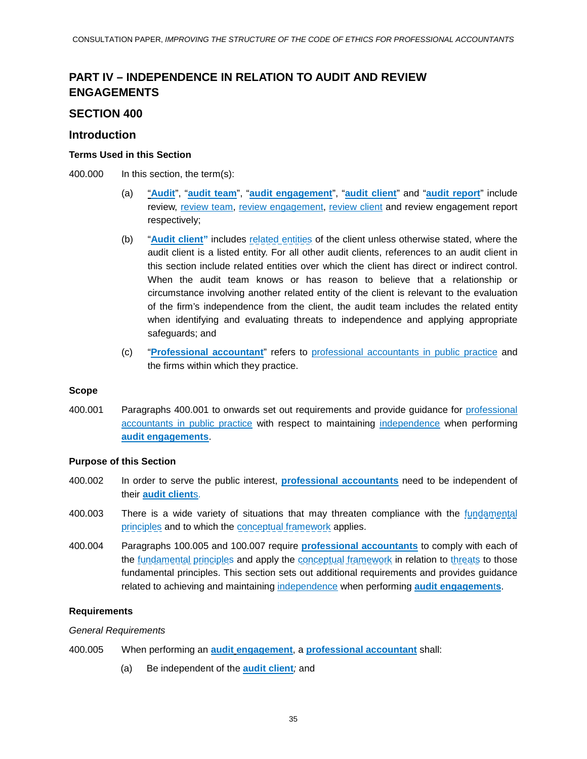# PART IV – INDEPENDENCE IN RELATION TO AUDIT AND REVIEW ENGAGEMENTS

## SECTION 400

## Introduction

### Terms Used in this Section

400.000 In this section, the term(s):

(a) "**Audit**", "**audit team**", "**audit engagement**", "**audit client**" and "**audit report**" include review, review team, review engagement, review client and review engagement report respectively;

(b) "**Audit client"** includes related entities of the client unless otherwise stated, where the audit client is a listed entity. For all other audit clients, references to an audit client in this section include related entities over which the client has direct or indirect control. When the audit team knows or has reason to believe that a relationship or circumstance involving another related entity of the client is relevant to the evaluation of the firm's independence from the client, the audit team includes the related entity when identifying and evaluating threats to independence and applying appropriate safeguards; and

(c) "**Professional accountant**" refers to professional accountants in public practice and the firms within which they practice.

### Scope

400.001 Paragraphs 400.001 to onwards set out requirements and provide guidance for professional accountants in public practice with respect to maintaining independence when performing **audit engagements**.

### Purpose of this Section

400.002 In order to serve the public interest, **professional accountants** need to be independent of their **audit clients**.

400.003 There is a wide variety of situations that may threaten compliance with the fundamental principles and to which the conceptual framework applies.

400.004 Paragraphs 100.005 and 100.007 require **professional accountants** to comply with each of the fundamental principles and apply the conceptual framework in relation to threats to those fundamental principles. This section sets out additional requirements and provides guidance related to achieving and maintaining independence when performing **audit engagements**.

### Requirements

*General Requirements*

400.005 When performing an **audit engagement**, a **professional accountant** shall:

(a) Be independent of the **audit client***;* and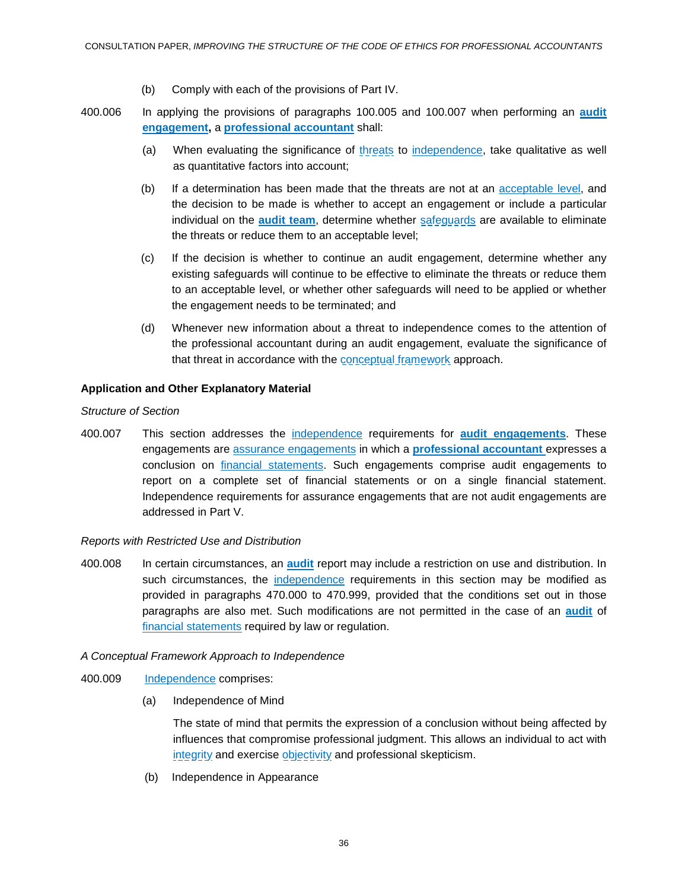(b) Comply with each of the provisions of Part IV.

400.006 In applying the provisions of paragraphs 100.005 and 100.007 when performing an **audit engagement,** a **professional accountant** shall:

(a) When evaluating the significance of threats to independence, take qualitative as well as quantitative factors into account;

(b) If a determination has been made that the threats are not at an acceptable level, and the decision to be made is whether to accept an engagement or include a particular individual on the **audit team**, determine whether safeguards are available to eliminate the threats or reduce them to an acceptable level;

(c) If the decision is whether to continue an audit engagement, determine whether any existing safeguards will continue to be effective to eliminate the threats or reduce them to an acceptable level, or whether other safeguards will need to be applied or whether the engagement needs to be terminated; and

(d) Whenever new information about a threat to independence comes to the attention of the professional accountant during an audit engagement, evaluate the significance of that threat in accordance with the conceptual framework approach.

**Application and Other Explanatory Material**

*Structure of Section*

400.007 This section addresses the independence requirements for **audit engagements**. These engagements are assurance engagements in which a **professional accountant** expresses a conclusion on financial statements. Such engagements comprise audit engagements to report on a complete set of financial statements or on a single financial statement. Independence requirements for assurance engagements that are not audit engagements are addressed in Part V.

*Reports with Restricted Use and Distribution*

400.008 In certain circumstances, an **audit** report may include a restriction on use and distribution. In such circumstances, the independence requirements in this section may be modified as provided in paragraphs 470.000 to 470.999, provided that the conditions set out in those paragraphs are also met. Such modifications are not permitted in the case of an **audit** of financial statements required by law or regulation.

*A Conceptual Framework Approach to Independence*

400.009 Independence comprises:

(a) Independence of Mind

The state of mind that permits the expression of a conclusion without being affected by influences that compromise professional judgment. This allows an individual to act with integrity and exercise objectivity and professional skepticism.

(b) Independence in Appearance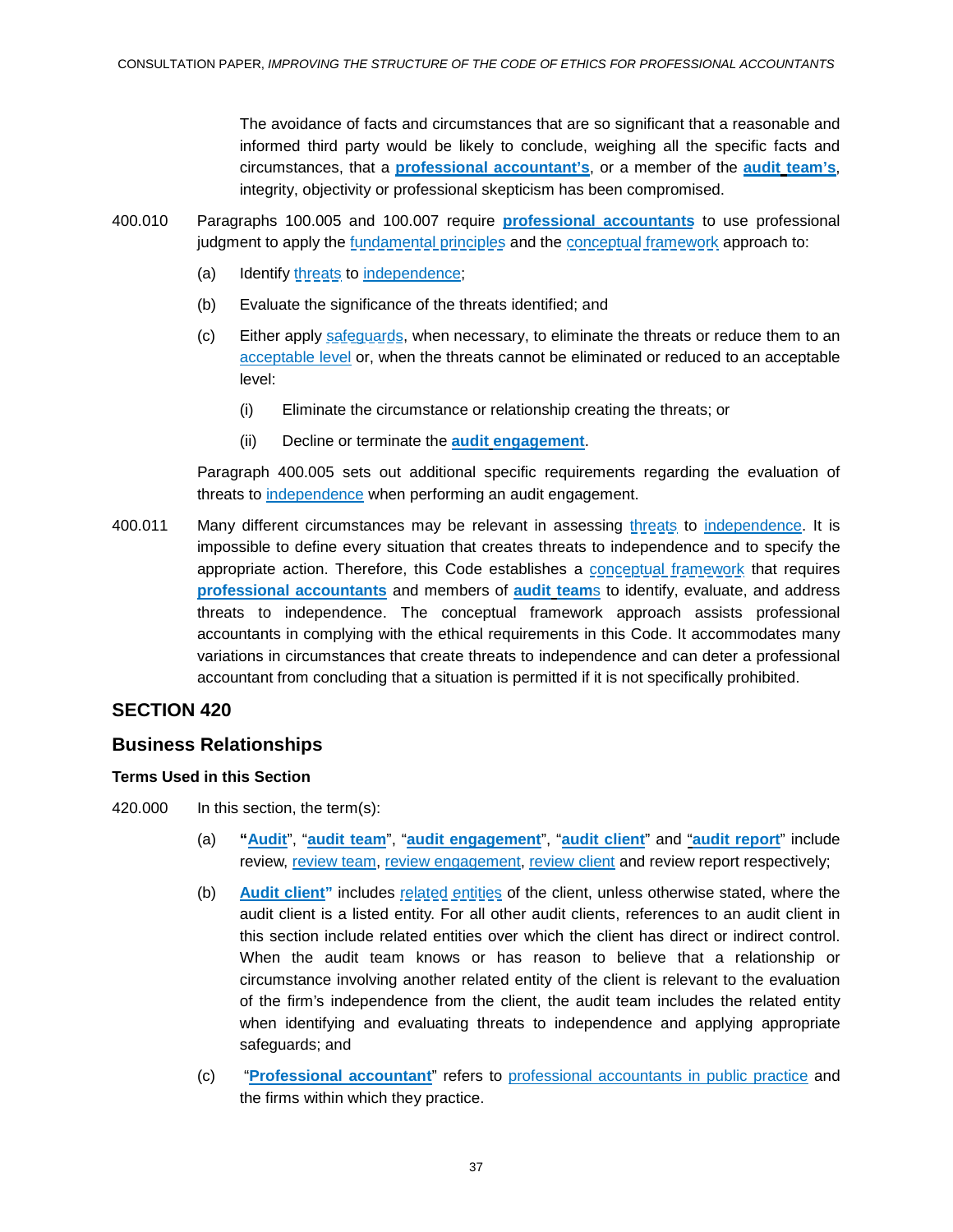The avoidance of facts and circumstances that are so significant that a reasonable and informed third party would be likely to conclude, weighing all the specific facts and circumstances, that a **professional accountant's**, or a member of the **audit team's**, integrity, objectivity or professional skepticism has been compromised.

400.010 Paragraphs 100.005 and 100.007 require **professional accountants** to use professional judgment to apply the fundamental principles and the conceptual framework approach to:

(a) Identify threats to independence;

(b) Evaluate the significance of the threats identified; and

(c) Either apply safeguards, when necessary, to eliminate the threats or reduce them to an acceptable level or, when the threats cannot be eliminated or reduced to an acceptable level:

(i) Eliminate the circumstance or relationship creating the threats; or

(ii) Decline or terminate the **audit engagement**.

Paragraph 400.005 sets out additional specific requirements regarding the evaluation of threats to independence when performing an audit engagement.

400.011 Many different circumstances may be relevant in assessing threats to independence. It is impossible to define every situation that creates threats to independence and to specify the appropriate action. Therefore, this Code establishes a conceptual framework that requires **professional accountants** and members of **audit teams** to identify, evaluate, and address threats to independence. The conceptual framework approach assists professional accountants in complying with the ethical requirements in this Code. It accommodates many variations in circumstances that create threats to independence and can deter a professional accountant from concluding that a situation is permitted if it is not specifically prohibited.

## SECTION 420

## Business Relationships

### Terms Used in this Section

420.000 In this section, the term(s):

(a) "**Audit**", "**audit team**", "**audit engagement**", "**audit client**" and "**audit report**" include review, review team, review engagement, review client and review report respectively;

(b) **Audit client"** includes related entities of the client, unless otherwise stated, where the audit client is a listed entity. For all other audit clients, references to an audit client in this section include related entities over which the client has direct or indirect control. When the audit team knows or has reason to believe that a relationship or circumstance involving another related entity of the client is relevant to the evaluation of the firm's independence from the client, the audit team includes the related entity when identifying and evaluating threats to independence and applying appropriate safeguards; and

(c) "**Professional accountant**" refers to professional accountants in public practice and the firms within which they practice.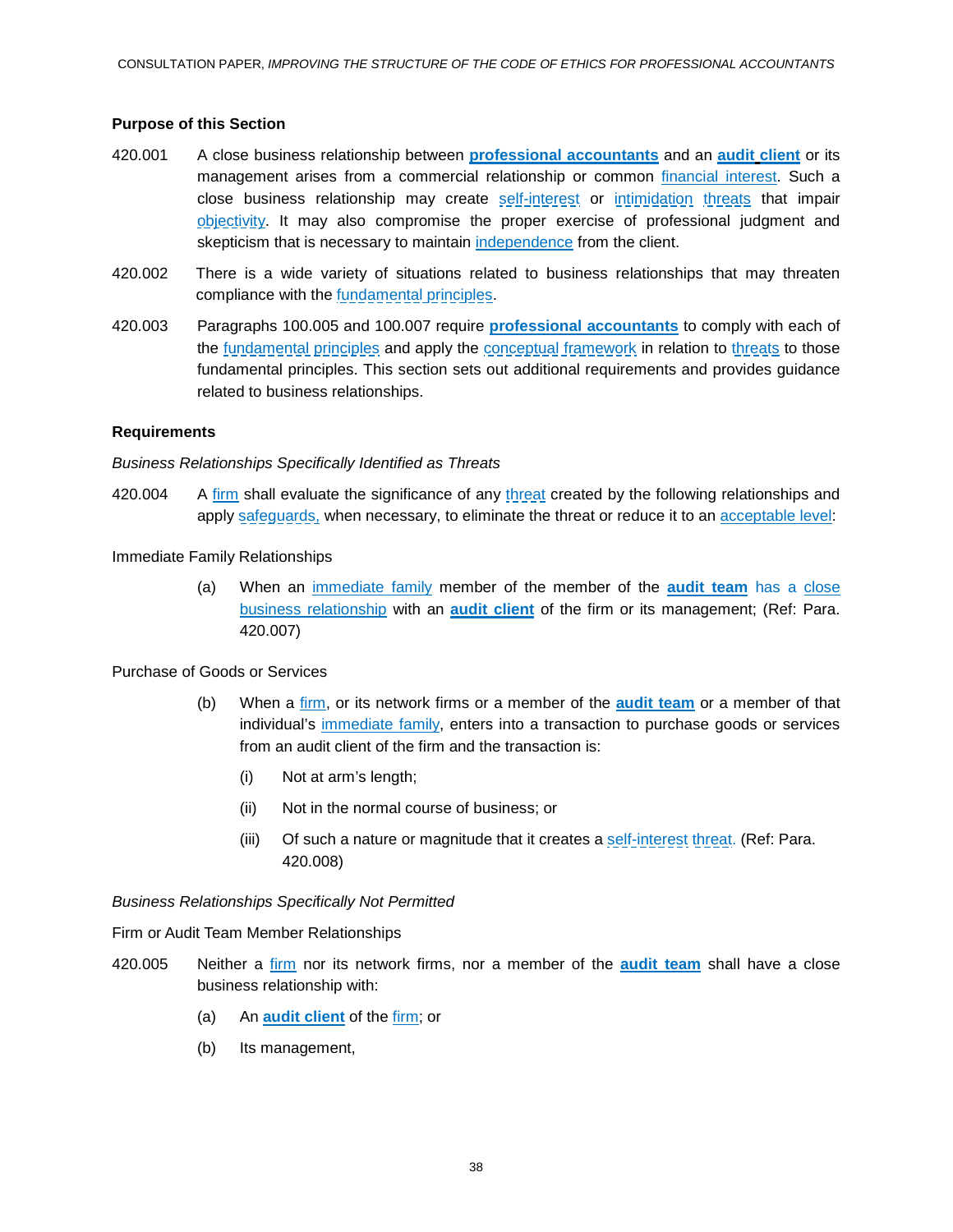### Purpose of this Section

420.001 A close business relationship between **professional accountants** and an **audit client** or its management arises from a commercial relationship or common financial interest. Such a close business relationship may create self-interest or intimidation threats that impair objectivity. It may also compromise the proper exercise of professional judgment and skepticism that is necessary to maintain independence from the client.

420.002 There is a wide variety of situations related to business relationships that may threaten compliance with the fundamental principles.

420.003 Paragraphs 100.005 and 100.007 require **professional accountants** to comply with each of the fundamental principles and apply the conceptual framework in relation to threats to those fundamental principles. This section sets out additional requirements and provides guidance related to business relationships.

### Requirements

*Business Relationships Specifically Identified as Threats*

420.004 A firm shall evaluate the significance of any threat created by the following relationships and apply safeguards, when necessary, to eliminate the threat or reduce it to an acceptable level:

Immediate Family Relationships

(a) When an immediate family member of the member of the **audit team** has a close business relationship with an **audit client** of the firm or its management; (Ref: Para. 420.007)

Purchase of Goods or Services

(b) When a firm, or its network firms or a member of the **audit team** or a member of that individual's immediate family, enters into a transaction to purchase goods or services from an audit client of the firm and the transaction is:

(i) Not at arm's length;

(ii) Not in the normal course of business; or

(iii) Of such a nature or magnitude that it creates a self-interest threat. (Ref: Para. 420.008)

*Business Relationships Specifically Not Permitted*

Firm or Audit Team Member Relationships

420.005 Neither a firm nor its network firms, nor a member of the **audit team** shall have a close business relationship with:

(a) An **audit client** of the firm; or

(b) Its management,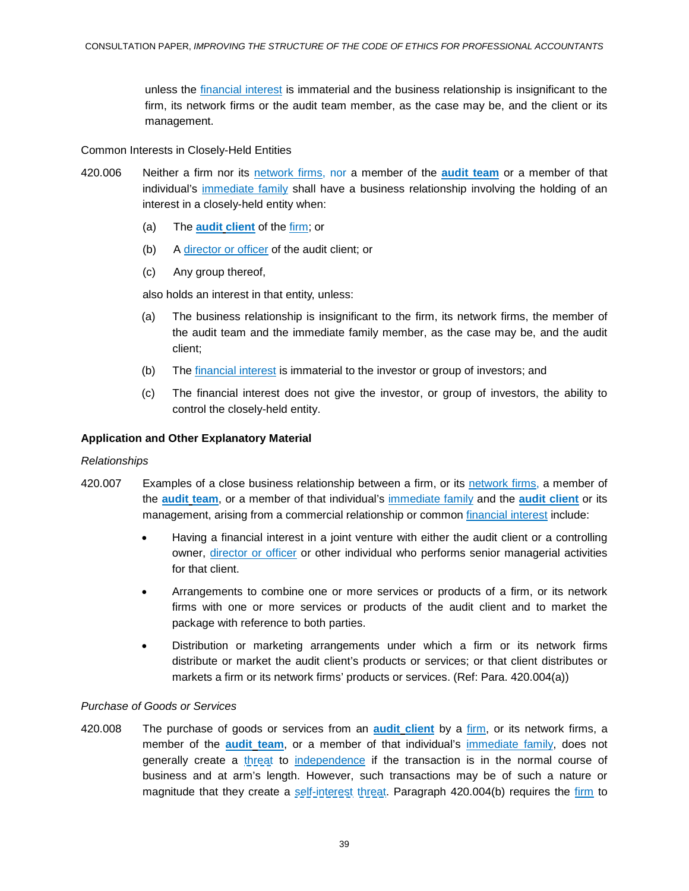unless the financial interest is immaterial and the business relationship is insignificant to the firm, its network firms or the audit team member, as the case may be, and the client or its management.

Common Interests in Closely-Held Entities

420.006 Neither a firm nor its network firms, nor a member of the **audit team** or a member of that individual's immediate family shall have a business relationship involving the holding of an interest in a closely-held entity when:

(a) The **audit client** of the firm; or

(b) A director or officer of the audit client; or

(c) Any group thereof,

also holds an interest in that entity, unless:

(a) The business relationship is insignificant to the firm, its network firms, the member of the audit team and the immediate family member, as the case may be, and the audit client;

(b) The financial interest is immaterial to the investor or group of investors; and

(c) The financial interest does not give the investor, or group of investors, the ability to control the closely-held entity.

**Application and Other Explanatory Material**

*Relationships*

420.007 Examples of a close business relationship between a firm, or its network firms, a member of the **audit team**, or a member of that individual's immediate family and the **audit client** or its management, arising from a commercial relationship or common financial interest include:

- Having a financial interest in a joint venture with either the audit client or a controlling owner, director or officer or other individual who performs senior managerial activities for that client.
- Arrangements to combine one or more services or products of a firm, or its network firms with one or more services or products of the audit client and to market the package with reference to both parties.
- Distribution or marketing arrangements under which a firm or its network firms distribute or market the audit client's products or services; or that client distributes or markets a firm or its network firms' products or services. (Ref: Para. 420.004(a))

*Purchase of Goods or Services*

420.008 The purchase of goods or services from an **audit client** by a firm, or its network firms, a member of the **audit team**, or a member of that individual's immediate family, does not generally create a threat to independence if the transaction is in the normal course of business and at arm's length. However, such transactions may be of such a nature or magnitude that they create a self-interest threat. Paragraph 420.004(b) requires the firm to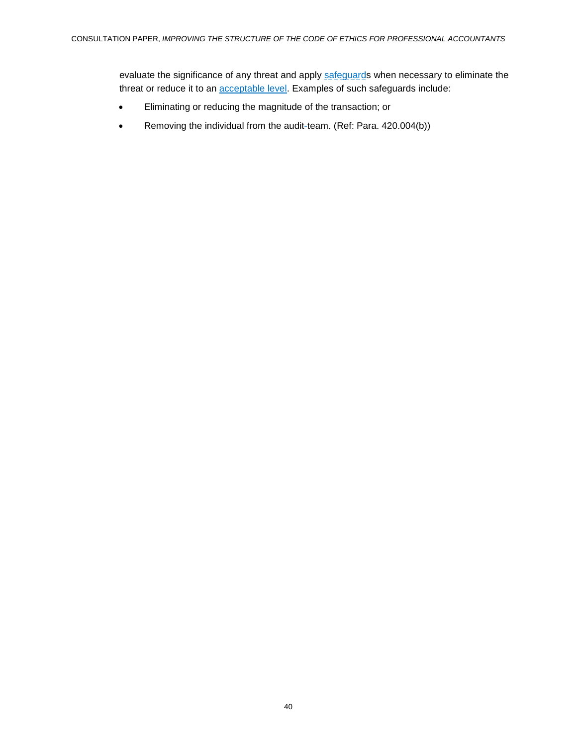evaluate the significance of any threat and apply safeguards when necessary to eliminate the threat or reduce it to an acceptable level. Examples of such safeguards include:

- Eliminating or reducing the magnitude of the transaction; or
- Removing the individual from the audit team. (Ref: Para. 420.004(b))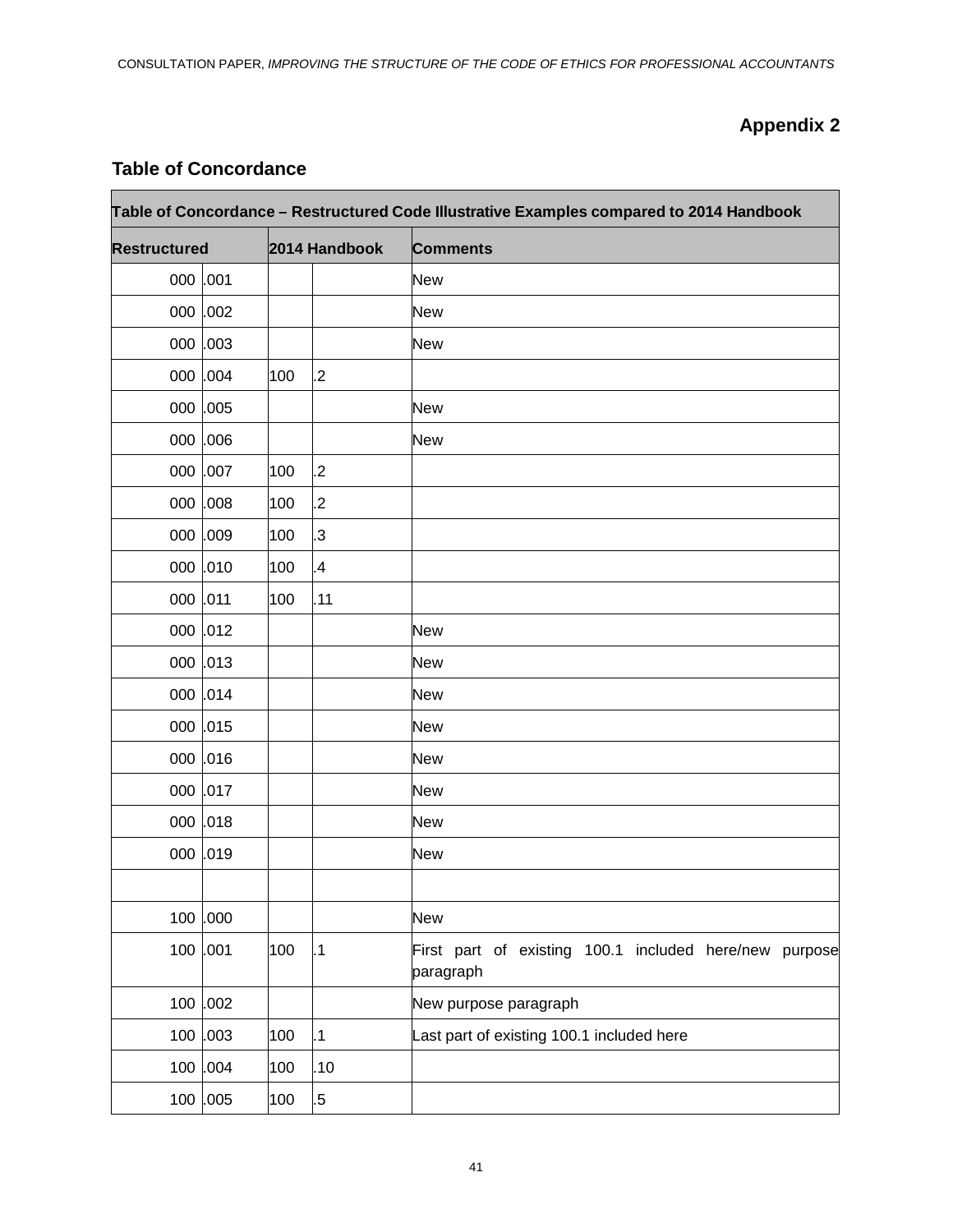# Appendix 2

## Table of Concordance

| Table of Concordance – Restructured Code Illustrative Examples compared to 2014 Handbook | | | | |
|---|---|---|---|---|
| **Restructured** | | **2014 Handbook** | | **Comments** |
| 000 | .001 | | | New |
| 000 | .002 | | | New |
| 000 | .003 | | | New |
| 000 | .004 | 100 | .2 | |
| 000 | .005 | | | New |
| 000 | .006 | | | New |
| 000 | .007 | 100 | .2 | |
| 000 | .008 | 100 | .2 | |
| 000 | .009 | 100 | .3 | |
| 000 | .010 | 100 | .4 | |
| 000 | .011 | 100 | .11 | |
| 000 | .012 | | | New |
| 000 | .013 | | | New |
| 000 | .014 | | | New |
| 000 | .015 | | | New |
| 000 | .016 | | | New |
| 000 | .017 | | | New |
| 000 | .018 | | | New |
| 000 | .019 | | | New |
| | | | | |
| 100 | .000 | | | New |
| 100 | .001 | 100 | .1 | First part of existing 100.1 included here/new purpose paragraph |
| 100 | .002 | | | New purpose paragraph |
| 100 | .003 | 100 | .1 | Last part of existing 100.1 included here |
| 100 | .004 | 100 | .10 | |
| 100 | .005 | 100 | .5 | |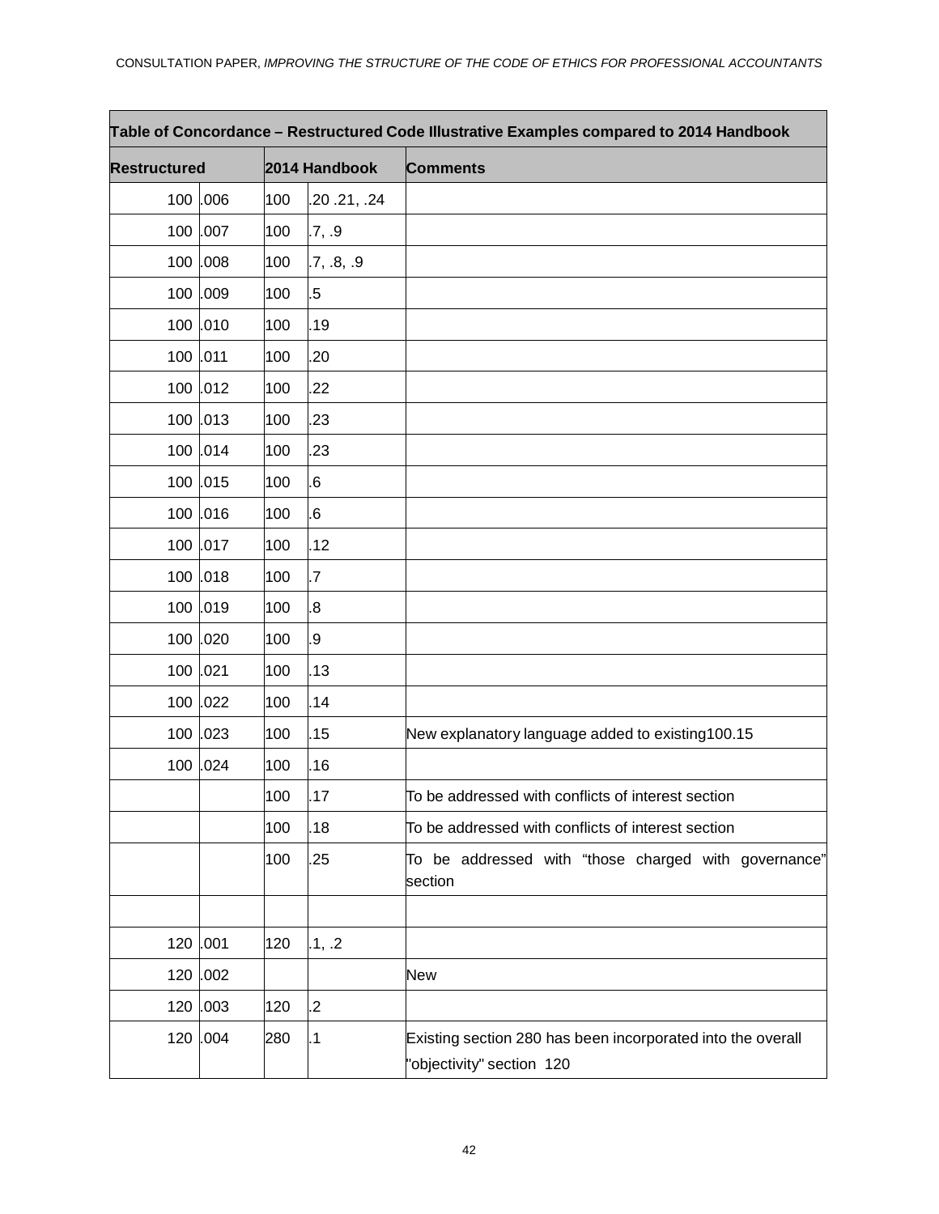| Table of Concordance – Restructured Code Illustrative Examples compared to 2014 Handbook | | | | |
|---|---|---|---|---|
| **Restructured** | | **2014 Handbook** | | **Comments** |
| 100 | .006 | 100 | .20 .21, .24 | |
| 100 | .007 | 100 | .7, .9 | |
| 100 | .008 | 100 | .7, .8, .9 | |
| 100 | .009 | 100 | .5 | |
| 100 | .010 | 100 | .19 | |
| 100 | .011 | 100 | .20 | |
| 100 | .012 | 100 | .22 | |
| 100 | .013 | 100 | .23 | |
| 100 | .014 | 100 | .23 | |
| 100 | .015 | 100 | .6 | |
| 100 | .016 | 100 | .6 | |
| 100 | .017 | 100 | .12 | |
| 100 | .018 | 100 | .7 | |
| 100 | .019 | 100 | .8 | |
| 100 | .020 | 100 | .9 | |
| 100 | .021 | 100 | .13 | |
| 100 | .022 | 100 | .14 | |
| 100 | .023 | 100 | .15 | New explanatory language added to existing100.15 |
| 100 | .024 | 100 | .16 | |
| | | 100 | .17 | To be addressed with conflicts of interest section |
| | | 100 | .18 | To be addressed with conflicts of interest section |
| | | 100 | .25 | To be addressed with "those charged with governance" section |
| | | | | |
| 120 | .001 | 120 | .1, .2 | |
| 120 | .002 | | | New |
| 120 | .003 | 120 | .2 | |
| 120 | .004 | 280 | .1 | Existing section 280 has been incorporated into the overall "objectivity" section 120 |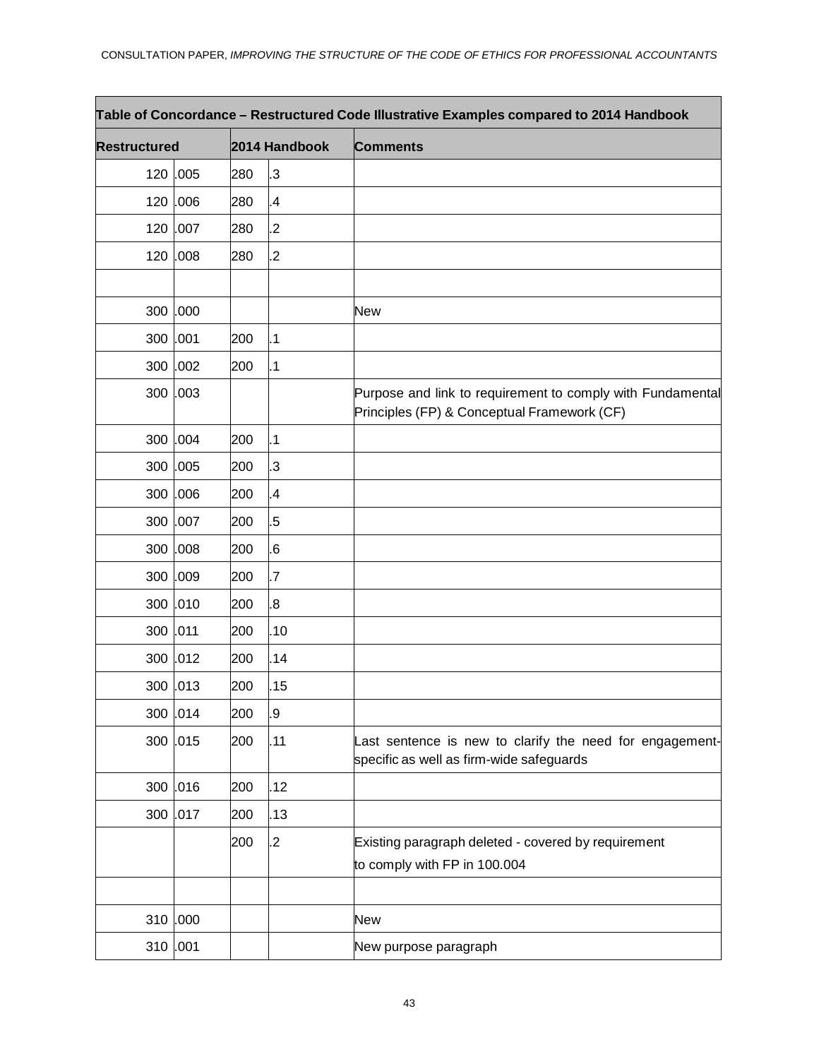| Table of Concordance – Restructured Code Illustrative Examples compared to 2014 Handbook | | | | |
|---|---|---|---|---|
| **Restructured** | | **2014 Handbook** | | **Comments** |
| 120 | .005 | 280 | .3 | |
| 120 | .006 | 280 | .4 | |
| 120 | .007 | 280 | .2 | |
| 120 | .008 | 280 | .2 | |
| | | | | |
| 300 | .000 | | | New |
| 300 | .001 | 200 | .1 | |
| 300 | .002 | 200 | .1 | |
| 300 | .003 | | | Purpose and link to requirement to comply with Fundamental Principles (FP) & Conceptual Framework (CF) |
| 300 | .004 | 200 | .1 | |
| 300 | .005 | 200 | .3 | |
| 300 | .006 | 200 | .4 | |
| 300 | .007 | 200 | .5 | |
| 300 | .008 | 200 | .6 | |
| 300 | .009 | 200 | .7 | |
| 300 | .010 | 200 | .8 | |
| 300 | .011 | 200 | .10 | |
| 300 | .012 | 200 | .14 | |
| 300 | .013 | 200 | .15 | |
| 300 | .014 | 200 | .9 | |
| 300 | .015 | 200 | .11 | Last sentence is new to clarify the need for engagement-specific as well as firm-wide safeguards |
| 300 | .016 | 200 | .12 | |
| 300 | .017 | 200 | .13 | |
| | | 200 | .2 | Existing paragraph deleted - covered by requirement to comply with FP in 100.004 |
| | | | | |
| 310 | .000 | | | New |
| 310 | .001 | | | New purpose paragraph |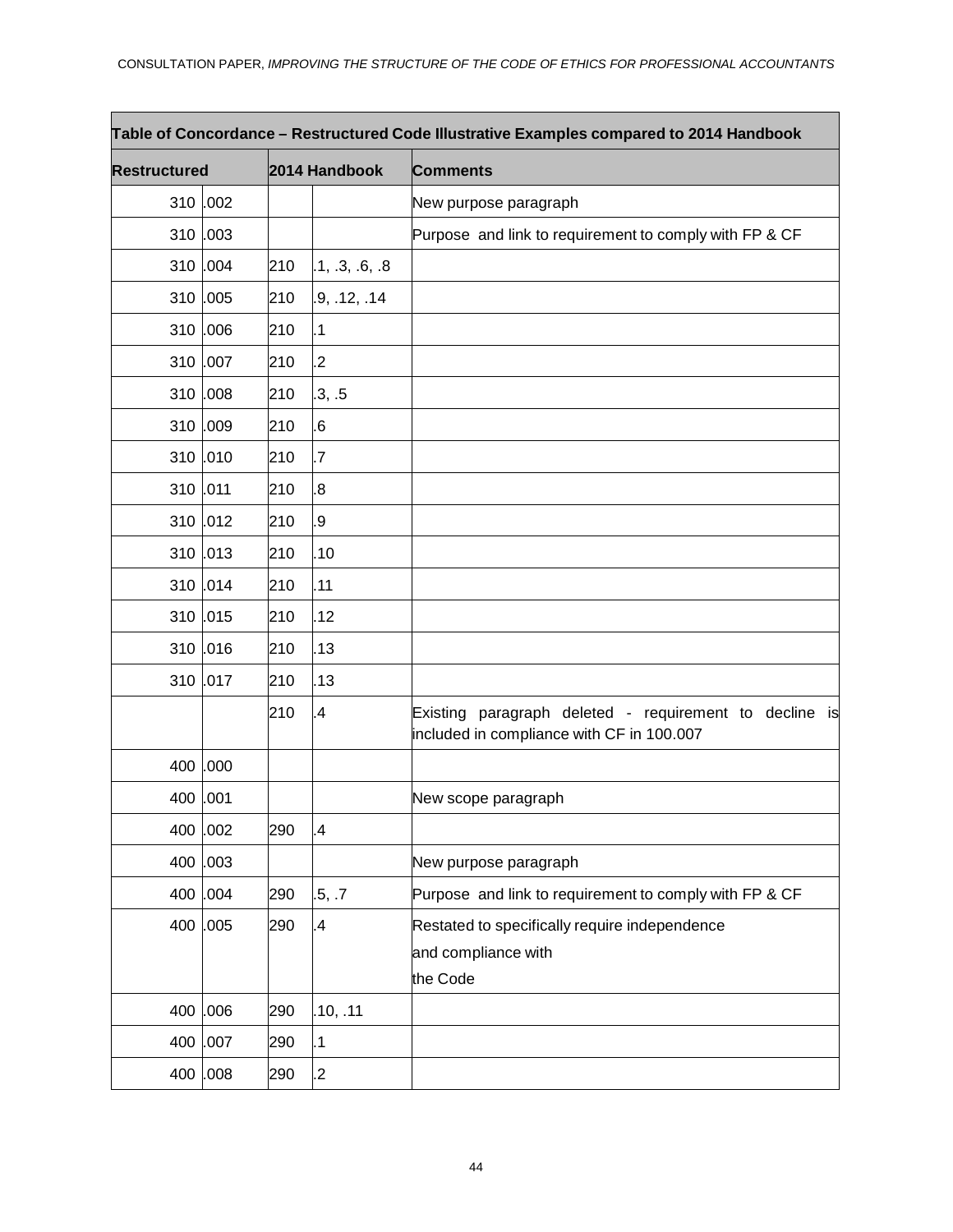| Table of Concordance – Restructured Code Illustrative Examples compared to 2014 Handbook | | | | |
|---|---|---|---|---|
| **Restructured** | | **2014 Handbook** | | **Comments** |
| 310 | .002 | | | New purpose paragraph |
| 310 | .003 | | | Purpose and link to requirement to comply with FP & CF |
| 310 | .004 | 210 | .1, .3, .6, .8 | |
| 310 | .005 | 210 | .9, .12, .14 | |
| 310 | .006 | 210 | .1 | |
| 310 | .007 | 210 | .2 | |
| 310 | .008 | 210 | .3, .5 | |
| 310 | .009 | 210 | .6 | |
| 310 | .010 | 210 | .7 | |
| 310 | .011 | 210 | .8 | |
| 310 | .012 | 210 | .9 | |
| 310 | .013 | 210 | .10 | |
| 310 | .014 | 210 | .11 | |
| 310 | .015 | 210 | .12 | |
| 310 | .016 | 210 | .13 | |
| 310 | .017 | 210 | .13 | |
| | | 210 | .4 | Existing paragraph deleted - requirement to decline is included in compliance with CF in 100.007 |
| 400 | .000 | | | |
| 400 | .001 | | | New scope paragraph |
| 400 | .002 | 290 | .4 | |
| 400 | .003 | | | New purpose paragraph |
| 400 | .004 | 290 | .5, .7 | Purpose and link to requirement to comply with FP & CF |
| 400 | .005 | 290 | .4 | Restated to specifically require independence and compliance with the Code |
| 400 | .006 | 290 | .10, .11 | |
| 400 | .007 | 290 | .1 | |
| 400 | .008 | 290 | .2 | |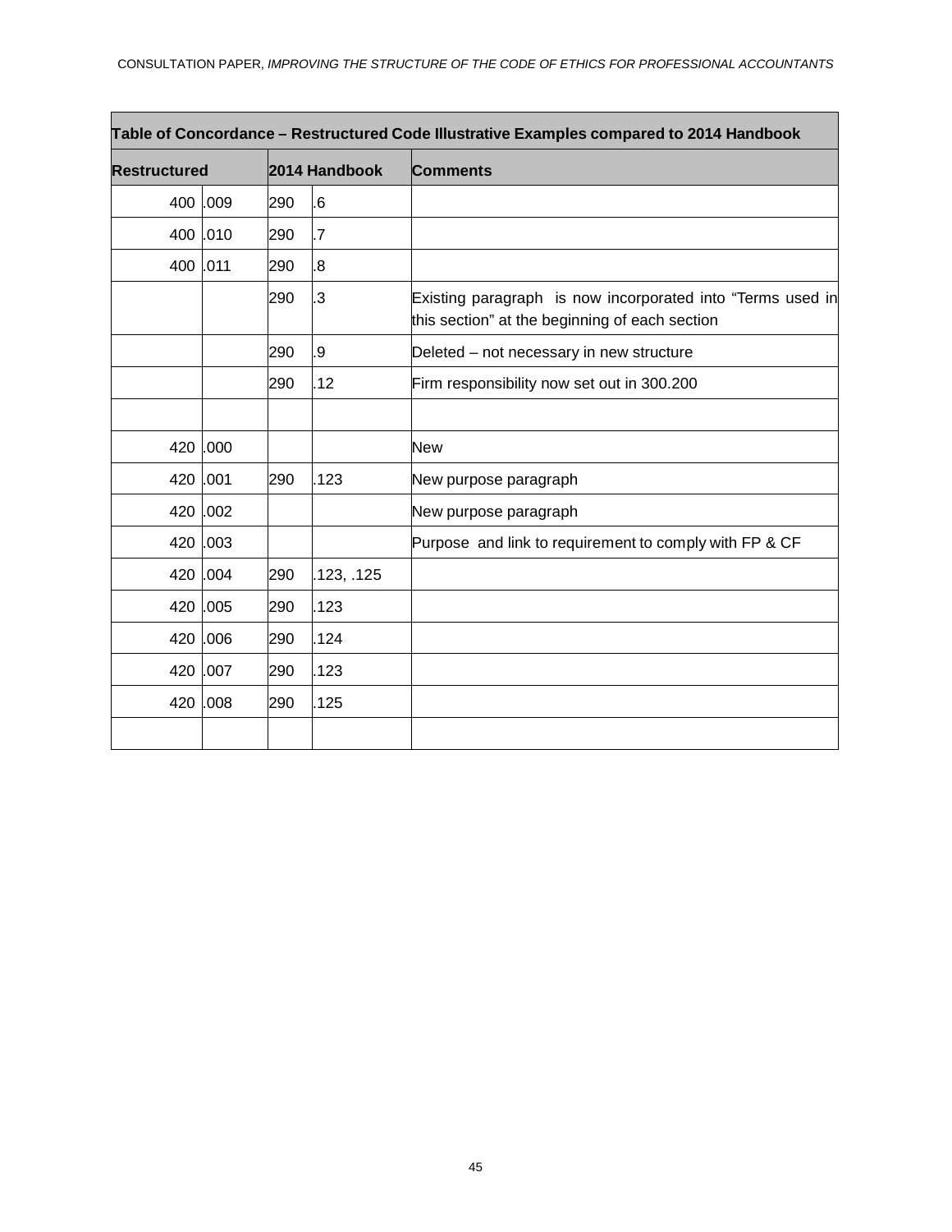| Table of Concordance – Restructured Code Illustrative Examples compared to 2014 Handbook | | | | |
|---|---|---|---|---|
| **Restructured** | | **2014 Handbook** | | **Comments** |
| 400 | .009 | 290 | .6 | |
| 400 | .010 | 290 | .7 | |
| 400 | .011 | 290 | .8 | |
| | | 290 | .3 | Existing paragraph is now incorporated into "Terms used in this section" at the beginning of each section |
| | | 290 | .9 | Deleted – not necessary in new structure |
| | | 290 | .12 | Firm responsibility now set out in 300.200 |
| | | | | |
| 420 | .000 | | | New |
| 420 | .001 | 290 | .123 | New purpose paragraph |
| 420 | .002 | | | New purpose paragraph |
| 420 | .003 | | | Purpose and link to requirement to comply with FP & CF |
| 420 | .004 | 290 | .123, .125 | |
| 420 | .005 | 290 | .123 | |
| 420 | .006 | 290 | .124 | |
| 420 | .007 | 290 | .123 | |
| 420 | .008 | 290 | .125 | |
| | | | | |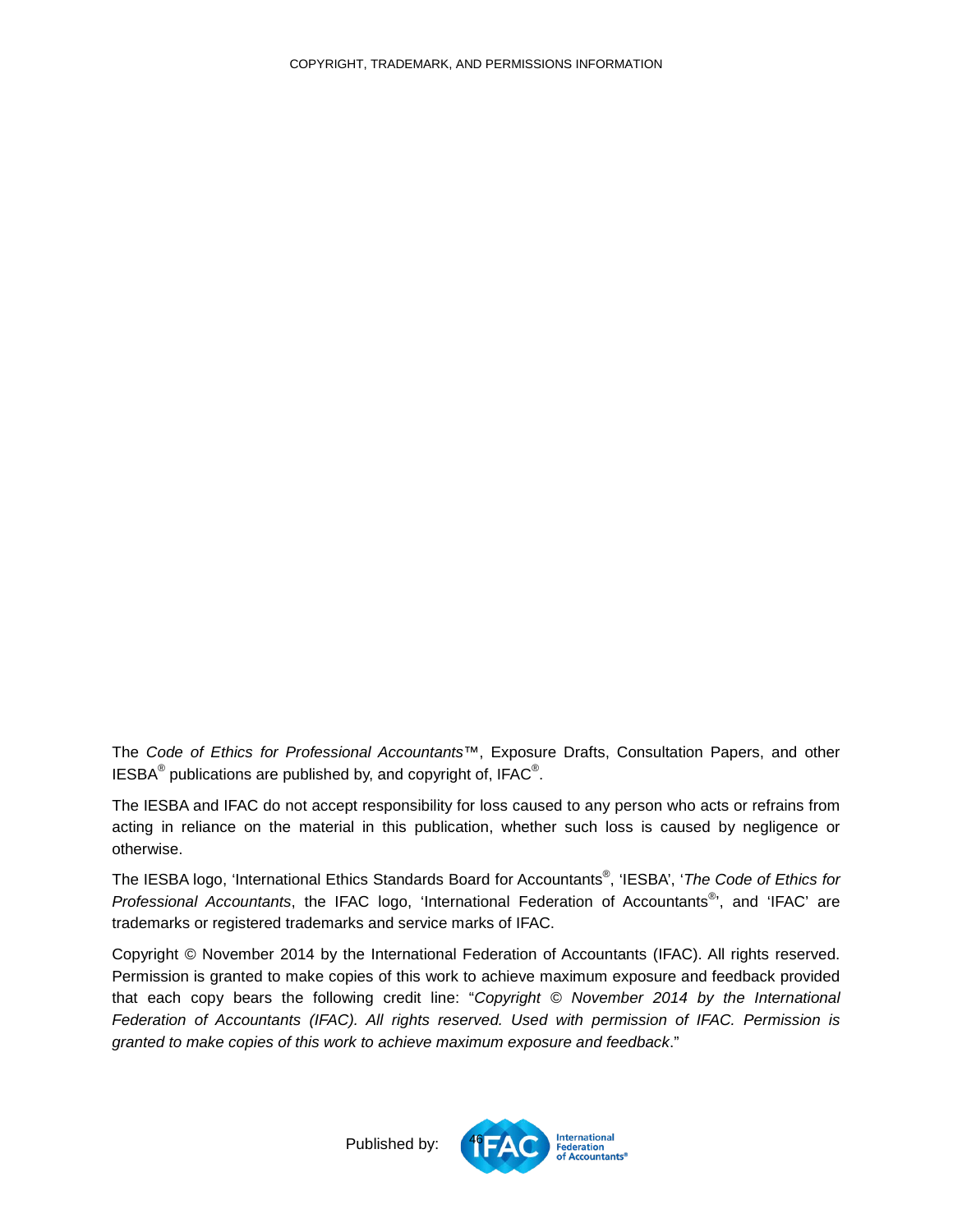The *Code of Ethics for Professional Accountants*™, Exposure Drafts, Consultation Papers, and other IESBA® publications are published by, and copyright of, IFAC®.

The IESBA and IFAC do not accept responsibility for loss caused to any person who acts or refrains from acting in reliance on the material in this publication, whether such loss is caused by negligence or otherwise.

The IESBA logo, 'International Ethics Standards Board for Accountants®, 'IESBA', '*The Code of Ethics for Professional Accountants*, the IFAC logo, 'International Federation of Accountants®', and 'IFAC' are trademarks or registered trademarks and service marks of IFAC.

Copyright © November 2014 by the International Federation of Accountants (IFAC). All rights reserved. Permission is granted to make copies of this work to achieve maximum exposure and feedback provided that each copy bears the following credit line: "*Copyright © November 2014 by the International Federation of Accountants (IFAC). All rights reserved. Used with permission of IFAC. Permission is granted to make copies of this work to achieve maximum exposure and feedback*."

Published by: IFAC International Federation of Accountants®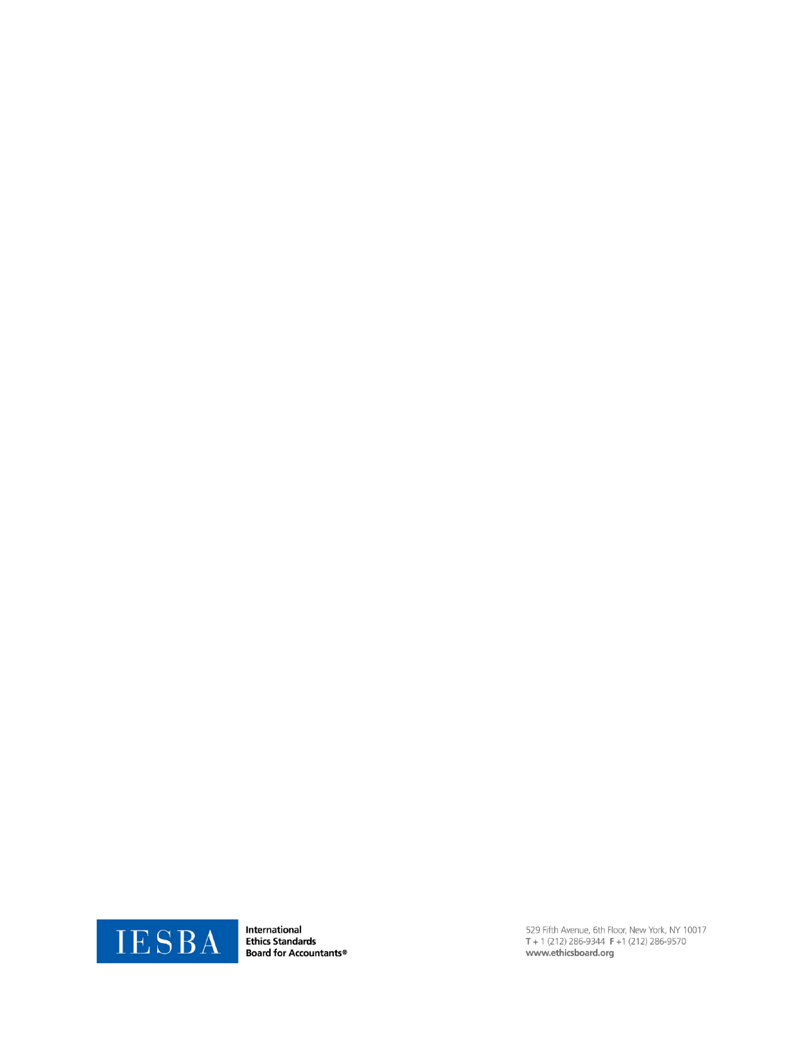IESBA

International
Ethics Standards
Board for Accountants®

529 Fifth Avenue, 6th Floor, New York, NY 10017
T + 1 (212) 286-9344 F +1 (212) 286-9570
www.ethicsboard.org